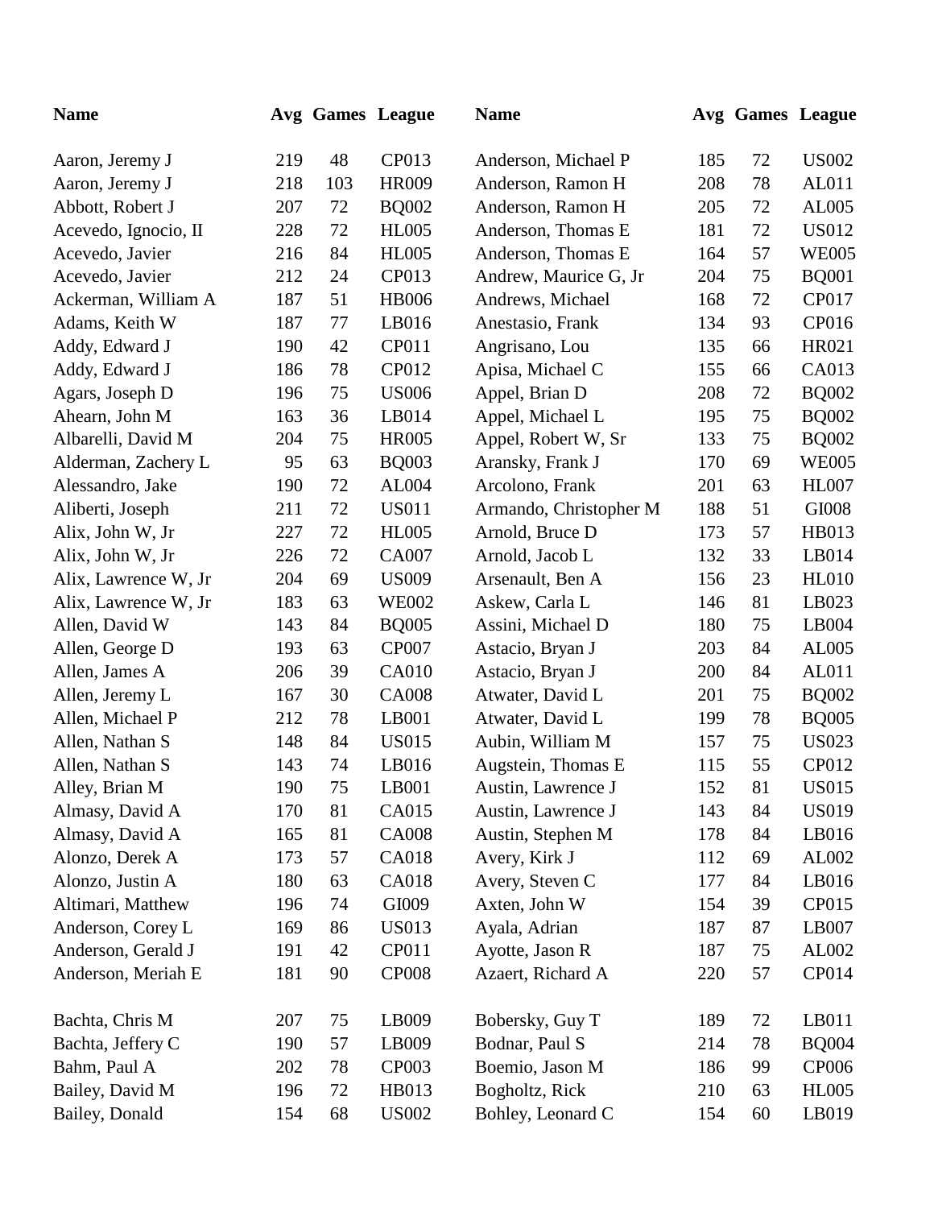| Name | Avg | Games | League |
|---|---|---|---|
| Aaron, Jeremy J | 219 | 48 | CP013 |
| Aaron, Jeremy J | 218 | 103 | HR009 |
| Abbott, Robert J | 207 | 72 | BQ002 |
| Acevedo, Ignocio, II | 228 | 72 | HL005 |
| Acevedo, Javier | 216 | 84 | HL005 |
| Acevedo, Javier | 212 | 24 | CP013 |
| Ackerman, William A | 187 | 51 | HB006 |
| Adams, Keith W | 187 | 77 | LB016 |
| Addy, Edward J | 190 | 42 | CP011 |
| Addy, Edward J | 186 | 78 | CP012 |
| Agars, Joseph D | 196 | 75 | US006 |
| Ahearn, John M | 163 | 36 | LB014 |
| Albarelli, David M | 204 | 75 | HR005 |
| Alderman, Zachery L | 95 | 63 | BQ003 |
| Alessandro, Jake | 190 | 72 | AL004 |
| Aliberti, Joseph | 211 | 72 | US011 |
| Alix, John W, Jr | 227 | 72 | HL005 |
| Alix, John W, Jr | 226 | 72 | CA007 |
| Alix, Lawrence W, Jr | 204 | 69 | US009 |
| Alix, Lawrence W, Jr | 183 | 63 | WE002 |
| Allen, David W | 143 | 84 | BQ005 |
| Allen, George D | 193 | 63 | CP007 |
| Allen, James A | 206 | 39 | CA010 |
| Allen, Jeremy L | 167 | 30 | CA008 |
| Allen, Michael P | 212 | 78 | LB001 |
| Allen, Nathan S | 148 | 84 | US015 |
| Allen, Nathan S | 143 | 74 | LB016 |
| Alley, Brian M | 190 | 75 | LB001 |
| Almasy, David A | 170 | 81 | CA015 |
| Almasy, David A | 165 | 81 | CA008 |
| Alonzo, Derek A | 173 | 57 | CA018 |
| Alonzo, Justin A | 180 | 63 | CA018 |
| Altimari, Matthew | 196 | 74 | GI009 |
| Anderson, Corey L | 169 | 86 | US013 |
| Anderson, Gerald J | 191 | 42 | CP011 |
| Anderson, Meriah E | 181 | 90 | CP008 |
| Anderson, Michael P | 185 | 72 | US002 |
| Anderson, Ramon H | 208 | 78 | AL011 |
| Anderson, Ramon H | 205 | 72 | AL005 |
| Anderson, Thomas E | 181 | 72 | US012 |
| Anderson, Thomas E | 164 | 57 | WE005 |
| Andrew, Maurice G, Jr | 204 | 75 | BQ001 |
| Andrews, Michael | 168 | 72 | CP017 |
| Anestasio, Frank | 134 | 93 | CP016 |
| Angrisano, Lou | 135 | 66 | HR021 |
| Apisa, Michael C | 155 | 66 | CA013 |
| Appel, Brian D | 208 | 72 | BQ002 |
| Appel, Michael L | 195 | 75 | BQ002 |
| Appel, Robert W, Sr | 133 | 75 | BQ002 |
| Aransky, Frank J | 170 | 69 | WE005 |
| Arcolono, Frank | 201 | 63 | HL007 |
| Armando, Christopher M | 188 | 51 | GI008 |
| Arnold, Bruce D | 173 | 57 | HB013 |
| Arnold, Jacob L | 132 | 33 | LB014 |
| Arsenault, Ben A | 156 | 23 | HL010 |
| Askew, Carla L | 146 | 81 | LB023 |
| Assini, Michael D | 180 | 75 | LB004 |
| Astacio, Bryan J | 203 | 84 | AL005 |
| Astacio, Bryan J | 200 | 84 | AL011 |
| Atwater, David L | 201 | 75 | BQ002 |
| Atwater, David L | 199 | 78 | BQ005 |
| Aubin, William M | 157 | 75 | US023 |
| Augstein, Thomas E | 115 | 55 | CP012 |
| Austin, Lawrence J | 152 | 81 | US015 |
| Austin, Lawrence J | 143 | 84 | US019 |
| Austin, Stephen M | 178 | 84 | LB016 |
| Avery, Kirk J | 112 | 69 | AL002 |
| Avery, Steven C | 177 | 84 | LB016 |
| Axten, John W | 154 | 39 | CP015 |
| Ayala, Adrian | 187 | 87 | LB007 |
| Ayotte, Jason R | 187 | 75 | AL002 |
| Azaert, Richard A | 220 | 57 | CP014 |
| Bachta, Chris M | 207 | 75 | LB009 |
| Bachta, Jeffery C | 190 | 57 | LB009 |
| Bahm, Paul A | 202 | 78 | CP003 |
| Bailey, David M | 196 | 72 | HB013 |
| Bailey, Donald | 154 | 68 | US002 |
| Bobersky, Guy T | 189 | 72 | LB011 |
| Bodnar, Paul S | 214 | 78 | BQ004 |
| Boemio, Jason M | 186 | 99 | CP006 |
| Bogholtz, Rick | 210 | 63 | HL005 |
| Bohley, Leonard C | 154 | 60 | LB019 |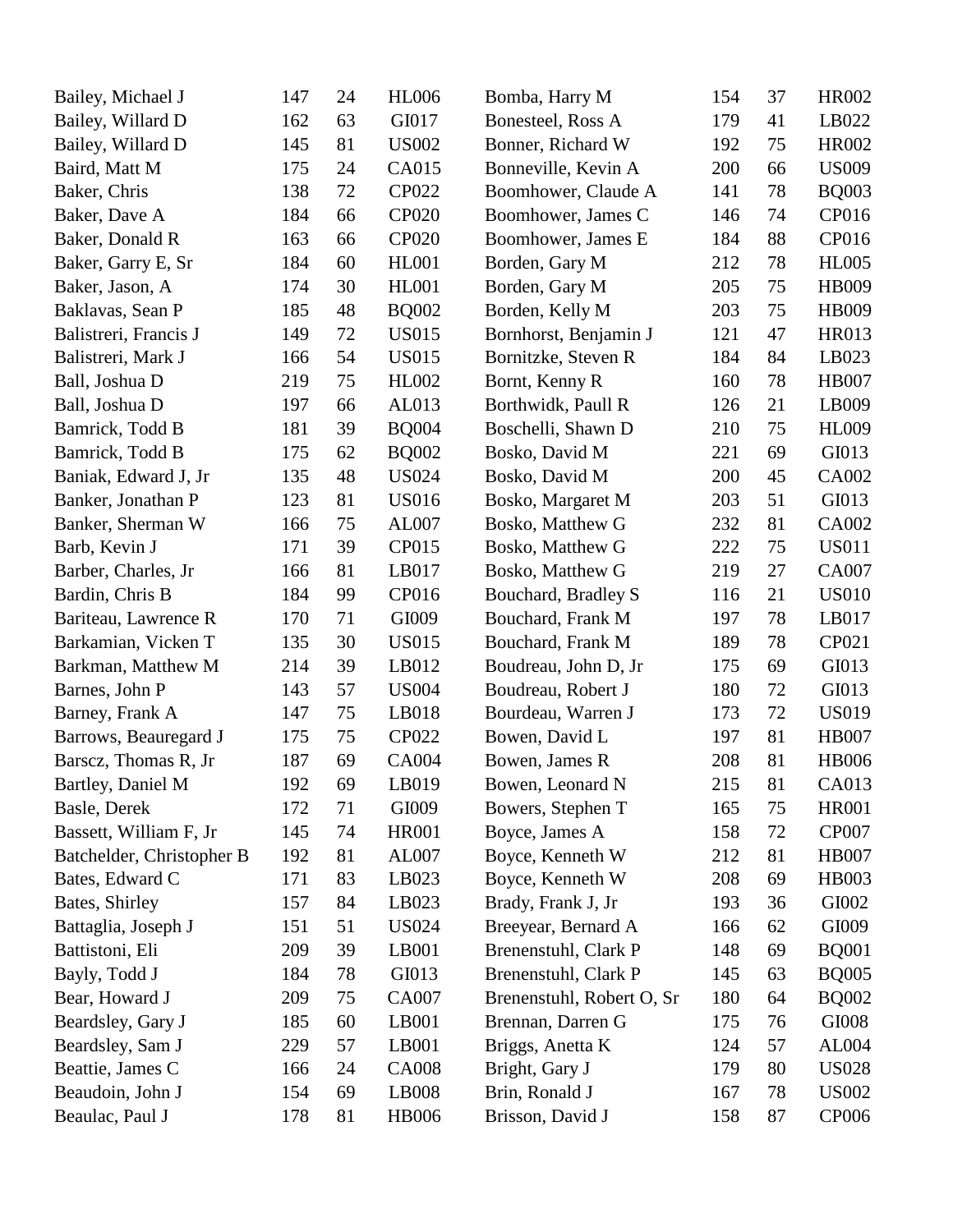| | | | |
|---|---|---|---|
| Bailey, Michael J | 147 | 24 | HL006 |
| Bailey, Willard D | 162 | 63 | GI017 |
| Bailey, Willard D | 145 | 81 | US002 |
| Baird, Matt M | 175 | 24 | CA015 |
| Baker, Chris | 138 | 72 | CP022 |
| Baker, Dave A | 184 | 66 | CP020 |
| Baker, Donald R | 163 | 66 | CP020 |
| Baker, Garry E, Sr | 184 | 60 | HL001 |
| Baker, Jason, A | 174 | 30 | HL001 |
| Baklavas, Sean P | 185 | 48 | BQ002 |
| Balistreri, Francis J | 149 | 72 | US015 |
| Balistreri, Mark J | 166 | 54 | US015 |
| Ball, Joshua D | 219 | 75 | HL002 |
| Ball, Joshua D | 197 | 66 | AL013 |
| Bamrick, Todd B | 181 | 39 | BQ004 |
| Bamrick, Todd B | 175 | 62 | BQ002 |
| Baniak, Edward J, Jr | 135 | 48 | US024 |
| Banker, Jonathan P | 123 | 81 | US016 |
| Banker, Sherman W | 166 | 75 | AL007 |
| Barb, Kevin J | 171 | 39 | CP015 |
| Barber, Charles, Jr | 166 | 81 | LB017 |
| Bardin, Chris B | 184 | 99 | CP016 |
| Bariteau, Lawrence R | 170 | 71 | GI009 |
| Barkamian, Vicken T | 135 | 30 | US015 |
| Barkman, Matthew M | 214 | 39 | LB012 |
| Barnes, John P | 143 | 57 | US004 |
| Barney, Frank A | 147 | 75 | LB018 |
| Barrows, Beauregard J | 175 | 75 | CP022 |
| Barscz, Thomas R, Jr | 187 | 69 | CA004 |
| Bartley, Daniel M | 192 | 69 | LB019 |
| Basle, Derek | 172 | 71 | GI009 |
| Bassett, William F, Jr | 145 | 74 | HR001 |
| Batchelder, Christopher B | 192 | 81 | AL007 |
| Bates, Edward C | 171 | 83 | LB023 |
| Bates, Shirley | 157 | 84 | LB023 |
| Battaglia, Joseph J | 151 | 51 | US024 |
| Battistoni, Eli | 209 | 39 | LB001 |
| Bayly, Todd J | 184 | 78 | GI013 |
| Bear, Howard J | 209 | 75 | CA007 |
| Beardsley, Gary J | 185 | 60 | LB001 |
| Beardsley, Sam J | 229 | 57 | LB001 |
| Beattie, James C | 166 | 24 | CA008 |
| Beaudoin, John J | 154 | 69 | LB008 |
| Beaulac, Paul J | 178 | 81 | HB006 |
| Bomba, Harry M | 154 | 37 | HR002 |
| Bonesteel, Ross A | 179 | 41 | LB022 |
| Bonner, Richard W | 192 | 75 | HR002 |
| Bonneville, Kevin A | 200 | 66 | US009 |
| Boomhower, Claude A | 141 | 78 | BQ003 |
| Boomhower, James C | 146 | 74 | CP016 |
| Boomhower, James E | 184 | 88 | CP016 |
| Borden, Gary M | 212 | 78 | HL005 |
| Borden, Gary M | 205 | 75 | HB009 |
| Borden, Kelly M | 203 | 75 | HB009 |
| Bornhorst, Benjamin J | 121 | 47 | HR013 |
| Bornitzke, Steven R | 184 | 84 | LB023 |
| Bornt, Kenny R | 160 | 78 | HB007 |
| Borthwidk, Paull R | 126 | 21 | LB009 |
| Boschelli, Shawn D | 210 | 75 | HL009 |
| Bosko, David M | 221 | 69 | GI013 |
| Bosko, David M | 200 | 45 | CA002 |
| Bosko, Margaret M | 203 | 51 | GI013 |
| Bosko, Matthew G | 232 | 81 | CA002 |
| Bosko, Matthew G | 222 | 75 | US011 |
| Bosko, Matthew G | 219 | 27 | CA007 |
| Bouchard, Bradley S | 116 | 21 | US010 |
| Bouchard, Frank M | 197 | 78 | LB017 |
| Bouchard, Frank M | 189 | 78 | CP021 |
| Boudreau, John D, Jr | 175 | 69 | GI013 |
| Boudreau, Robert J | 180 | 72 | GI013 |
| Bourdeau, Warren J | 173 | 72 | US019 |
| Bowen, David L | 197 | 81 | HB007 |
| Bowen, James R | 208 | 81 | HB006 |
| Bowen, Leonard N | 215 | 81 | CA013 |
| Bowers, Stephen T | 165 | 75 | HR001 |
| Boyce, James A | 158 | 72 | CP007 |
| Boyce, Kenneth W | 212 | 81 | HB007 |
| Boyce, Kenneth W | 208 | 69 | HB003 |
| Brady, Frank J, Jr | 193 | 36 | GI002 |
| Breeyear, Bernard A | 166 | 62 | GI009 |
| Brenenstuhl, Clark P | 148 | 69 | BQ001 |
| Brenenstuhl, Clark P | 145 | 63 | BQ005 |
| Brenenstuhl, Robert O, Sr | 180 | 64 | BQ002 |
| Brennan, Darren G | 175 | 76 | GI008 |
| Briggs, Anetta K | 124 | 57 | AL004 |
| Bright, Gary J | 179 | 80 | US028 |
| Brin, Ronald J | 167 | 78 | US002 |
| Brisson, David J | 158 | 87 | CP006 |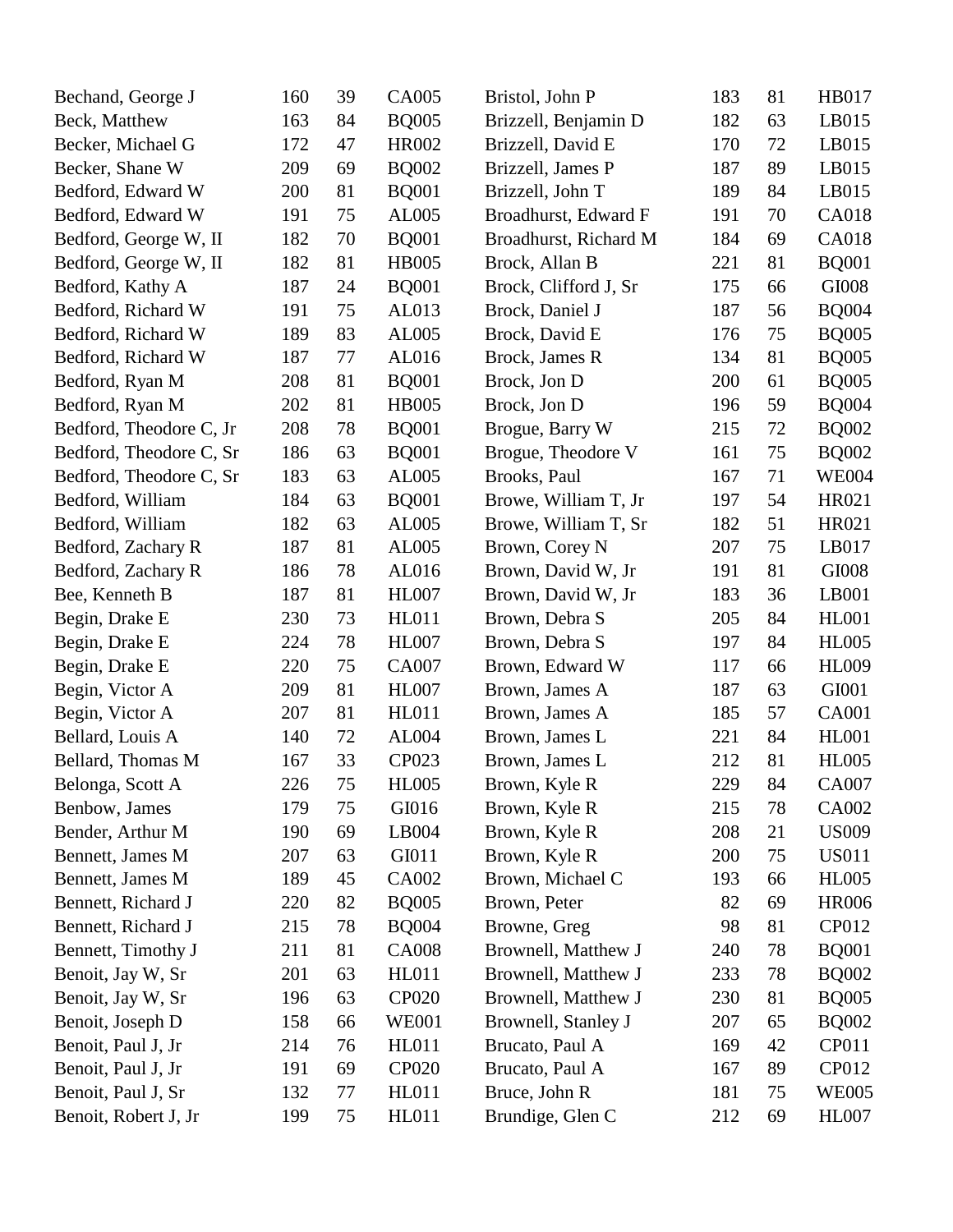| Name | | | |
|---|---|---|---|
| Bechand, George J | 160 | 39 | CA005 |
| Beck, Matthew | 163 | 84 | BQ005 |
| Becker, Michael G | 172 | 47 | HR002 |
| Becker, Shane W | 209 | 69 | BQ002 |
| Bedford, Edward W | 200 | 81 | BQ001 |
| Bedford, Edward W | 191 | 75 | AL005 |
| Bedford, George W, II | 182 | 70 | BQ001 |
| Bedford, George W, II | 182 | 81 | HB005 |
| Bedford, Kathy A | 187 | 24 | BQ001 |
| Bedford, Richard W | 191 | 75 | AL013 |
| Bedford, Richard W | 189 | 83 | AL005 |
| Bedford, Richard W | 187 | 77 | AL016 |
| Bedford, Ryan M | 208 | 81 | BQ001 |
| Bedford, Ryan M | 202 | 81 | HB005 |
| Bedford, Theodore C, Jr | 208 | 78 | BQ001 |
| Bedford, Theodore C, Sr | 186 | 63 | BQ001 |
| Bedford, Theodore C, Sr | 183 | 63 | AL005 |
| Bedford, William | 184 | 63 | BQ001 |
| Bedford, William | 182 | 63 | AL005 |
| Bedford, Zachary R | 187 | 81 | AL005 |
| Bedford, Zachary R | 186 | 78 | AL016 |
| Bee, Kenneth B | 187 | 81 | HL007 |
| Begin, Drake E | 230 | 73 | HL011 |
| Begin, Drake E | 224 | 78 | HL007 |
| Begin, Drake E | 220 | 75 | CA007 |
| Begin, Victor A | 209 | 81 | HL007 |
| Begin, Victor A | 207 | 81 | HL011 |
| Bellard, Louis A | 140 | 72 | AL004 |
| Bellard, Thomas M | 167 | 33 | CP023 |
| Belonga, Scott A | 226 | 75 | HL005 |
| Benbow, James | 179 | 75 | GI016 |
| Bender, Arthur M | 190 | 69 | LB004 |
| Bennett, James M | 207 | 63 | GI011 |
| Bennett, James M | 189 | 45 | CA002 |
| Bennett, Richard J | 220 | 82 | BQ005 |
| Bennett, Richard J | 215 | 78 | BQ004 |
| Bennett, Timothy J | 211 | 81 | CA008 |
| Benoit, Jay W, Sr | 201 | 63 | HL011 |
| Benoit, Jay W, Sr | 196 | 63 | CP020 |
| Benoit, Joseph D | 158 | 66 | WE001 |
| Benoit, Paul J, Jr | 214 | 76 | HL011 |
| Benoit, Paul J, Jr | 191 | 69 | CP020 |
| Benoit, Paul J, Sr | 132 | 77 | HL011 |
| Benoit, Robert J, Jr | 199 | 75 | HL011 |
| Bristol, John P | 183 | 81 | HB017 |
| Brizzell, Benjamin D | 182 | 63 | LB015 |
| Brizzell, David E | 170 | 72 | LB015 |
| Brizzell, James P | 187 | 89 | LB015 |
| Brizzell, John T | 189 | 84 | LB015 |
| Broadhurst, Edward F | 191 | 70 | CA018 |
| Broadhurst, Richard M | 184 | 69 | CA018 |
| Brock, Allan B | 221 | 81 | BQ001 |
| Brock, Clifford J, Sr | 175 | 66 | GI008 |
| Brock, Daniel J | 187 | 56 | BQ004 |
| Brock, David E | 176 | 75 | BQ005 |
| Brock, James R | 134 | 81 | BQ005 |
| Brock, Jon D | 200 | 61 | BQ005 |
| Brock, Jon D | 196 | 59 | BQ004 |
| Brogue, Barry W | 215 | 72 | BQ002 |
| Brogue, Theodore V | 161 | 75 | BQ002 |
| Brooks, Paul | 167 | 71 | WE004 |
| Browe, William T, Jr | 197 | 54 | HR021 |
| Browe, William T, Sr | 182 | 51 | HR021 |
| Brown, Corey N | 207 | 75 | LB017 |
| Brown, David W, Jr | 191 | 81 | GI008 |
| Brown, David W, Jr | 183 | 36 | LB001 |
| Brown, Debra S | 205 | 84 | HL001 |
| Brown, Debra S | 197 | 84 | HL005 |
| Brown, Edward W | 117 | 66 | HL009 |
| Brown, James A | 187 | 63 | GI001 |
| Brown, James A | 185 | 57 | CA001 |
| Brown, James L | 221 | 84 | HL001 |
| Brown, James L | 212 | 81 | HL005 |
| Brown, Kyle R | 229 | 84 | CA007 |
| Brown, Kyle R | 215 | 78 | CA002 |
| Brown, Kyle R | 208 | 21 | US009 |
| Brown, Kyle R | 200 | 75 | US011 |
| Brown, Michael C | 193 | 66 | HL005 |
| Brown, Peter | 82 | 69 | HR006 |
| Browne, Greg | 98 | 81 | CP012 |
| Brownell, Matthew J | 240 | 78 | BQ001 |
| Brownell, Matthew J | 233 | 78 | BQ002 |
| Brownell, Matthew J | 230 | 81 | BQ005 |
| Brownell, Stanley J | 207 | 65 | BQ002 |
| Brucato, Paul A | 169 | 42 | CP011 |
| Brucato, Paul A | 167 | 89 | CP012 |
| Bruce, John R | 181 | 75 | WE005 |
| Brundige, Glen C | 212 | 69 | HL007 |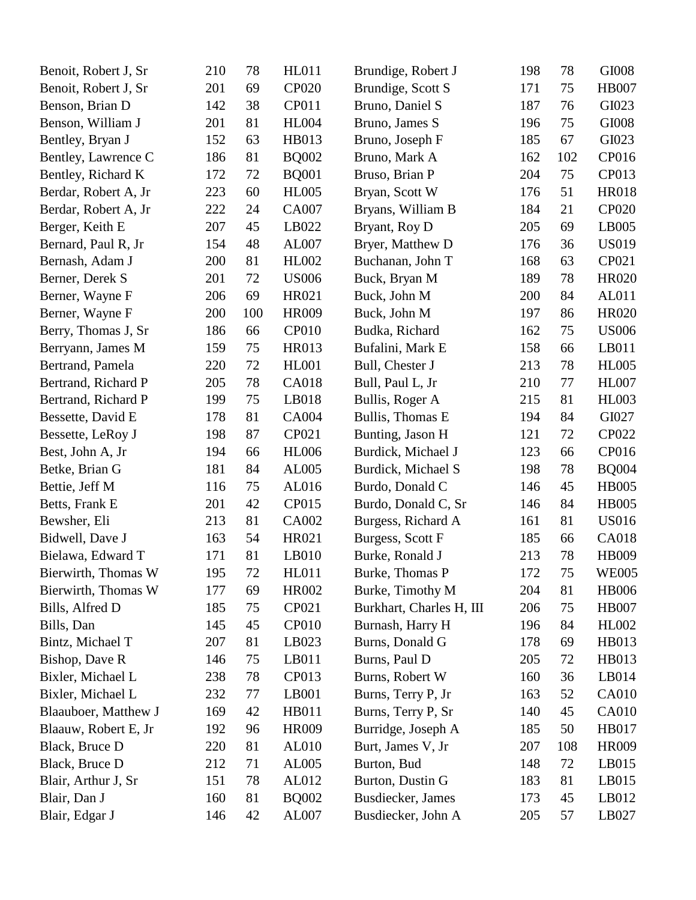| | | | |
|---|---|---|---|
| Benoit, Robert J, Sr | 210 | 78 | HL011 |
| Benoit, Robert J, Sr | 201 | 69 | CP020 |
| Benson, Brian D | 142 | 38 | CP011 |
| Benson, William J | 201 | 81 | HL004 |
| Bentley, Bryan J | 152 | 63 | HB013 |
| Bentley, Lawrence C | 186 | 81 | BQ002 |
| Bentley, Richard K | 172 | 72 | BQ001 |
| Berdar, Robert A, Jr | 223 | 60 | HL005 |
| Berdar, Robert A, Jr | 222 | 24 | CA007 |
| Berger, Keith E | 207 | 45 | LB022 |
| Bernard, Paul R, Jr | 154 | 48 | AL007 |
| Bernash, Adam J | 200 | 81 | HL002 |
| Berner, Derek S | 201 | 72 | US006 |
| Berner, Wayne F | 206 | 69 | HR021 |
| Berner, Wayne F | 200 | 100 | HR009 |
| Berry, Thomas J, Sr | 186 | 66 | CP010 |
| Berryann, James M | 159 | 75 | HR013 |
| Bertrand, Pamela | 220 | 72 | HL001 |
| Bertrand, Richard P | 205 | 78 | CA018 |
| Bertrand, Richard P | 199 | 75 | LB018 |
| Bessette, David E | 178 | 81 | CA004 |
| Bessette, LeRoy J | 198 | 87 | CP021 |
| Best, John A, Jr | 194 | 66 | HL006 |
| Betke, Brian G | 181 | 84 | AL005 |
| Bettie, Jeff M | 116 | 75 | AL016 |
| Betts, Frank E | 201 | 42 | CP015 |
| Bewsher, Eli | 213 | 81 | CA002 |
| Bidwell, Dave J | 163 | 54 | HR021 |
| Bielawa, Edward T | 171 | 81 | LB010 |
| Bierwirth, Thomas W | 195 | 72 | HL011 |
| Bierwirth, Thomas W | 177 | 69 | HR002 |
| Bills, Alfred D | 185 | 75 | CP021 |
| Bills, Dan | 145 | 45 | CP010 |
| Bintz, Michael T | 207 | 81 | LB023 |
| Bishop, Dave R | 146 | 75 | LB011 |
| Bixler, Michael L | 238 | 78 | CP013 |
| Bixler, Michael L | 232 | 77 | LB001 |
| Blaauboer, Matthew J | 169 | 42 | HB011 |
| Blaauw, Robert E, Jr | 192 | 96 | HR009 |
| Black, Bruce D | 220 | 81 | AL010 |
| Black, Bruce D | 212 | 71 | AL005 |
| Blair, Arthur J, Sr | 151 | 78 | AL012 |
| Blair, Dan J | 160 | 81 | BQ002 |
| Blair, Edgar J | 146 | 42 | AL007 |
| Brundige, Robert J | 198 | 78 | GI008 |
| Brundige, Scott S | 171 | 75 | HB007 |
| Bruno, Daniel S | 187 | 76 | GI023 |
| Bruno, James S | 196 | 75 | GI008 |
| Bruno, Joseph F | 185 | 67 | GI023 |
| Bruno, Mark A | 162 | 102 | CP016 |
| Bruso, Brian P | 204 | 75 | CP013 |
| Bryan, Scott W | 176 | 51 | HR018 |
| Bryans, William B | 184 | 21 | CP020 |
| Bryant, Roy D | 205 | 69 | LB005 |
| Bryer, Matthew D | 176 | 36 | US019 |
| Buchanan, John T | 168 | 63 | CP021 |
| Buck, Bryan M | 189 | 78 | HR020 |
| Buck, John M | 200 | 84 | AL011 |
| Buck, John M | 197 | 86 | HR020 |
| Budka, Richard | 162 | 75 | US006 |
| Bufalini, Mark E | 158 | 66 | LB011 |
| Bull, Chester J | 213 | 78 | HL005 |
| Bull, Paul L, Jr | 210 | 77 | HL007 |
| Bullis, Roger A | 215 | 81 | HL003 |
| Bullis, Thomas E | 194 | 84 | GI027 |
| Bunting, Jason H | 121 | 72 | CP022 |
| Burdick, Michael J | 123 | 66 | CP016 |
| Burdick, Michael S | 198 | 78 | BQ004 |
| Burdo, Donald C | 146 | 45 | HB005 |
| Burdo, Donald C, Sr | 146 | 84 | HB005 |
| Burgess, Richard A | 161 | 81 | US016 |
| Burgess, Scott F | 185 | 66 | CA018 |
| Burke, Ronald J | 213 | 78 | HB009 |
| Burke, Thomas P | 172 | 75 | WE005 |
| Burke, Timothy M | 204 | 81 | HB006 |
| Burkhart, Charles H, III | 206 | 75 | HB007 |
| Burnash, Harry H | 196 | 84 | HL002 |
| Burns, Donald G | 178 | 69 | HB013 |
| Burns, Paul D | 205 | 72 | HB013 |
| Burns, Robert W | 160 | 36 | LB014 |
| Burns, Terry P, Jr | 163 | 52 | CA010 |
| Burns, Terry P, Sr | 140 | 45 | CA010 |
| Burridge, Joseph A | 185 | 50 | HB017 |
| Burt, James V, Jr | 207 | 108 | HR009 |
| Burton, Bud | 148 | 72 | LB015 |
| Burton, Dustin G | 183 | 81 | LB015 |
| Busdiecker, James | 173 | 45 | LB012 |
| Busdiecker, John A | 205 | 57 | LB027 |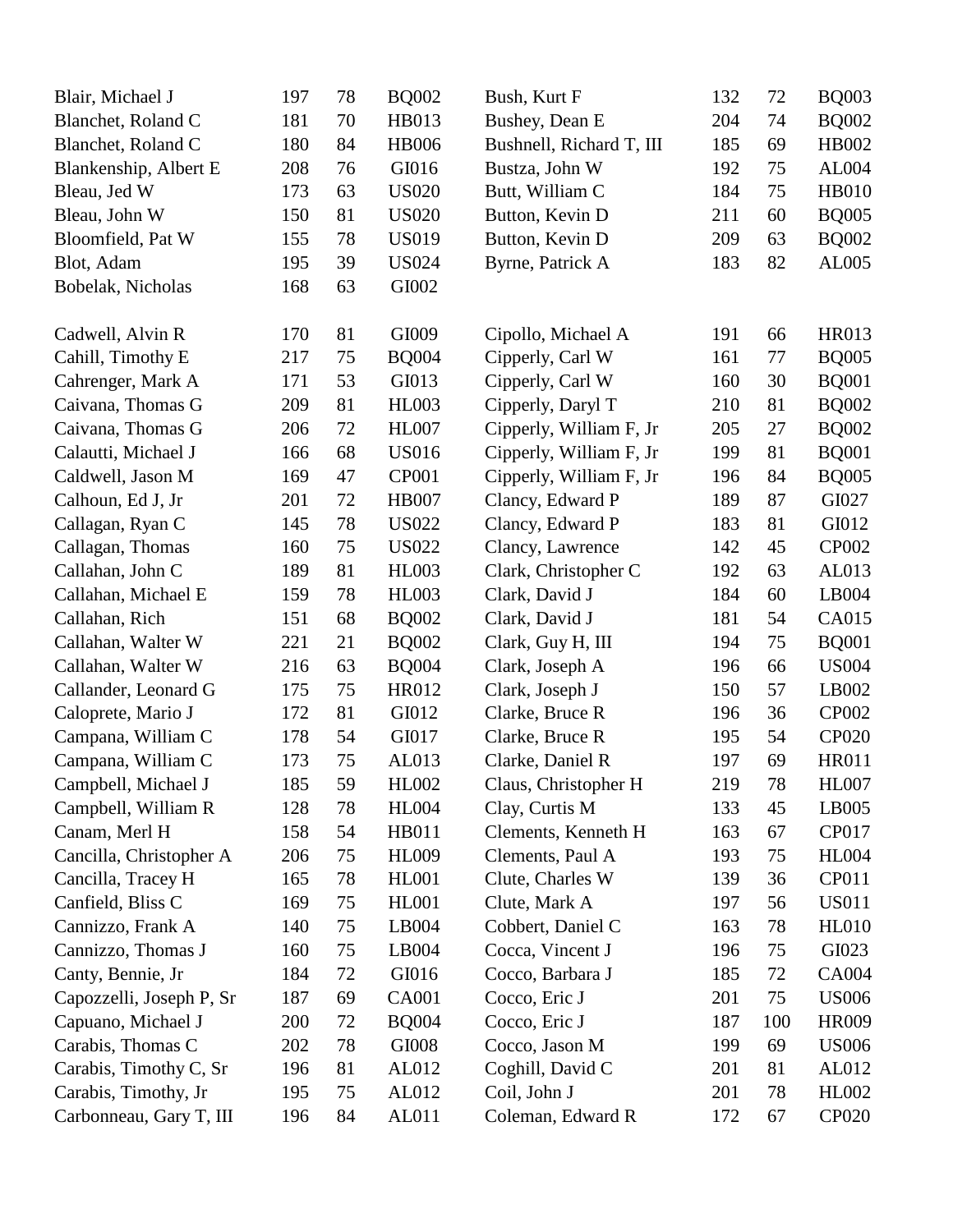| Name | | | |
|---|---|---|---|
| Blair, Michael J | 197 | 78 | BQ002 |
| Blanchet, Roland C | 181 | 70 | HB013 |
| Blanchet, Roland C | 180 | 84 | HB006 |
| Blankenship, Albert E | 208 | 76 | GI016 |
| Bleau, Jed W | 173 | 63 | US020 |
| Bleau, John W | 150 | 81 | US020 |
| Bloomfield, Pat W | 155 | 78 | US019 |
| Blot, Adam | 195 | 39 | US024 |
| Bobelak, Nicholas | 168 | 63 | GI002 |
| Bush, Kurt F | 132 | 72 | BQ003 |
| Bushey, Dean E | 204 | 74 | BQ002 |
| Bushnell, Richard T, III | 185 | 69 | HB002 |
| Bustza, John W | 192 | 75 | AL004 |
| Butt, William C | 184 | 75 | HB010 |
| Button, Kevin D | 211 | 60 | BQ005 |
| Button, Kevin D | 209 | 63 | BQ002 |
| Byrne, Patrick A | 183 | 82 | AL005 |

| Name | | | |
|---|---|---|---|
| Cadwell, Alvin R | 170 | 81 | GI009 |
| Cahill, Timothy E | 217 | 75 | BQ004 |
| Cahrenger, Mark A | 171 | 53 | GI013 |
| Caivana, Thomas G | 209 | 81 | HL003 |
| Caivana, Thomas G | 206 | 72 | HL007 |
| Calautti, Michael J | 166 | 68 | US016 |
| Caldwell, Jason M | 169 | 47 | CP001 |
| Calhoun, Ed J, Jr | 201 | 72 | HB007 |
| Callagan, Ryan C | 145 | 78 | US022 |
| Callagan, Thomas | 160 | 75 | US022 |
| Callahan, John C | 189 | 81 | HL003 |
| Callahan, Michael E | 159 | 78 | HL003 |
| Callahan, Rich | 151 | 68 | BQ002 |
| Callahan, Walter W | 221 | 21 | BQ002 |
| Callahan, Walter W | 216 | 63 | BQ004 |
| Callander, Leonard G | 175 | 75 | HR012 |
| Caloprete, Mario J | 172 | 81 | GI012 |
| Campana, William C | 178 | 54 | GI017 |
| Campana, William C | 173 | 75 | AL013 |
| Campbell, Michael J | 185 | 59 | HL002 |
| Campbell, William R | 128 | 78 | HL004 |
| Canam, Merl H | 158 | 54 | HB011 |
| Cancilla, Christopher A | 206 | 75 | HL009 |
| Cancilla, Tracey H | 165 | 78 | HL001 |
| Canfield, Bliss C | 169 | 75 | HL001 |
| Cannizzo, Frank A | 140 | 75 | LB004 |
| Cannizzo, Thomas J | 160 | 75 | LB004 |
| Canty, Bennie, Jr | 184 | 72 | GI016 |
| Capozzelli, Joseph P, Sr | 187 | 69 | CA001 |
| Capuano, Michael J | 200 | 72 | BQ004 |
| Carabis, Thomas C | 202 | 78 | GI008 |
| Carabis, Timothy C, Sr | 196 | 81 | AL012 |
| Carabis, Timothy, Jr | 195 | 75 | AL012 |
| Carbonneau, Gary T, III | 196 | 84 | AL011 |
| Cipollo, Michael A | 191 | 66 | HR013 |
| Cipperly, Carl W | 161 | 77 | BQ005 |
| Cipperly, Carl W | 160 | 30 | BQ001 |
| Cipperly, Daryl T | 210 | 81 | BQ002 |
| Cipperly, William F, Jr | 205 | 27 | BQ002 |
| Cipperly, William F, Jr | 199 | 81 | BQ001 |
| Cipperly, William F, Jr | 196 | 84 | BQ005 |
| Clancy, Edward P | 189 | 87 | GI027 |
| Clancy, Edward P | 183 | 81 | GI012 |
| Clancy, Lawrence | 142 | 45 | CP002 |
| Clark, Christopher C | 192 | 63 | AL013 |
| Clark, David J | 184 | 60 | LB004 |
| Clark, David J | 181 | 54 | CA015 |
| Clark, Guy H, III | 194 | 75 | BQ001 |
| Clark, Joseph A | 196 | 66 | US004 |
| Clark, Joseph J | 150 | 57 | LB002 |
| Clarke, Bruce R | 196 | 36 | CP002 |
| Clarke, Bruce R | 195 | 54 | CP020 |
| Clarke, Daniel R | 197 | 69 | HR011 |
| Claus, Christopher H | 219 | 78 | HL007 |
| Clay, Curtis M | 133 | 45 | LB005 |
| Clements, Kenneth H | 163 | 67 | CP017 |
| Clements, Paul A | 193 | 75 | HL004 |
| Clute, Charles W | 139 | 36 | CP011 |
| Clute, Mark A | 197 | 56 | US011 |
| Cobbert, Daniel C | 163 | 78 | HL010 |
| Cocca, Vincent J | 196 | 75 | GI023 |
| Cocco, Barbara J | 185 | 72 | CA004 |
| Cocco, Eric J | 201 | 75 | US006 |
| Cocco, Eric J | 187 | 100 | HR009 |
| Cocco, Jason M | 199 | 69 | US006 |
| Coghill, David C | 201 | 81 | AL012 |
| Coil, John J | 201 | 78 | HL002 |
| Coleman, Edward R | 172 | 67 | CP020 |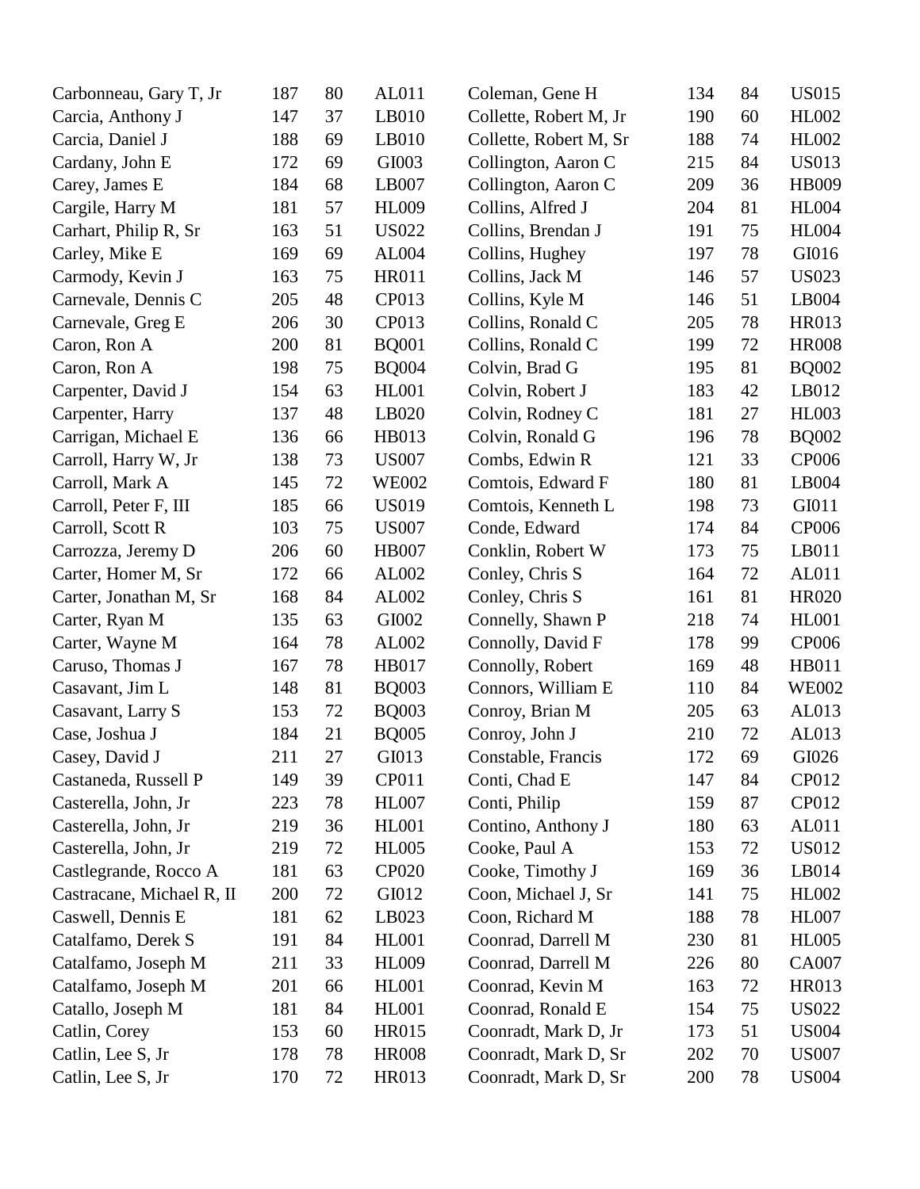| | | | |
|---|---|---|---|
| Carbonneau, Gary T, Jr | 187 | 80 | AL011 |
| Carcia, Anthony J | 147 | 37 | LB010 |
| Carcia, Daniel J | 188 | 69 | LB010 |
| Cardany, John E | 172 | 69 | GI003 |
| Carey, James E | 184 | 68 | LB007 |
| Cargile, Harry M | 181 | 57 | HL009 |
| Carhart, Philip R, Sr | 163 | 51 | US022 |
| Carley, Mike E | 169 | 69 | AL004 |
| Carmody, Kevin J | 163 | 75 | HR011 |
| Carnevale, Dennis C | 205 | 48 | CP013 |
| Carnevale, Greg E | 206 | 30 | CP013 |
| Caron, Ron A | 200 | 81 | BQ001 |
| Caron, Ron A | 198 | 75 | BQ004 |
| Carpenter, David J | 154 | 63 | HL001 |
| Carpenter, Harry | 137 | 48 | LB020 |
| Carrigan, Michael E | 136 | 66 | HB013 |
| Carroll, Harry W, Jr | 138 | 73 | US007 |
| Carroll, Mark A | 145 | 72 | WE002 |
| Carroll, Peter F, III | 185 | 66 | US019 |
| Carroll, Scott R | 103 | 75 | US007 |
| Carrozza, Jeremy D | 206 | 60 | HB007 |
| Carter, Homer M, Sr | 172 | 66 | AL002 |
| Carter, Jonathan M, Sr | 168 | 84 | AL002 |
| Carter, Ryan M | 135 | 63 | GI002 |
| Carter, Wayne M | 164 | 78 | AL002 |
| Caruso, Thomas J | 167 | 78 | HB017 |
| Casavant, Jim L | 148 | 81 | BQ003 |
| Casavant, Larry S | 153 | 72 | BQ003 |
| Case, Joshua J | 184 | 21 | BQ005 |
| Casey, David J | 211 | 27 | GI013 |
| Castaneda, Russell P | 149 | 39 | CP011 |
| Casterella, John, Jr | 223 | 78 | HL007 |
| Casterella, John, Jr | 219 | 36 | HL001 |
| Casterella, John, Jr | 219 | 72 | HL005 |
| Castlegrande, Rocco A | 181 | 63 | CP020 |
| Castracane, Michael R, II | 200 | 72 | GI012 |
| Caswell, Dennis E | 181 | 62 | LB023 |
| Catalfamo, Derek S | 191 | 84 | HL001 |
| Catalfamo, Joseph M | 211 | 33 | HL009 |
| Catalfamo, Joseph M | 201 | 66 | HL001 |
| Catallo, Joseph M | 181 | 84 | HL001 |
| Catlin, Corey | 153 | 60 | HR015 |
| Catlin, Lee S, Jr | 178 | 78 | HR008 |
| Catlin, Lee S, Jr | 170 | 72 | HR013 |
| Coleman, Gene H | 134 | 84 | US015 |
| Collette, Robert M, Jr | 190 | 60 | HL002 |
| Collette, Robert M, Sr | 188 | 74 | HL002 |
| Collington, Aaron C | 215 | 84 | US013 |
| Collington, Aaron C | 209 | 36 | HB009 |
| Collins, Alfred J | 204 | 81 | HL004 |
| Collins, Brendan J | 191 | 75 | HL004 |
| Collins, Hughey | 197 | 78 | GI016 |
| Collins, Jack M | 146 | 57 | US023 |
| Collins, Kyle M | 146 | 51 | LB004 |
| Collins, Ronald C | 205 | 78 | HR013 |
| Collins, Ronald C | 199 | 72 | HR008 |
| Colvin, Brad G | 195 | 81 | BQ002 |
| Colvin, Robert J | 183 | 42 | LB012 |
| Colvin, Rodney C | 181 | 27 | HL003 |
| Colvin, Ronald G | 196 | 78 | BQ002 |
| Combs, Edwin R | 121 | 33 | CP006 |
| Comtois, Edward F | 180 | 81 | LB004 |
| Comtois, Kenneth L | 198 | 73 | GI011 |
| Conde, Edward | 174 | 84 | CP006 |
| Conklin, Robert W | 173 | 75 | LB011 |
| Conley, Chris S | 164 | 72 | AL011 |
| Conley, Chris S | 161 | 81 | HR020 |
| Connelly, Shawn P | 218 | 74 | HL001 |
| Connolly, David F | 178 | 99 | CP006 |
| Connolly, Robert | 169 | 48 | HB011 |
| Connors, William E | 110 | 84 | WE002 |
| Conroy, Brian M | 205 | 63 | AL013 |
| Conroy, John J | 210 | 72 | AL013 |
| Constable, Francis | 172 | 69 | GI026 |
| Conti, Chad E | 147 | 84 | CP012 |
| Conti, Philip | 159 | 87 | CP012 |
| Contino, Anthony J | 180 | 63 | AL011 |
| Cooke, Paul A | 153 | 72 | US012 |
| Cooke, Timothy J | 169 | 36 | LB014 |
| Coon, Michael J, Sr | 141 | 75 | HL002 |
| Coon, Richard M | 188 | 78 | HL007 |
| Coonrad, Darrell M | 230 | 81 | HL005 |
| Coonrad, Darrell M | 226 | 80 | CA007 |
| Coonrad, Kevin M | 163 | 72 | HR013 |
| Coonrad, Ronald E | 154 | 75 | US022 |
| Coonradt, Mark D, Jr | 173 | 51 | US004 |
| Coonradt, Mark D, Sr | 202 | 70 | US007 |
| Coonradt, Mark D, Sr | 200 | 78 | US004 |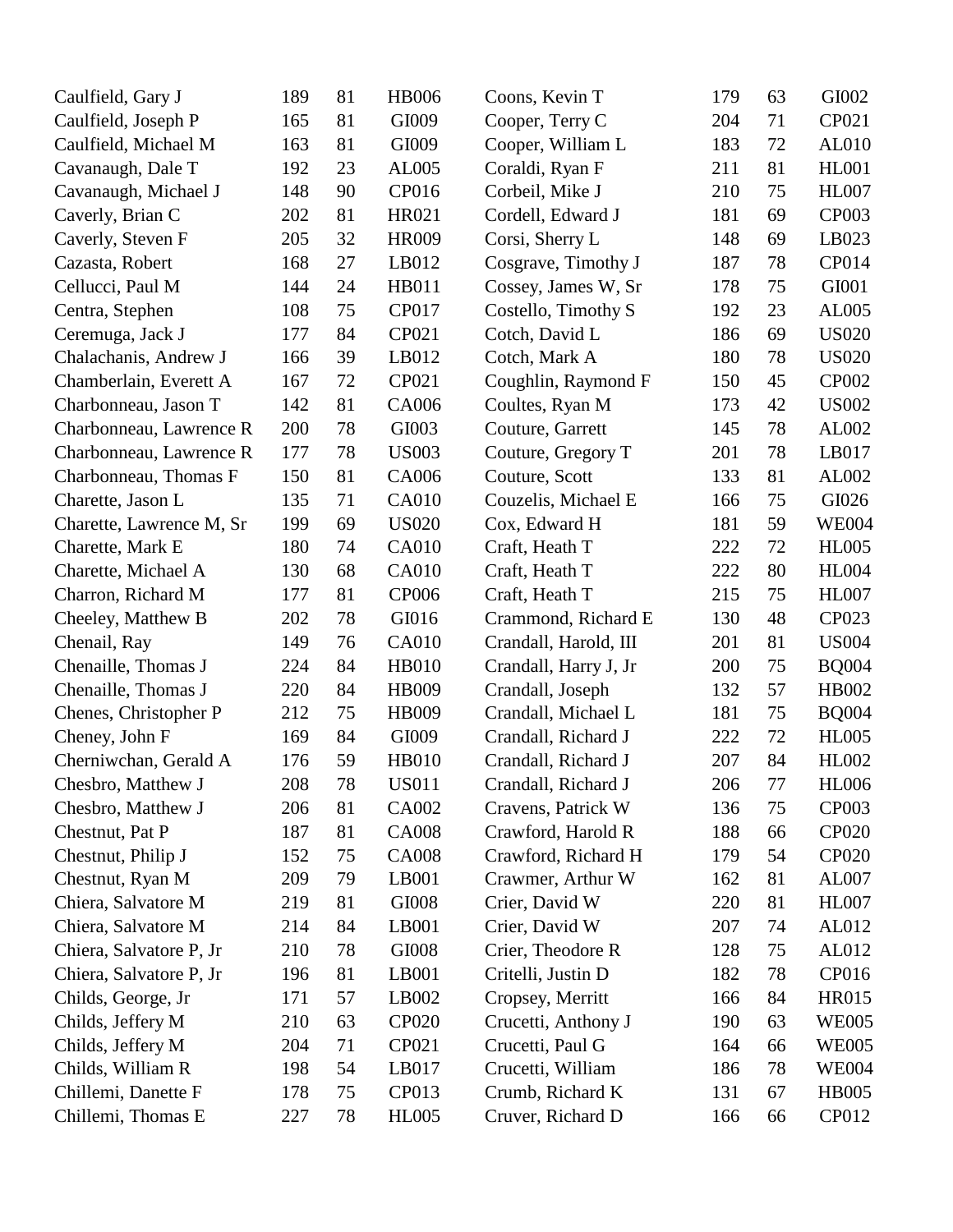| | | | |
|---|---|---|---|
| Caulfield, Gary J | 189 | 81 | HB006 |
| Caulfield, Joseph P | 165 | 81 | GI009 |
| Caulfield, Michael M | 163 | 81 | GI009 |
| Cavanaugh, Dale T | 192 | 23 | AL005 |
| Cavanaugh, Michael J | 148 | 90 | CP016 |
| Caverly, Brian C | 202 | 81 | HR021 |
| Caverly, Steven F | 205 | 32 | HR009 |
| Cazasta, Robert | 168 | 27 | LB012 |
| Cellucci, Paul M | 144 | 24 | HB011 |
| Centra, Stephen | 108 | 75 | CP017 |
| Ceremuga, Jack J | 177 | 84 | CP021 |
| Chalachanis, Andrew J | 166 | 39 | LB012 |
| Chamberlain, Everett A | 167 | 72 | CP021 |
| Charbonneau, Jason T | 142 | 81 | CA006 |
| Charbonneau, Lawrence R | 200 | 78 | GI003 |
| Charbonneau, Lawrence R | 177 | 78 | US003 |
| Charbonneau, Thomas F | 150 | 81 | CA006 |
| Charette, Jason L | 135 | 71 | CA010 |
| Charette, Lawrence M, Sr | 199 | 69 | US020 |
| Charette, Mark E | 180 | 74 | CA010 |
| Charette, Michael A | 130 | 68 | CA010 |
| Charron, Richard M | 177 | 81 | CP006 |
| Cheeley, Matthew B | 202 | 78 | GI016 |
| Chenail, Ray | 149 | 76 | CA010 |
| Chenaille, Thomas J | 224 | 84 | HB010 |
| Chenaille, Thomas J | 220 | 84 | HB009 |
| Chenes, Christopher P | 212 | 75 | HB009 |
| Cheney, John F | 169 | 84 | GI009 |
| Cherniwchan, Gerald A | 176 | 59 | HB010 |
| Chesbro, Matthew J | 208 | 78 | US011 |
| Chesbro, Matthew J | 206 | 81 | CA002 |
| Chestnut, Pat P | 187 | 81 | CA008 |
| Chestnut, Philip J | 152 | 75 | CA008 |
| Chestnut, Ryan M | 209 | 79 | LB001 |
| Chiera, Salvatore M | 219 | 81 | GI008 |
| Chiera, Salvatore M | 214 | 84 | LB001 |
| Chiera, Salvatore P, Jr | 210 | 78 | GI008 |
| Chiera, Salvatore P, Jr | 196 | 81 | LB001 |
| Childs, George, Jr | 171 | 57 | LB002 |
| Childs, Jeffery M | 210 | 63 | CP020 |
| Childs, Jeffery M | 204 | 71 | CP021 |
| Childs, William R | 198 | 54 | LB017 |
| Chillemi, Danette F | 178 | 75 | CP013 |
| Chillemi, Thomas E | 227 | 78 | HL005 |
| Coons, Kevin T | 179 | 63 | GI002 |
| Cooper, Terry C | 204 | 71 | CP021 |
| Cooper, William L | 183 | 72 | AL010 |
| Coraldi, Ryan F | 211 | 81 | HL001 |
| Corbeil, Mike J | 210 | 75 | HL007 |
| Cordell, Edward J | 181 | 69 | CP003 |
| Corsi, Sherry L | 148 | 69 | LB023 |
| Cosgrave, Timothy J | 187 | 78 | CP014 |
| Cossey, James W, Sr | 178 | 75 | GI001 |
| Costello, Timothy S | 192 | 23 | AL005 |
| Cotch, David L | 186 | 69 | US020 |
| Cotch, Mark A | 180 | 78 | US020 |
| Coughlin, Raymond F | 150 | 45 | CP002 |
| Coultes, Ryan M | 173 | 42 | US002 |
| Couture, Garrett | 145 | 78 | AL002 |
| Couture, Gregory T | 201 | 78 | LB017 |
| Couture, Scott | 133 | 81 | AL002 |
| Couzelis, Michael E | 166 | 75 | GI026 |
| Cox, Edward H | 181 | 59 | WE004 |
| Craft, Heath T | 222 | 72 | HL005 |
| Craft, Heath T | 222 | 80 | HL004 |
| Craft, Heath T | 215 | 75 | HL007 |
| Crammond, Richard E | 130 | 48 | CP023 |
| Crandall, Harold, III | 201 | 81 | US004 |
| Crandall, Harry J, Jr | 200 | 75 | BQ004 |
| Crandall, Joseph | 132 | 57 | HB002 |
| Crandall, Michael L | 181 | 75 | BQ004 |
| Crandall, Richard J | 222 | 72 | HL005 |
| Crandall, Richard J | 207 | 84 | HL002 |
| Crandall, Richard J | 206 | 77 | HL006 |
| Cravens, Patrick W | 136 | 75 | CP003 |
| Crawford, Harold R | 188 | 66 | CP020 |
| Crawford, Richard H | 179 | 54 | CP020 |
| Crawmer, Arthur W | 162 | 81 | AL007 |
| Crier, David W | 220 | 81 | HL007 |
| Crier, David W | 207 | 74 | AL012 |
| Crier, Theodore R | 128 | 75 | AL012 |
| Critelli, Justin D | 182 | 78 | CP016 |
| Cropsey, Merritt | 166 | 84 | HR015 |
| Crucetti, Anthony J | 190 | 63 | WE005 |
| Crucetti, Paul G | 164 | 66 | WE005 |
| Crucetti, William | 186 | 78 | WE004 |
| Crumb, Richard K | 131 | 67 | HB005 |
| Cruver, Richard D | 166 | 66 | CP012 |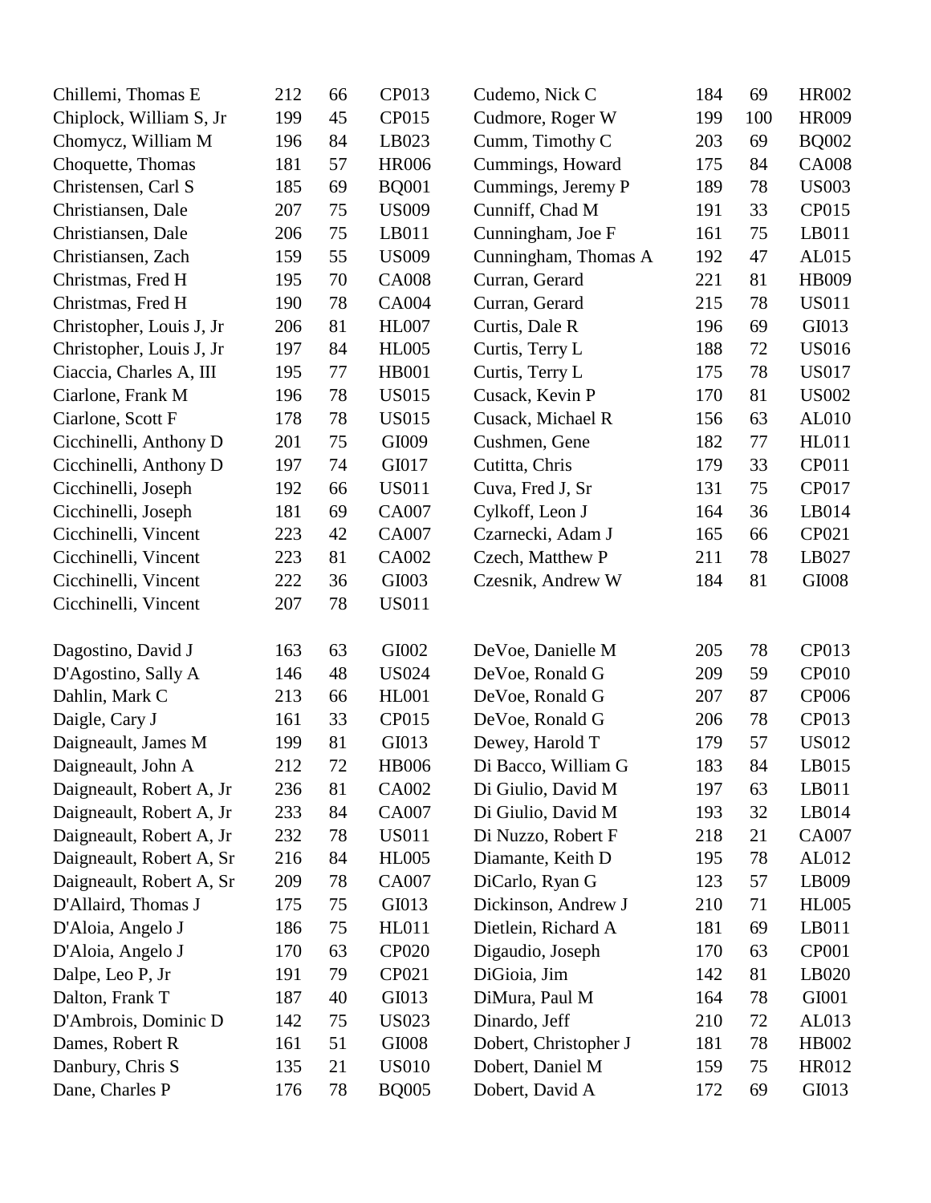| Name | | | |
|---|---|---|---|
| Chillemi, Thomas E | 212 | 66 | CP013 |
| Chiplock, William S, Jr | 199 | 45 | CP015 |
| Chomycz, William M | 196 | 84 | LB023 |
| Choquette, Thomas | 181 | 57 | HR006 |
| Christensen, Carl S | 185 | 69 | BQ001 |
| Christiansen, Dale | 207 | 75 | US009 |
| Christiansen, Dale | 206 | 75 | LB011 |
| Christiansen, Zach | 159 | 55 | US009 |
| Christmas, Fred H | 195 | 70 | CA008 |
| Christmas, Fred H | 190 | 78 | CA004 |
| Christopher, Louis J, Jr | 206 | 81 | HL007 |
| Christopher, Louis J, Jr | 197 | 84 | HL005 |
| Ciaccia, Charles A, III | 195 | 77 | HB001 |
| Ciarlone, Frank M | 196 | 78 | US015 |
| Ciarlone, Scott F | 178 | 78 | US015 |
| Cicchinelli, Anthony D | 201 | 75 | GI009 |
| Cicchinelli, Anthony D | 197 | 74 | GI017 |
| Cicchinelli, Joseph | 192 | 66 | US011 |
| Cicchinelli, Joseph | 181 | 69 | CA007 |
| Cicchinelli, Vincent | 223 | 42 | CA007 |
| Cicchinelli, Vincent | 223 | 81 | CA002 |
| Cicchinelli, Vincent | 222 | 36 | GI003 |
| Cicchinelli, Vincent | 207 | 78 | US011 |
| Cudemo, Nick C | 184 | 69 | HR002 |
| Cudmore, Roger W | 199 | 100 | HR009 |
| Cumm, Timothy C | 203 | 69 | BQ002 |
| Cummings, Howard | 175 | 84 | CA008 |
| Cummings, Jeremy P | 189 | 78 | US003 |
| Cunniff, Chad M | 191 | 33 | CP015 |
| Cunningham, Joe F | 161 | 75 | LB011 |
| Cunningham, Thomas A | 192 | 47 | AL015 |
| Curran, Gerard | 221 | 81 | HB009 |
| Curran, Gerard | 215 | 78 | US011 |
| Curtis, Dale R | 196 | 69 | GI013 |
| Curtis, Terry L | 188 | 72 | US016 |
| Curtis, Terry L | 175 | 78 | US017 |
| Cusack, Kevin P | 170 | 81 | US002 |
| Cusack, Michael R | 156 | 63 | AL010 |
| Cushmen, Gene | 182 | 77 | HL011 |
| Cutitta, Chris | 179 | 33 | CP011 |
| Cuva, Fred J, Sr | 131 | 75 | CP017 |
| Cylkoff, Leon J | 164 | 36 | LB014 |
| Czarnecki, Adam J | 165 | 66 | CP021 |
| Czech, Matthew P | 211 | 78 | LB027 |
| Czesnik, Andrew W | 184 | 81 | GI008 |

| Name | | | |
|---|---|---|---|
| Dagostino, David J | 163 | 63 | GI002 |
| D'Agostino, Sally A | 146 | 48 | US024 |
| Dahlin, Mark C | 213 | 66 | HL001 |
| Daigle, Cary J | 161 | 33 | CP015 |
| Daigneault, James M | 199 | 81 | GI013 |
| Daigneault, John A | 212 | 72 | HB006 |
| Daigneault, Robert A, Jr | 236 | 81 | CA002 |
| Daigneault, Robert A, Jr | 233 | 84 | CA007 |
| Daigneault, Robert A, Jr | 232 | 78 | US011 |
| Daigneault, Robert A, Sr | 216 | 84 | HL005 |
| Daigneault, Robert A, Sr | 209 | 78 | CA007 |
| D'Allaird, Thomas J | 175 | 75 | GI013 |
| D'Aloia, Angelo J | 186 | 75 | HL011 |
| D'Aloia, Angelo J | 170 | 63 | CP020 |
| Dalpe, Leo P, Jr | 191 | 79 | CP021 |
| Dalton, Frank T | 187 | 40 | GI013 |
| D'Ambrois, Dominic D | 142 | 75 | US023 |
| Dames, Robert R | 161 | 51 | GI008 |
| Danbury, Chris S | 135 | 21 | US010 |
| Dane, Charles P | 176 | 78 | BQ005 |
| DeVoe, Danielle M | 205 | 78 | CP013 |
| DeVoe, Ronald G | 209 | 59 | CP010 |
| DeVoe, Ronald G | 207 | 87 | CP006 |
| DeVoe, Ronald G | 206 | 78 | CP013 |
| Dewey, Harold T | 179 | 57 | US012 |
| Di Bacco, William G | 183 | 84 | LB015 |
| Di Giulio, David M | 197 | 63 | LB011 |
| Di Giulio, David M | 193 | 32 | LB014 |
| Di Nuzzo, Robert F | 218 | 21 | CA007 |
| Diamante, Keith D | 195 | 78 | AL012 |
| DiCarlo, Ryan G | 123 | 57 | LB009 |
| Dickinson, Andrew J | 210 | 71 | HL005 |
| Dietlein, Richard A | 181 | 69 | LB011 |
| Digaudio, Joseph | 170 | 63 | CP001 |
| DiGioia, Jim | 142 | 81 | LB020 |
| DiMura, Paul M | 164 | 78 | GI001 |
| Dinardo, Jeff | 210 | 72 | AL013 |
| Dobert, Christopher J | 181 | 78 | HB002 |
| Dobert, Daniel M | 159 | 75 | HR012 |
| Dobert, David A | 172 | 69 | GI013 |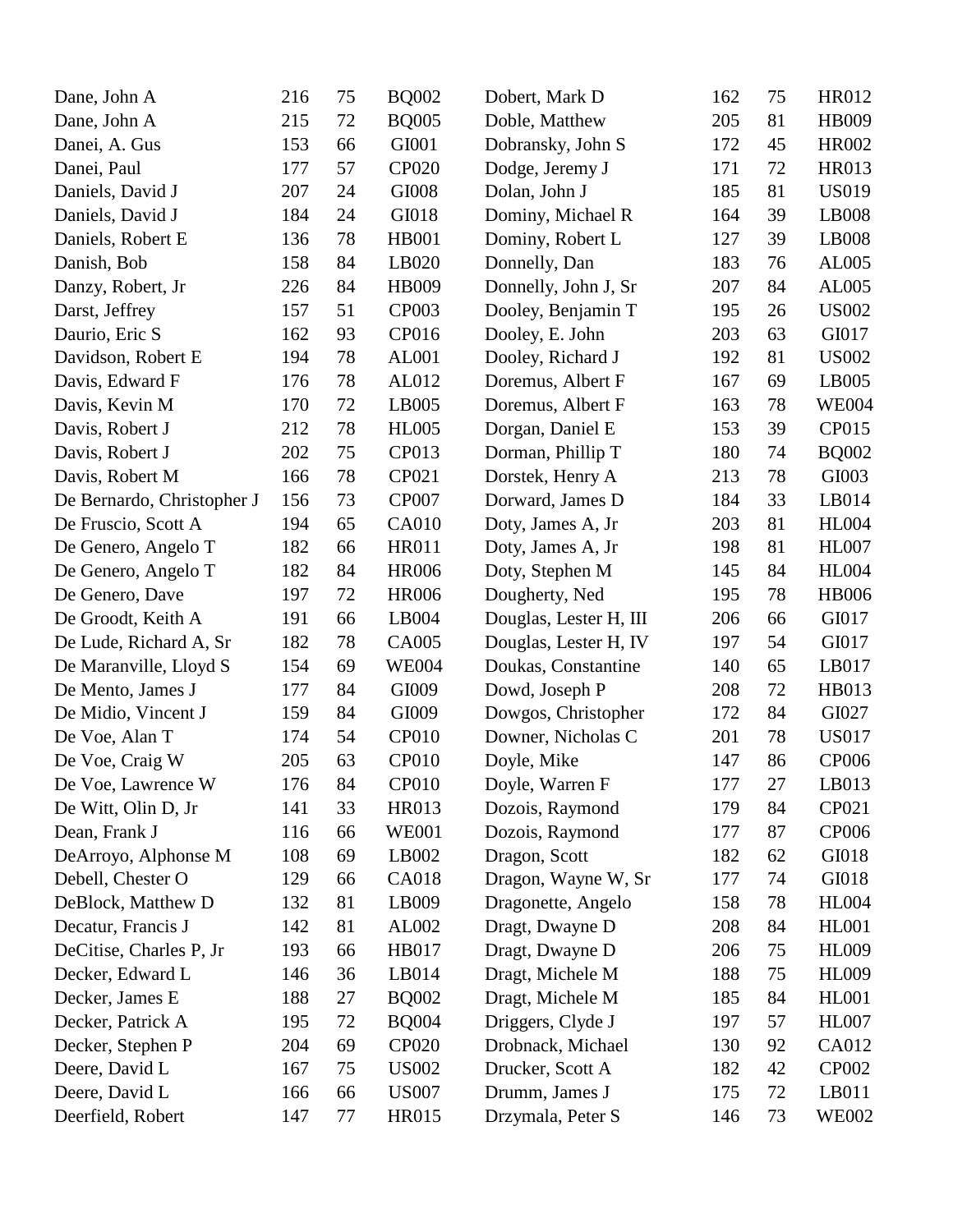| | | | |
|---|---|---|---|
| Dane, John A | 216 | 75 | BQ002 |
| Dane, John A | 215 | 72 | BQ005 |
| Danei, A. Gus | 153 | 66 | GI001 |
| Danei, Paul | 177 | 57 | CP020 |
| Daniels, David J | 207 | 24 | GI008 |
| Daniels, David J | 184 | 24 | GI018 |
| Daniels, Robert E | 136 | 78 | HB001 |
| Danish, Bob | 158 | 84 | LB020 |
| Danzy, Robert, Jr | 226 | 84 | HB009 |
| Darst, Jeffrey | 157 | 51 | CP003 |
| Daurio, Eric S | 162 | 93 | CP016 |
| Davidson, Robert E | 194 | 78 | AL001 |
| Davis, Edward F | 176 | 78 | AL012 |
| Davis, Kevin M | 170 | 72 | LB005 |
| Davis, Robert J | 212 | 78 | HL005 |
| Davis, Robert J | 202 | 75 | CP013 |
| Davis, Robert M | 166 | 78 | CP021 |
| De Bernardo, Christopher J | 156 | 73 | CP007 |
| De Fruscio, Scott A | 194 | 65 | CA010 |
| De Genero, Angelo T | 182 | 66 | HR011 |
| De Genero, Angelo T | 182 | 84 | HR006 |
| De Genero, Dave | 197 | 72 | HR006 |
| De Groodt, Keith A | 191 | 66 | LB004 |
| De Lude, Richard A, Sr | 182 | 78 | CA005 |
| De Maranville, Lloyd S | 154 | 69 | WE004 |
| De Mento, James J | 177 | 84 | GI009 |
| De Midio, Vincent J | 159 | 84 | GI009 |
| De Voe, Alan T | 174 | 54 | CP010 |
| De Voe, Craig W | 205 | 63 | CP010 |
| De Voe, Lawrence W | 176 | 84 | CP010 |
| De Witt, Olin D, Jr | 141 | 33 | HR013 |
| Dean, Frank J | 116 | 66 | WE001 |
| DeArroyo, Alphonse M | 108 | 69 | LB002 |
| Debell, Chester O | 129 | 66 | CA018 |
| DeBlock, Matthew D | 132 | 81 | LB009 |
| Decatur, Francis J | 142 | 81 | AL002 |
| DeCitise, Charles P, Jr | 193 | 66 | HB017 |
| Decker, Edward L | 146 | 36 | LB014 |
| Decker, James E | 188 | 27 | BQ002 |
| Decker, Patrick A | 195 | 72 | BQ004 |
| Decker, Stephen P | 204 | 69 | CP020 |
| Deere, David L | 167 | 75 | US002 |
| Deere, David L | 166 | 66 | US007 |
| Deerfield, Robert | 147 | 77 | HR015 |
| Dobert, Mark D | 162 | 75 | HR012 |
| Doble, Matthew | 205 | 81 | HB009 |
| Dobransky, John S | 172 | 45 | HR002 |
| Dodge, Jeremy J | 171 | 72 | HR013 |
| Dolan, John J | 185 | 81 | US019 |
| Dominy, Michael R | 164 | 39 | LB008 |
| Dominy, Robert L | 127 | 39 | LB008 |
| Donnelly, Dan | 183 | 76 | AL005 |
| Donnelly, John J, Sr | 207 | 84 | AL005 |
| Dooley, Benjamin T | 195 | 26 | US002 |
| Dooley, E. John | 203 | 63 | GI017 |
| Dooley, Richard J | 192 | 81 | US002 |
| Doremus, Albert F | 167 | 69 | LB005 |
| Doremus, Albert F | 163 | 78 | WE004 |
| Dorgan, Daniel E | 153 | 39 | CP015 |
| Dorman, Phillip T | 180 | 74 | BQ002 |
| Dorstek, Henry A | 213 | 78 | GI003 |
| Dorward, James D | 184 | 33 | LB014 |
| Doty, James A, Jr | 203 | 81 | HL004 |
| Doty, James A, Jr | 198 | 81 | HL007 |
| Doty, Stephen M | 145 | 84 | HL004 |
| Dougherty, Ned | 195 | 78 | HB006 |
| Douglas, Lester H, III | 206 | 66 | GI017 |
| Douglas, Lester H, IV | 197 | 54 | GI017 |
| Doukas, Constantine | 140 | 65 | LB017 |
| Dowd, Joseph P | 208 | 72 | HB013 |
| Dowgos, Christopher | 172 | 84 | GI027 |
| Downer, Nicholas C | 201 | 78 | US017 |
| Doyle, Mike | 147 | 86 | CP006 |
| Doyle, Warren F | 177 | 27 | LB013 |
| Dozois, Raymond | 179 | 84 | CP021 |
| Dozois, Raymond | 177 | 87 | CP006 |
| Dragon, Scott | 182 | 62 | GI018 |
| Dragon, Wayne W, Sr | 177 | 74 | GI018 |
| Dragonette, Angelo | 158 | 78 | HL004 |
| Dragt, Dwayne D | 208 | 84 | HL001 |
| Dragt, Dwayne D | 206 | 75 | HL009 |
| Dragt, Michele M | 188 | 75 | HL009 |
| Dragt, Michele M | 185 | 84 | HL001 |
| Driggers, Clyde J | 197 | 57 | HL007 |
| Drobnack, Michael | 130 | 92 | CA012 |
| Drucker, Scott A | 182 | 42 | CP002 |
| Drumm, James J | 175 | 72 | LB011 |
| Drzymala, Peter S | 146 | 73 | WE002 |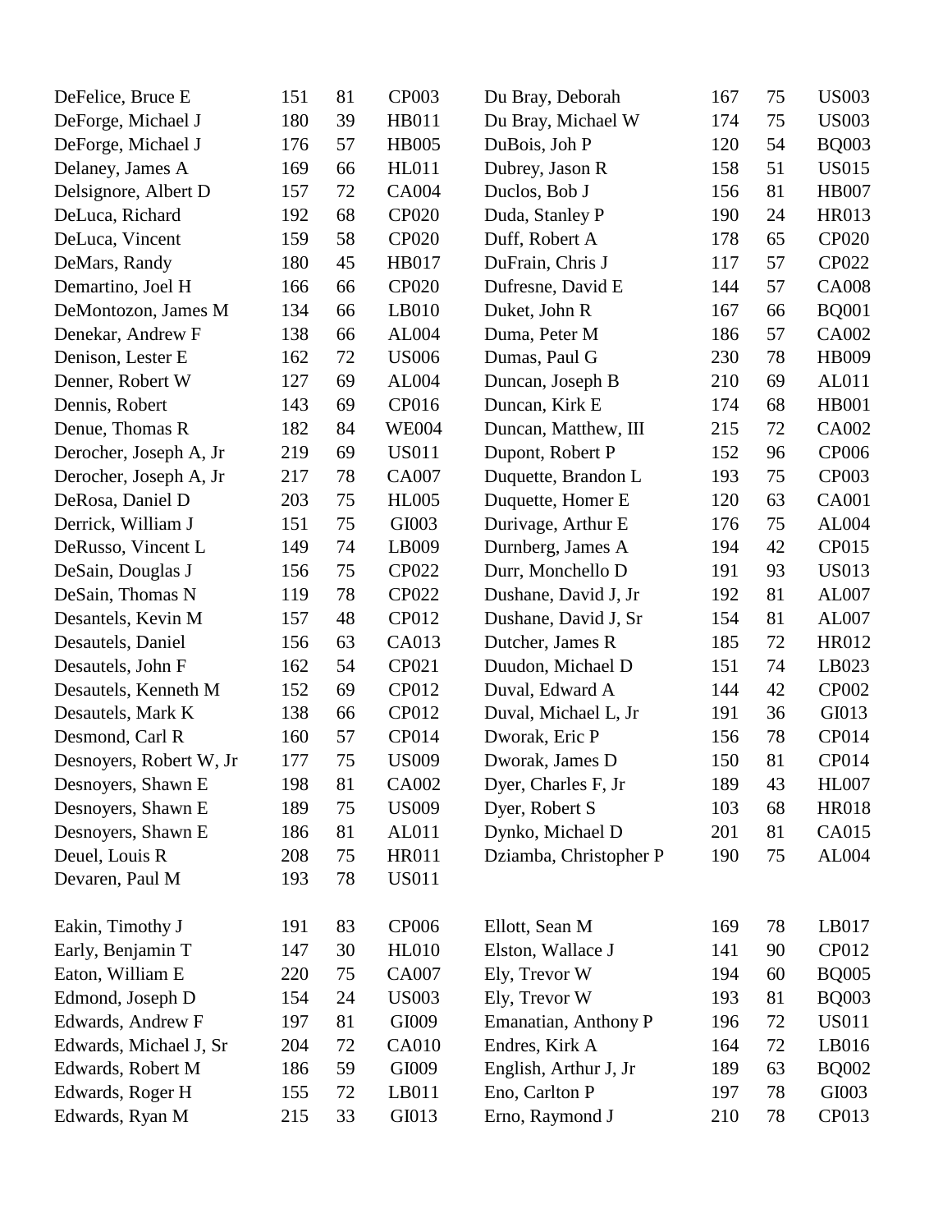| Name | | | | Name | | | |
|---|---|---|---|---|---|---|---|
| DeFelice, Bruce E | 151 | 81 | CP003 | Du Bray, Deborah | 167 | 75 | US003 |
| DeForge, Michael J | 180 | 39 | HB011 | Du Bray, Michael W | 174 | 75 | US003 |
| DeForge, Michael J | 176 | 57 | HB005 | DuBois, Joh P | 120 | 54 | BQ003 |
| Delaney, James A | 169 | 66 | HL011 | Dubrey, Jason R | 158 | 51 | US015 |
| Delsignore, Albert D | 157 | 72 | CA004 | Duclos, Bob J | 156 | 81 | HB007 |
| DeLuca, Richard | 192 | 68 | CP020 | Duda, Stanley P | 190 | 24 | HR013 |
| DeLuca, Vincent | 159 | 58 | CP020 | Duff, Robert A | 178 | 65 | CP020 |
| DeMars, Randy | 180 | 45 | HB017 | DuFrain, Chris J | 117 | 57 | CP022 |
| Demartino, Joel H | 166 | 66 | CP020 | Dufresne, David E | 144 | 57 | CA008 |
| DeMontozon, James M | 134 | 66 | LB010 | Duket, John R | 167 | 66 | BQ001 |
| Denekar, Andrew F | 138 | 66 | AL004 | Duma, Peter M | 186 | 57 | CA002 |
| Denison, Lester E | 162 | 72 | US006 | Dumas, Paul G | 230 | 78 | HB009 |
| Denner, Robert W | 127 | 69 | AL004 | Duncan, Joseph B | 210 | 69 | AL011 |
| Dennis, Robert | 143 | 69 | CP016 | Duncan, Kirk E | 174 | 68 | HB001 |
| Denue, Thomas R | 182 | 84 | WE004 | Duncan, Matthew, III | 215 | 72 | CA002 |
| Derocher, Joseph A, Jr | 219 | 69 | US011 | Dupont, Robert P | 152 | 96 | CP006 |
| Derocher, Joseph A, Jr | 217 | 78 | CA007 | Duquette, Brandon L | 193 | 75 | CP003 |
| DeRosa, Daniel D | 203 | 75 | HL005 | Duquette, Homer E | 120 | 63 | CA001 |
| Derrick, William J | 151 | 75 | GI003 | Durivage, Arthur E | 176 | 75 | AL004 |
| DeRusso, Vincent L | 149 | 74 | LB009 | Durnberg, James A | 194 | 42 | CP015 |
| DeSain, Douglas J | 156 | 75 | CP022 | Durr, Monchello D | 191 | 93 | US013 |
| DeSain, Thomas N | 119 | 78 | CP022 | Dushane, David J, Jr | 192 | 81 | AL007 |
| Desantels, Kevin M | 157 | 48 | CP012 | Dushane, David J, Sr | 154 | 81 | AL007 |
| Desautels, Daniel | 156 | 63 | CA013 | Dutcher, James R | 185 | 72 | HR012 |
| Desautels, John F | 162 | 54 | CP021 | Duudon, Michael D | 151 | 74 | LB023 |
| Desautels, Kenneth M | 152 | 69 | CP012 | Duval, Edward A | 144 | 42 | CP002 |
| Desautels, Mark K | 138 | 66 | CP012 | Duval, Michael L, Jr | 191 | 36 | GI013 |
| Desmond, Carl R | 160 | 57 | CP014 | Dworak, Eric P | 156 | 78 | CP014 |
| Desnoyers, Robert W, Jr | 177 | 75 | US009 | Dworak, James D | 150 | 81 | CP014 |
| Desnoyers, Shawn E | 198 | 81 | CA002 | Dyer, Charles F, Jr | 189 | 43 | HL007 |
| Desnoyers, Shawn E | 189 | 75 | US009 | Dyer, Robert S | 103 | 68 | HR018 |
| Desnoyers, Shawn E | 186 | 81 | AL011 | Dynko, Michael D | 201 | 81 | CA015 |
| Deuel, Louis R | 208 | 75 | HR011 | Dziamba, Christopher P | 190 | 75 | AL004 |
| Devaren, Paul M | 193 | 78 | US011 | | | | |
| | | | | | | | |
| Eakin, Timothy J | 191 | 83 | CP006 | Ellott, Sean M | 169 | 78 | LB017 |
| Early, Benjamin T | 147 | 30 | HL010 | Elston, Wallace J | 141 | 90 | CP012 |
| Eaton, William E | 220 | 75 | CA007 | Ely, Trevor W | 194 | 60 | BQ005 |
| Edmond, Joseph D | 154 | 24 | US003 | Ely, Trevor W | 193 | 81 | BQ003 |
| Edwards, Andrew F | 197 | 81 | GI009 | Emanatian, Anthony P | 196 | 72 | US011 |
| Edwards, Michael J, Sr | 204 | 72 | CA010 | Endres, Kirk A | 164 | 72 | LB016 |
| Edwards, Robert M | 186 | 59 | GI009 | English, Arthur J, Jr | 189 | 63 | BQ002 |
| Edwards, Roger H | 155 | 72 | LB011 | Eno, Carlton P | 197 | 78 | GI003 |
| Edwards, Ryan M | 215 | 33 | GI013 | Erno, Raymond J | 210 | 78 | CP013 |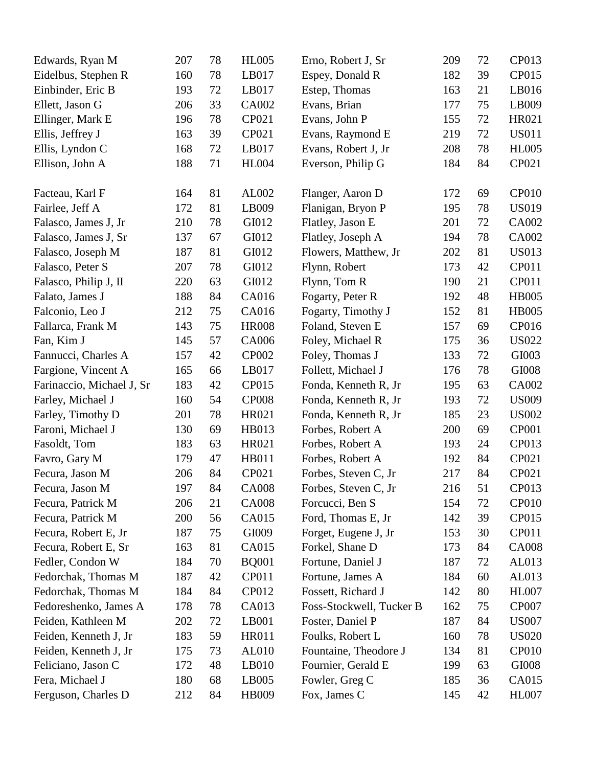| Name | | | | Name | | | |
|---|---|---|---|---|---|---|---|
| Edwards, Ryan M | 207 | 78 | HL005 | Erno, Robert J, Sr | 209 | 72 | CP013 |
| Eidelbus, Stephen R | 160 | 78 | LB017 | Espey, Donald R | 182 | 39 | CP015 |
| Einbinder, Eric B | 193 | 72 | LB017 | Estep, Thomas | 163 | 21 | LB016 |
| Ellett, Jason G | 206 | 33 | CA002 | Evans, Brian | 177 | 75 | LB009 |
| Ellinger, Mark E | 196 | 78 | CP021 | Evans, John P | 155 | 72 | HR021 |
| Ellis, Jeffrey J | 163 | 39 | CP021 | Evans, Raymond E | 219 | 72 | US011 |
| Ellis, Lyndon C | 168 | 72 | LB017 | Evans, Robert J, Jr | 208 | 78 | HL005 |
| Ellison, John A | 188 | 71 | HL004 | Everson, Philip G | 184 | 84 | CP021 |
| Facteau, Karl F | 164 | 81 | AL002 | Flanger, Aaron D | 172 | 69 | CP010 |
| Fairlee, Jeff A | 172 | 81 | LB009 | Flanigan, Bryon P | 195 | 78 | US019 |
| Falasco, James J, Jr | 210 | 78 | GI012 | Flatley, Jason E | 201 | 72 | CA002 |
| Falasco, James J, Sr | 137 | 67 | GI012 | Flatley, Joseph A | 194 | 78 | CA002 |
| Falasco, Joseph M | 187 | 81 | GI012 | Flowers, Matthew, Jr | 202 | 81 | US013 |
| Falasco, Peter S | 207 | 78 | GI012 | Flynn, Robert | 173 | 42 | CP011 |
| Falasco, Philip J, II | 220 | 63 | GI012 | Flynn, Tom R | 190 | 21 | CP011 |
| Falato, James J | 188 | 84 | CA016 | Fogarty, Peter R | 192 | 48 | HB005 |
| Falconio, Leo J | 212 | 75 | CA016 | Fogarty, Timothy J | 152 | 81 | HB005 |
| Fallarca, Frank M | 143 | 75 | HR008 | Foland, Steven E | 157 | 69 | CP016 |
| Fan, Kim J | 145 | 57 | CA006 | Foley, Michael R | 175 | 36 | US022 |
| Fannucci, Charles A | 157 | 42 | CP002 | Foley, Thomas J | 133 | 72 | GI003 |
| Fargione, Vincent A | 165 | 66 | LB017 | Follett, Michael J | 176 | 78 | GI008 |
| Farinaccio, Michael J, Sr | 183 | 42 | CP015 | Fonda, Kenneth R, Jr | 195 | 63 | CA002 |
| Farley, Michael J | 160 | 54 | CP008 | Fonda, Kenneth R, Jr | 193 | 72 | US009 |
| Farley, Timothy D | 201 | 78 | HR021 | Fonda, Kenneth R, Jr | 185 | 23 | US002 |
| Faroni, Michael J | 130 | 69 | HB013 | Forbes, Robert A | 200 | 69 | CP001 |
| Fasoldt, Tom | 183 | 63 | HR021 | Forbes, Robert A | 193 | 24 | CP013 |
| Favro, Gary M | 179 | 47 | HB011 | Forbes, Robert A | 192 | 84 | CP021 |
| Fecura, Jason M | 206 | 84 | CP021 | Forbes, Steven C, Jr | 217 | 84 | CP021 |
| Fecura, Jason M | 197 | 84 | CA008 | Forbes, Steven C, Jr | 216 | 51 | CP013 |
| Fecura, Patrick M | 206 | 21 | CA008 | Forcucci, Ben S | 154 | 72 | CP010 |
| Fecura, Patrick M | 200 | 56 | CA015 | Ford, Thomas E, Jr | 142 | 39 | CP015 |
| Fecura, Robert E, Jr | 187 | 75 | GI009 | Forget, Eugene J, Jr | 153 | 30 | CP011 |
| Fecura, Robert E, Sr | 163 | 81 | CA015 | Forkel, Shane D | 173 | 84 | CA008 |
| Fedler, Condon W | 184 | 70 | BQ001 | Fortune, Daniel J | 187 | 72 | AL013 |
| Fedorchak, Thomas M | 187 | 42 | CP011 | Fortune, James A | 184 | 60 | AL013 |
| Fedorchak, Thomas M | 184 | 84 | CP012 | Fossett, Richard J | 142 | 80 | HL007 |
| Fedoreshenko, James A | 178 | 78 | CA013 | Foss-Stockwell, Tucker B | 162 | 75 | CP007 |
| Feiden, Kathleen M | 202 | 72 | LB001 | Foster, Daniel P | 187 | 84 | US007 |
| Feiden, Kenneth J, Jr | 183 | 59 | HR011 | Foulks, Robert L | 160 | 78 | US020 |
| Feiden, Kenneth J, Jr | 175 | 73 | AL010 | Fountaine, Theodore J | 134 | 81 | CP010 |
| Feliciano, Jason C | 172 | 48 | LB010 | Fournier, Gerald E | 199 | 63 | GI008 |
| Fera, Michael J | 180 | 68 | LB005 | Fowler, Greg C | 185 | 36 | CA015 |
| Ferguson, Charles D | 212 | 84 | HB009 | Fox, James C | 145 | 42 | HL007 |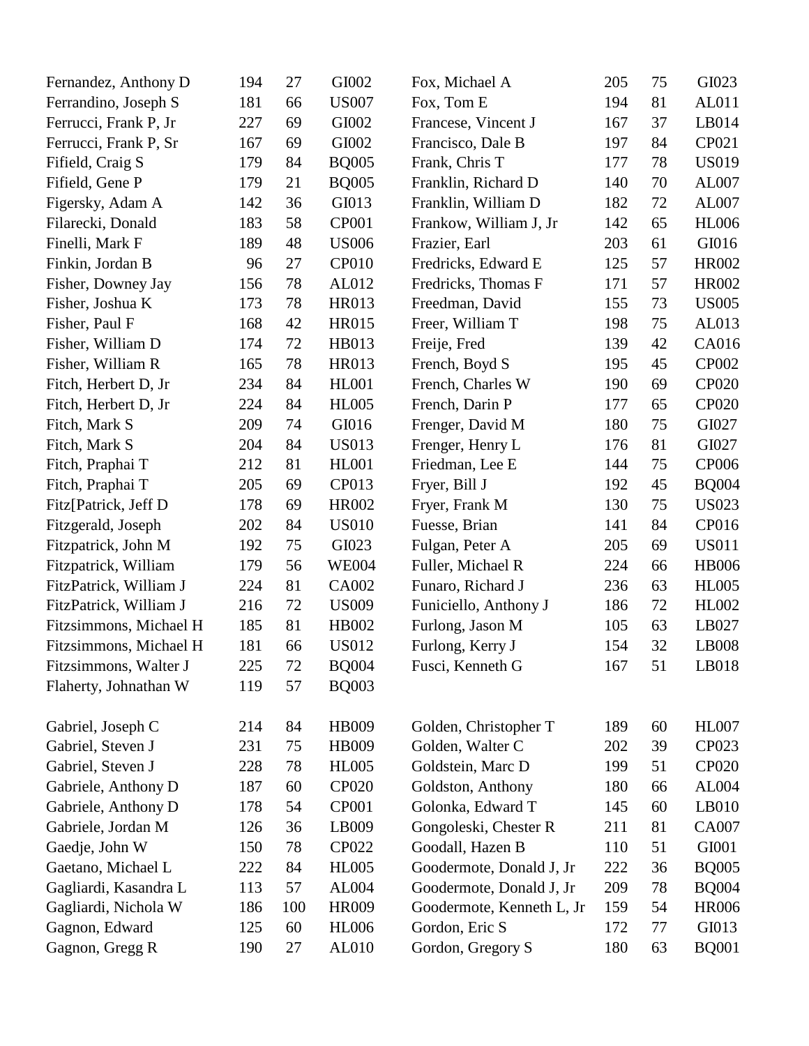| | | | |
|---|---|---|---|
| Fernandez, Anthony D | 194 | 27 | GI002 |
| Ferrandino, Joseph S | 181 | 66 | US007 |
| Ferrucci, Frank P, Jr | 227 | 69 | GI002 |
| Ferrucci, Frank P, Sr | 167 | 69 | GI002 |
| Fifield, Craig S | 179 | 84 | BQ005 |
| Fifield, Gene P | 179 | 21 | BQ005 |
| Figersky, Adam A | 142 | 36 | GI013 |
| Filarecki, Donald | 183 | 58 | CP001 |
| Finelli, Mark F | 189 | 48 | US006 |
| Finkin, Jordan B | 96 | 27 | CP010 |
| Fisher, Downey Jay | 156 | 78 | AL012 |
| Fisher, Joshua K | 173 | 78 | HR013 |
| Fisher, Paul F | 168 | 42 | HR015 |
| Fisher, William D | 174 | 72 | HB013 |
| Fisher, William R | 165 | 78 | HR013 |
| Fitch, Herbert D, Jr | 234 | 84 | HL001 |
| Fitch, Herbert D, Jr | 224 | 84 | HL005 |
| Fitch, Mark S | 209 | 74 | GI016 |
| Fitch, Mark S | 204 | 84 | US013 |
| Fitch, Praphai T | 212 | 81 | HL001 |
| Fitch, Praphai T | 205 | 69 | CP013 |
| Fitz[Patrick, Jeff D | 178 | 69 | HR002 |
| Fitzgerald, Joseph | 202 | 84 | US010 |
| Fitzpatrick, John M | 192 | 75 | GI023 |
| Fitzpatrick, William | 179 | 56 | WE004 |
| FitzPatrick, William J | 224 | 81 | CA002 |
| FitzPatrick, William J | 216 | 72 | US009 |
| Fitzsimmons, Michael H | 185 | 81 | HB002 |
| Fitzsimmons, Michael H | 181 | 66 | US012 |
| Fitzsimmons, Walter J | 225 | 72 | BQ004 |
| Flaherty, Johnathan W | 119 | 57 | BQ003 |
| Fox, Michael A | 205 | 75 | GI023 |
| Fox, Tom E | 194 | 81 | AL011 |
| Francese, Vincent J | 167 | 37 | LB014 |
| Francisco, Dale B | 197 | 84 | CP021 |
| Frank, Chris T | 177 | 78 | US019 |
| Franklin, Richard D | 140 | 70 | AL007 |
| Franklin, William D | 182 | 72 | AL007 |
| Frankow, William J, Jr | 142 | 65 | HL006 |
| Frazier, Earl | 203 | 61 | GI016 |
| Fredricks, Edward E | 125 | 57 | HR002 |
| Fredricks, Thomas F | 171 | 57 | HR002 |
| Freedman, David | 155 | 73 | US005 |
| Freer, William T | 198 | 75 | AL013 |
| Freije, Fred | 139 | 42 | CA016 |
| French, Boyd S | 195 | 45 | CP002 |
| French, Charles W | 190 | 69 | CP020 |
| French, Darin P | 177 | 65 | CP020 |
| Frenger, David M | 180 | 75 | GI027 |
| Frenger, Henry L | 176 | 81 | GI027 |
| Friedman, Lee E | 144 | 75 | CP006 |
| Fryer, Bill J | 192 | 45 | BQ004 |
| Fryer, Frank M | 130 | 75 | US023 |
| Fuesse, Brian | 141 | 84 | CP016 |
| Fulgan, Peter A | 205 | 69 | US011 |
| Fuller, Michael R | 224 | 66 | HB006 |
| Funaro, Richard J | 236 | 63 | HL005 |
| Funiciello, Anthony J | 186 | 72 | HL002 |
| Furlong, Jason M | 105 | 63 | LB027 |
| Furlong, Kerry J | 154 | 32 | LB008 |
| Fusci, Kenneth G | 167 | 51 | LB018 |

| | | | |
|---|---|---|---|
| Gabriel, Joseph C | 214 | 84 | HB009 |
| Gabriel, Steven J | 231 | 75 | HB009 |
| Gabriel, Steven J | 228 | 78 | HL005 |
| Gabriele, Anthony D | 187 | 60 | CP020 |
| Gabriele, Anthony D | 178 | 54 | CP001 |
| Gabriele, Jordan M | 126 | 36 | LB009 |
| Gaedje, John W | 150 | 78 | CP022 |
| Gaetano, Michael L | 222 | 84 | HL005 |
| Gagliardi, Kasandra L | 113 | 57 | AL004 |
| Gagliardi, Nichola W | 186 | 100 | HR009 |
| Gagnon, Edward | 125 | 60 | HL006 |
| Gagnon, Gregg R | 190 | 27 | AL010 |
| Golden, Christopher T | 189 | 60 | HL007 |
| Golden, Walter C | 202 | 39 | CP023 |
| Goldstein, Marc D | 199 | 51 | CP020 |
| Goldston, Anthony | 180 | 66 | AL004 |
| Golonka, Edward T | 145 | 60 | LB010 |
| Gongoleski, Chester R | 211 | 81 | CA007 |
| Goodall, Hazen B | 110 | 51 | GI001 |
| Goodermote, Donald J, Jr | 222 | 36 | BQ005 |
| Goodermote, Donald J, Jr | 209 | 78 | BQ004 |
| Goodermote, Kenneth L, Jr | 159 | 54 | HR006 |
| Gordon, Eric S | 172 | 77 | GI013 |
| Gordon, Gregory S | 180 | 63 | BQ001 |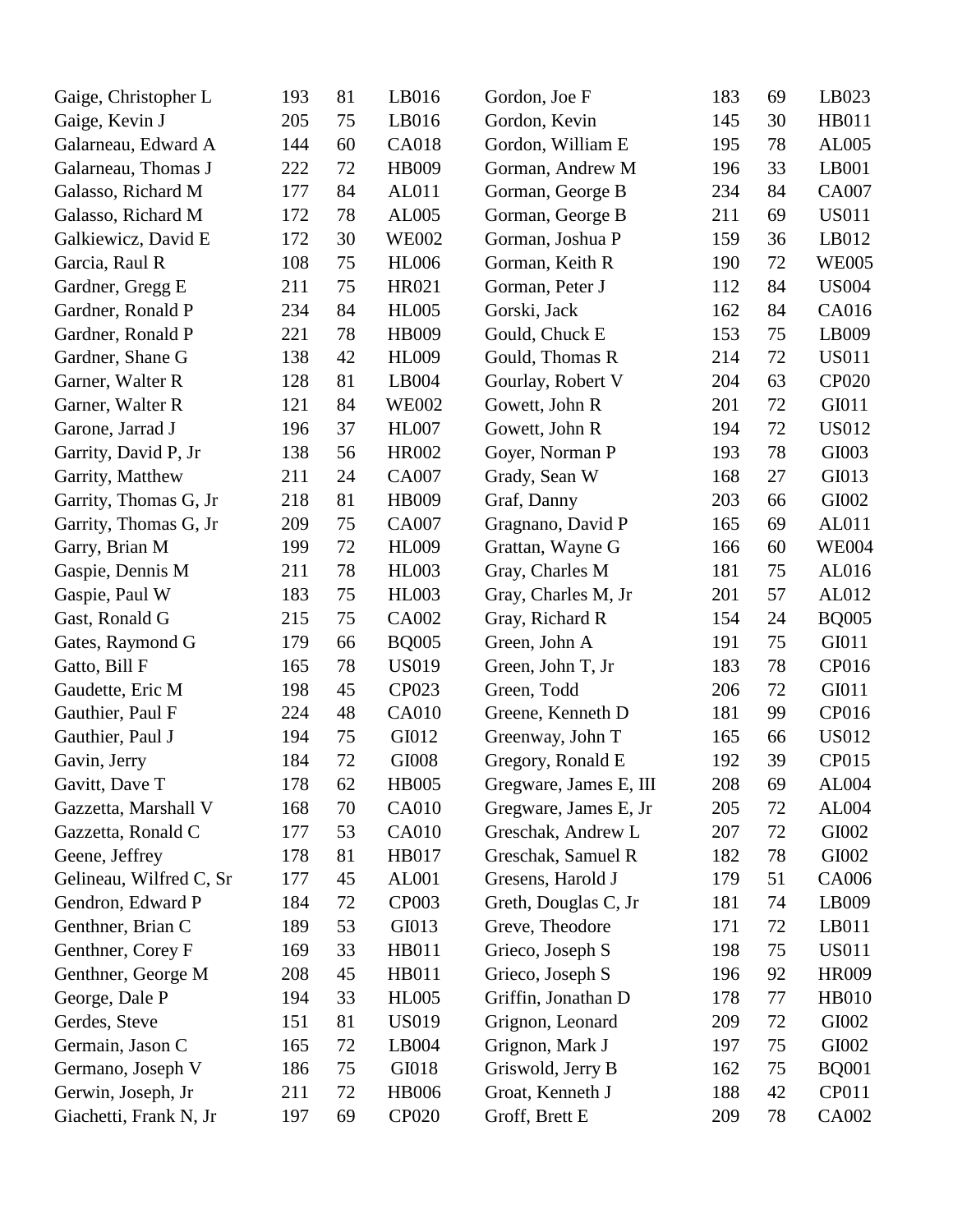| | | | |
|---|---|---|---|
| Gaige, Christopher L | 193 | 81 | LB016 |
| Gaige, Kevin J | 205 | 75 | LB016 |
| Galarneau, Edward A | 144 | 60 | CA018 |
| Galarneau, Thomas J | 222 | 72 | HB009 |
| Galasso, Richard M | 177 | 84 | AL011 |
| Galasso, Richard M | 172 | 78 | AL005 |
| Galkiewicz, David E | 172 | 30 | WE002 |
| Garcia, Raul R | 108 | 75 | HL006 |
| Gardner, Gregg E | 211 | 75 | HR021 |
| Gardner, Ronald P | 234 | 84 | HL005 |
| Gardner, Ronald P | 221 | 78 | HB009 |
| Gardner, Shane G | 138 | 42 | HL009 |
| Garner, Walter R | 128 | 81 | LB004 |
| Garner, Walter R | 121 | 84 | WE002 |
| Garone, Jarrad J | 196 | 37 | HL007 |
| Garrity, David P, Jr | 138 | 56 | HR002 |
| Garrity, Matthew | 211 | 24 | CA007 |
| Garrity, Thomas G, Jr | 218 | 81 | HB009 |
| Garrity, Thomas G, Jr | 209 | 75 | CA007 |
| Garry, Brian M | 199 | 72 | HL009 |
| Gaspie, Dennis M | 211 | 78 | HL003 |
| Gaspie, Paul W | 183 | 75 | HL003 |
| Gast, Ronald G | 215 | 75 | CA002 |
| Gates, Raymond G | 179 | 66 | BQ005 |
| Gatto, Bill F | 165 | 78 | US019 |
| Gaudette, Eric M | 198 | 45 | CP023 |
| Gauthier, Paul F | 224 | 48 | CA010 |
| Gauthier, Paul J | 194 | 75 | GI012 |
| Gavin, Jerry | 184 | 72 | GI008 |
| Gavitt, Dave T | 178 | 62 | HB005 |
| Gazzetta, Marshall V | 168 | 70 | CA010 |
| Gazzetta, Ronald C | 177 | 53 | CA010 |
| Geene, Jeffrey | 178 | 81 | HB017 |
| Gelineau, Wilfred C, Sr | 177 | 45 | AL001 |
| Gendron, Edward P | 184 | 72 | CP003 |
| Genthner, Brian C | 189 | 53 | GI013 |
| Genthner, Corey F | 169 | 33 | HB011 |
| Genthner, George M | 208 | 45 | HB011 |
| George, Dale P | 194 | 33 | HL005 |
| Gerdes, Steve | 151 | 81 | US019 |
| Germain, Jason C | 165 | 72 | LB004 |
| Germano, Joseph V | 186 | 75 | GI018 |
| Gerwin, Joseph, Jr | 211 | 72 | HB006 |
| Giachetti, Frank N, Jr | 197 | 69 | CP020 |
| Gordon, Joe F | 183 | 69 | LB023 |
| Gordon, Kevin | 145 | 30 | HB011 |
| Gordon, William E | 195 | 78 | AL005 |
| Gorman, Andrew M | 196 | 33 | LB001 |
| Gorman, George B | 234 | 84 | CA007 |
| Gorman, George B | 211 | 69 | US011 |
| Gorman, Joshua P | 159 | 36 | LB012 |
| Gorman, Keith R | 190 | 72 | WE005 |
| Gorman, Peter J | 112 | 84 | US004 |
| Gorski, Jack | 162 | 84 | CA016 |
| Gould, Chuck E | 153 | 75 | LB009 |
| Gould, Thomas R | 214 | 72 | US011 |
| Gourlay, Robert V | 204 | 63 | CP020 |
| Gowett, John R | 201 | 72 | GI011 |
| Gowett, John R | 194 | 72 | US012 |
| Goyer, Norman P | 193 | 78 | GI003 |
| Grady, Sean W | 168 | 27 | GI013 |
| Graf, Danny | 203 | 66 | GI002 |
| Gragnano, David P | 165 | 69 | AL011 |
| Grattan, Wayne G | 166 | 60 | WE004 |
| Gray, Charles M | 181 | 75 | AL016 |
| Gray, Charles M, Jr | 201 | 57 | AL012 |
| Gray, Richard R | 154 | 24 | BQ005 |
| Green, John A | 191 | 75 | GI011 |
| Green, John T, Jr | 183 | 78 | CP016 |
| Green, Todd | 206 | 72 | GI011 |
| Greene, Kenneth D | 181 | 99 | CP016 |
| Greenway, John T | 165 | 66 | US012 |
| Gregory, Ronald E | 192 | 39 | CP015 |
| Gregware, James E, III | 208 | 69 | AL004 |
| Gregware, James E, Jr | 205 | 72 | AL004 |
| Greschak, Andrew L | 207 | 72 | GI002 |
| Greschak, Samuel R | 182 | 78 | GI002 |
| Gresens, Harold J | 179 | 51 | CA006 |
| Greth, Douglas C, Jr | 181 | 74 | LB009 |
| Greve, Theodore | 171 | 72 | LB011 |
| Grieco, Joseph S | 198 | 75 | US011 |
| Grieco, Joseph S | 196 | 92 | HR009 |
| Griffin, Jonathan D | 178 | 77 | HB010 |
| Grignon, Leonard | 209 | 72 | GI002 |
| Grignon, Mark J | 197 | 75 | GI002 |
| Griswold, Jerry B | 162 | 75 | BQ001 |
| Groat, Kenneth J | 188 | 42 | CP011 |
| Groff, Brett E | 209 | 78 | CA002 |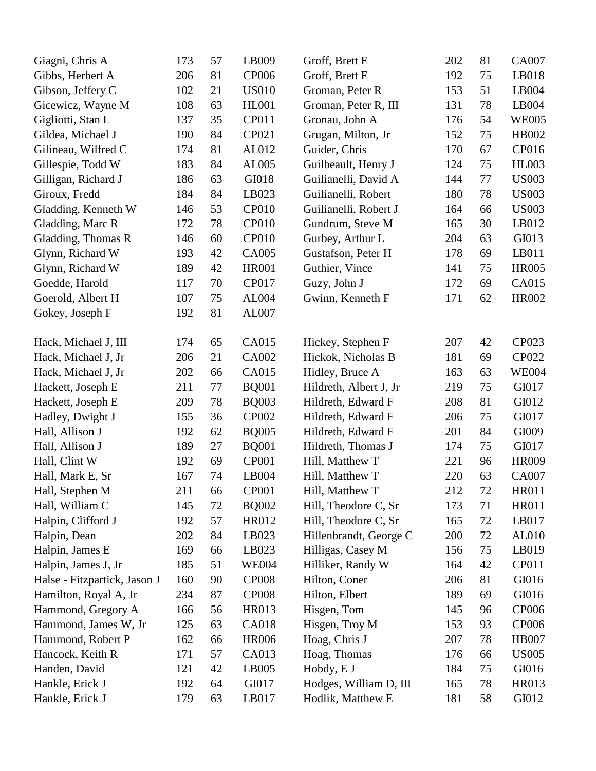| | | | | | | | |
|---|---|---|---|---|---|---|---|
| Giagni, Chris A | 173 | 57 | LB009 | Groff, Brett E | 202 | 81 | CA007 |
| Gibbs, Herbert A | 206 | 81 | CP006 | Groff, Brett E | 192 | 75 | LB018 |
| Gibson, Jeffery C | 102 | 21 | US010 | Groman, Peter R | 153 | 51 | LB004 |
| Gicewicz, Wayne M | 108 | 63 | HL001 | Groman, Peter R, III | 131 | 78 | LB004 |
| Gigliotti, Stan L | 137 | 35 | CP011 | Gronau, John A | 176 | 54 | WE005 |
| Gildea, Michael J | 190 | 84 | CP021 | Grugan, Milton, Jr | 152 | 75 | HB002 |
| Gilineau, Wilfred C | 174 | 81 | AL012 | Guider, Chris | 170 | 67 | CP016 |
| Gillespie, Todd W | 183 | 84 | AL005 | Guilbeault, Henry J | 124 | 75 | HL003 |
| Gilligan, Richard J | 186 | 63 | GI018 | Guilianelli, David A | 144 | 77 | US003 |
| Giroux, Fredd | 184 | 84 | LB023 | Guilianelli, Robert | 180 | 78 | US003 |
| Gladding, Kenneth W | 146 | 53 | CP010 | Guilianelli, Robert J | 164 | 66 | US003 |
| Gladding, Marc R | 172 | 78 | CP010 | Gundrum, Steve M | 165 | 30 | LB012 |
| Gladding, Thomas R | 146 | 60 | CP010 | Gurbey, Arthur L | 204 | 63 | GI013 |
| Glynn, Richard W | 193 | 42 | CA005 | Gustafson, Peter H | 178 | 69 | LB011 |
| Glynn, Richard W | 189 | 42 | HR001 | Guthier, Vince | 141 | 75 | HR005 |
| Goedde, Harold | 117 | 70 | CP017 | Guzy, John J | 172 | 69 | CA015 |
| Goerold, Albert H | 107 | 75 | AL004 | Gwinn, Kenneth F | 171 | 62 | HR002 |
| Gokey, Joseph F | 192 | 81 | AL007 | | | | |
| | | | | | | | |
| Hack, Michael J, III | 174 | 65 | CA015 | Hickey, Stephen F | 207 | 42 | CP023 |
| Hack, Michael J, Jr | 206 | 21 | CA002 | Hickok, Nicholas B | 181 | 69 | CP022 |
| Hack, Michael J, Jr | 202 | 66 | CA015 | Hidley, Bruce A | 163 | 63 | WE004 |
| Hackett, Joseph E | 211 | 77 | BQ001 | Hildreth, Albert J, Jr | 219 | 75 | GI017 |
| Hackett, Joseph E | 209 | 78 | BQ003 | Hildreth, Edward F | 208 | 81 | GI012 |
| Hadley, Dwight J | 155 | 36 | CP002 | Hildreth, Edward F | 206 | 75 | GI017 |
| Hall, Allison J | 192 | 62 | BQ005 | Hildreth, Edward F | 201 | 84 | GI009 |
| Hall, Allison J | 189 | 27 | BQ001 | Hildreth, Thomas J | 174 | 75 | GI017 |
| Hall, Clint W | 192 | 69 | CP001 | Hill, Matthew T | 221 | 96 | HR009 |
| Hall, Mark E, Sr | 167 | 74 | LB004 | Hill, Matthew T | 220 | 63 | CA007 |
| Hall, Stephen M | 211 | 66 | CP001 | Hill, Matthew T | 212 | 72 | HR011 |
| Hall, William C | 145 | 72 | BQ002 | Hill, Theodore C, Sr | 173 | 71 | HR011 |
| Halpin, Clifford J | 192 | 57 | HR012 | Hill, Theodore C, Sr | 165 | 72 | LB017 |
| Halpin, Dean | 202 | 84 | LB023 | Hillenbrandt, George C | 200 | 72 | AL010 |
| Halpin, James E | 169 | 66 | LB023 | Hilligas, Casey M | 156 | 75 | LB019 |
| Halpin, James J, Jr | 185 | 51 | WE004 | Hilliker, Randy W | 164 | 42 | CP011 |
| Halse - Fitzpartick, Jason J | 160 | 90 | CP008 | Hilton, Coner | 206 | 81 | GI016 |
| Hamilton, Royal A, Jr | 234 | 87 | CP008 | Hilton, Elbert | 189 | 69 | GI016 |
| Hammond, Gregory A | 166 | 56 | HR013 | Hisgen, Tom | 145 | 96 | CP006 |
| Hammond, James W, Jr | 125 | 63 | CA018 | Hisgen, Troy M | 153 | 93 | CP006 |
| Hammond, Robert P | 162 | 66 | HR006 | Hoag, Chris J | 207 | 78 | HB007 |
| Hancock, Keith R | 171 | 57 | CA013 | Hoag, Thomas | 176 | 66 | US005 |
| Handen, David | 121 | 42 | LB005 | Hobdy, E J | 184 | 75 | GI016 |
| Hankle, Erick J | 192 | 64 | GI017 | Hodges, William D, III | 165 | 78 | HR013 |
| Hankle, Erick J | 179 | 63 | LB017 | Hodlik, Matthew E | 181 | 58 | GI012 |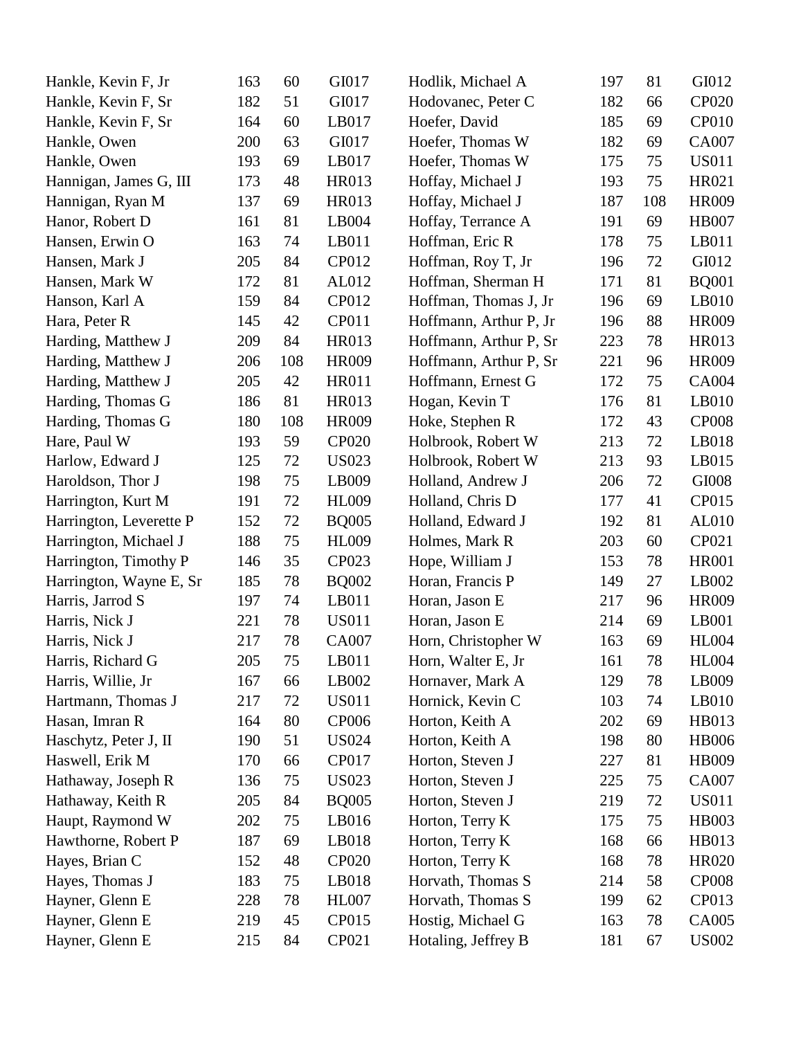| | | | | | | | |
|---|---|---|---|---|---|---|---|
| Hankle, Kevin F, Jr | 163 | 60 | GI017 | Hodlik, Michael A | 197 | 81 | GI012 |
| Hankle, Kevin F, Sr | 182 | 51 | GI017 | Hodovanec, Peter C | 182 | 66 | CP020 |
| Hankle, Kevin F, Sr | 164 | 60 | LB017 | Hoefer, David | 185 | 69 | CP010 |
| Hankle, Owen | 200 | 63 | GI017 | Hoefer, Thomas W | 182 | 69 | CA007 |
| Hankle, Owen | 193 | 69 | LB017 | Hoefer, Thomas W | 175 | 75 | US011 |
| Hannigan, James G, III | 173 | 48 | HR013 | Hoffay, Michael J | 193 | 75 | HR021 |
| Hannigan, Ryan M | 137 | 69 | HR013 | Hoffay, Michael J | 187 | 108 | HR009 |
| Hanor, Robert D | 161 | 81 | LB004 | Hoffay, Terrance A | 191 | 69 | HB007 |
| Hansen, Erwin O | 163 | 74 | LB011 | Hoffman, Eric R | 178 | 75 | LB011 |
| Hansen, Mark J | 205 | 84 | CP012 | Hoffman, Roy T, Jr | 196 | 72 | GI012 |
| Hansen, Mark W | 172 | 81 | AL012 | Hoffman, Sherman H | 171 | 81 | BQ001 |
| Hanson, Karl A | 159 | 84 | CP012 | Hoffman, Thomas J, Jr | 196 | 69 | LB010 |
| Hara, Peter R | 145 | 42 | CP011 | Hoffmann, Arthur P, Jr | 196 | 88 | HR009 |
| Harding, Matthew J | 209 | 84 | HR013 | Hoffmann, Arthur P, Sr | 223 | 78 | HR013 |
| Harding, Matthew J | 206 | 108 | HR009 | Hoffmann, Arthur P, Sr | 221 | 96 | HR009 |
| Harding, Matthew J | 205 | 42 | HR011 | Hoffmann, Ernest G | 172 | 75 | CA004 |
| Harding, Thomas G | 186 | 81 | HR013 | Hogan, Kevin T | 176 | 81 | LB010 |
| Harding, Thomas G | 180 | 108 | HR009 | Hoke, Stephen R | 172 | 43 | CP008 |
| Hare, Paul W | 193 | 59 | CP020 | Holbrook, Robert W | 213 | 72 | LB018 |
| Harlow, Edward J | 125 | 72 | US023 | Holbrook, Robert W | 213 | 93 | LB015 |
| Haroldson, Thor J | 198 | 75 | LB009 | Holland, Andrew J | 206 | 72 | GI008 |
| Harrington, Kurt M | 191 | 72 | HL009 | Holland, Chris D | 177 | 41 | CP015 |
| Harrington, Leverette P | 152 | 72 | BQ005 | Holland, Edward J | 192 | 81 | AL010 |
| Harrington, Michael J | 188 | 75 | HL009 | Holmes, Mark R | 203 | 60 | CP021 |
| Harrington, Timothy P | 146 | 35 | CP023 | Hope, William J | 153 | 78 | HR001 |
| Harrington, Wayne E, Sr | 185 | 78 | BQ002 | Horan, Francis P | 149 | 27 | LB002 |
| Harris, Jarrod S | 197 | 74 | LB011 | Horan, Jason E | 217 | 96 | HR009 |
| Harris, Nick J | 221 | 78 | US011 | Horan, Jason E | 214 | 69 | LB001 |
| Harris, Nick J | 217 | 78 | CA007 | Horn, Christopher W | 163 | 69 | HL004 |
| Harris, Richard G | 205 | 75 | LB011 | Horn, Walter E, Jr | 161 | 78 | HL004 |
| Harris, Willie, Jr | 167 | 66 | LB002 | Hornaver, Mark A | 129 | 78 | LB009 |
| Hartmann, Thomas J | 217 | 72 | US011 | Hornick, Kevin C | 103 | 74 | LB010 |
| Hasan, Imran R | 164 | 80 | CP006 | Horton, Keith A | 202 | 69 | HB013 |
| Haschytz, Peter J, II | 190 | 51 | US024 | Horton, Keith A | 198 | 80 | HB006 |
| Haswell, Erik M | 170 | 66 | CP017 | Horton, Steven J | 227 | 81 | HB009 |
| Hathaway, Joseph R | 136 | 75 | US023 | Horton, Steven J | 225 | 75 | CA007 |
| Hathaway, Keith R | 205 | 84 | BQ005 | Horton, Steven J | 219 | 72 | US011 |
| Haupt, Raymond W | 202 | 75 | LB016 | Horton, Terry K | 175 | 75 | HB003 |
| Hawthorne, Robert P | 187 | 69 | LB018 | Horton, Terry K | 168 | 66 | HB013 |
| Hayes, Brian C | 152 | 48 | CP020 | Horton, Terry K | 168 | 78 | HR020 |
| Hayes, Thomas J | 183 | 75 | LB018 | Horvath, Thomas S | 214 | 58 | CP008 |
| Hayner, Glenn E | 228 | 78 | HL007 | Horvath, Thomas S | 199 | 62 | CP013 |
| Hayner, Glenn E | 219 | 45 | CP015 | Hostig, Michael G | 163 | 78 | CA005 |
| Hayner, Glenn E | 215 | 84 | CP021 | Hotaling, Jeffrey B | 181 | 67 | US002 |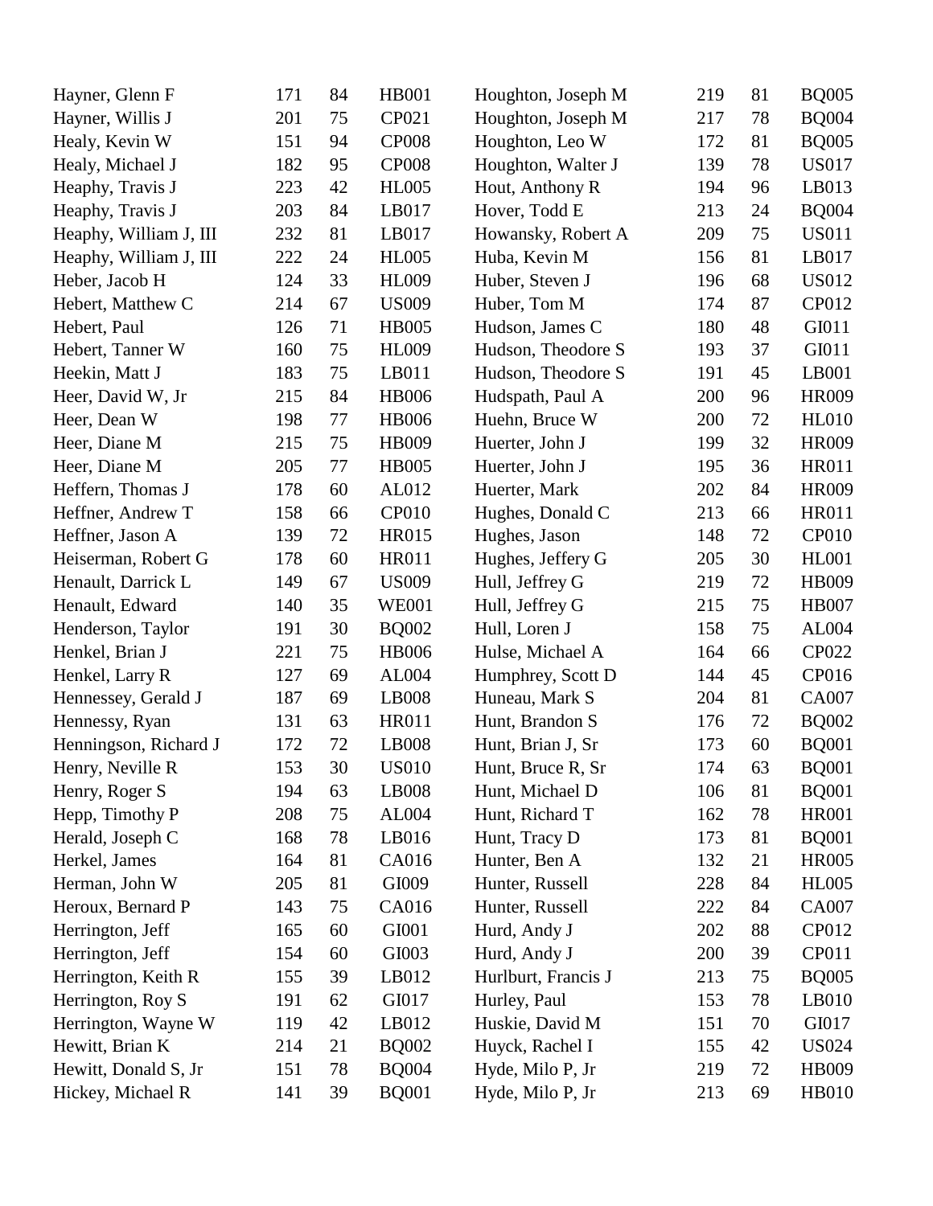| | | | |
|---|---|---|---|
| Hayner, Glenn F | 171 | 84 | HB001 |
| Hayner, Willis J | 201 | 75 | CP021 |
| Healy, Kevin W | 151 | 94 | CP008 |
| Healy, Michael J | 182 | 95 | CP008 |
| Heaphy, Travis J | 223 | 42 | HL005 |
| Heaphy, Travis J | 203 | 84 | LB017 |
| Heaphy, William J, III | 232 | 81 | LB017 |
| Heaphy, William J, III | 222 | 24 | HL005 |
| Heber, Jacob H | 124 | 33 | HL009 |
| Hebert, Matthew C | 214 | 67 | US009 |
| Hebert, Paul | 126 | 71 | HB005 |
| Hebert, Tanner W | 160 | 75 | HL009 |
| Heekin, Matt J | 183 | 75 | LB011 |
| Heer, David W, Jr | 215 | 84 | HB006 |
| Heer, Dean W | 198 | 77 | HB006 |
| Heer, Diane M | 215 | 75 | HB009 |
| Heer, Diane M | 205 | 77 | HB005 |
| Heffern, Thomas J | 178 | 60 | AL012 |
| Heffner, Andrew T | 158 | 66 | CP010 |
| Heffner, Jason A | 139 | 72 | HR015 |
| Heiserman, Robert G | 178 | 60 | HR011 |
| Henault, Darrick L | 149 | 67 | US009 |
| Henault, Edward | 140 | 35 | WE001 |
| Henderson, Taylor | 191 | 30 | BQ002 |
| Henkel, Brian J | 221 | 75 | HB006 |
| Henkel, Larry R | 127 | 69 | AL004 |
| Hennessey, Gerald J | 187 | 69 | LB008 |
| Hennessy, Ryan | 131 | 63 | HR011 |
| Henningson, Richard J | 172 | 72 | LB008 |
| Henry, Neville R | 153 | 30 | US010 |
| Henry, Roger S | 194 | 63 | LB008 |
| Hepp, Timothy P | 208 | 75 | AL004 |
| Herald, Joseph C | 168 | 78 | LB016 |
| Herkel, James | 164 | 81 | CA016 |
| Herman, John W | 205 | 81 | GI009 |
| Heroux, Bernard P | 143 | 75 | CA016 |
| Herrington, Jeff | 165 | 60 | GI001 |
| Herrington, Jeff | 154 | 60 | GI003 |
| Herrington, Keith R | 155 | 39 | LB012 |
| Herrington, Roy S | 191 | 62 | GI017 |
| Herrington, Wayne W | 119 | 42 | LB012 |
| Hewitt, Brian K | 214 | 21 | BQ002 |
| Hewitt, Donald S, Jr | 151 | 78 | BQ004 |
| Hickey, Michael R | 141 | 39 | BQ001 |
| Houghton, Joseph M | 219 | 81 | BQ005 |
| Houghton, Joseph M | 217 | 78 | BQ004 |
| Houghton, Leo W | 172 | 81 | BQ005 |
| Houghton, Walter J | 139 | 78 | US017 |
| Hout, Anthony R | 194 | 96 | LB013 |
| Hover, Todd E | 213 | 24 | BQ004 |
| Howansky, Robert A | 209 | 75 | US011 |
| Huba, Kevin M | 156 | 81 | LB017 |
| Huber, Steven J | 196 | 68 | US012 |
| Huber, Tom M | 174 | 87 | CP012 |
| Hudson, James C | 180 | 48 | GI011 |
| Hudson, Theodore S | 193 | 37 | GI011 |
| Hudson, Theodore S | 191 | 45 | LB001 |
| Hudspath, Paul A | 200 | 96 | HR009 |
| Huehn, Bruce W | 200 | 72 | HL010 |
| Huerter, John J | 199 | 32 | HR009 |
| Huerter, John J | 195 | 36 | HR011 |
| Huerter, Mark | 202 | 84 | HR009 |
| Hughes, Donald C | 213 | 66 | HR011 |
| Hughes, Jason | 148 | 72 | CP010 |
| Hughes, Jeffery G | 205 | 30 | HL001 |
| Hull, Jeffrey G | 219 | 72 | HB009 |
| Hull, Jeffrey G | 215 | 75 | HB007 |
| Hull, Loren J | 158 | 75 | AL004 |
| Hulse, Michael A | 164 | 66 | CP022 |
| Humphrey, Scott D | 144 | 45 | CP016 |
| Huneau, Mark S | 204 | 81 | CA007 |
| Hunt, Brandon S | 176 | 72 | BQ002 |
| Hunt, Brian J, Sr | 173 | 60 | BQ001 |
| Hunt, Bruce R, Sr | 174 | 63 | BQ001 |
| Hunt, Michael D | 106 | 81 | BQ001 |
| Hunt, Richard T | 162 | 78 | HR001 |
| Hunt, Tracy D | 173 | 81 | BQ001 |
| Hunter, Ben A | 132 | 21 | HR005 |
| Hunter, Russell | 228 | 84 | HL005 |
| Hunter, Russell | 222 | 84 | CA007 |
| Hurd, Andy J | 202 | 88 | CP012 |
| Hurd, Andy J | 200 | 39 | CP011 |
| Hurlburt, Francis J | 213 | 75 | BQ005 |
| Hurley, Paul | 153 | 78 | LB010 |
| Huskie, David M | 151 | 70 | GI017 |
| Huyck, Rachel I | 155 | 42 | US024 |
| Hyde, Milo P, Jr | 219 | 72 | HB009 |
| Hyde, Milo P, Jr | 213 | 69 | HB010 |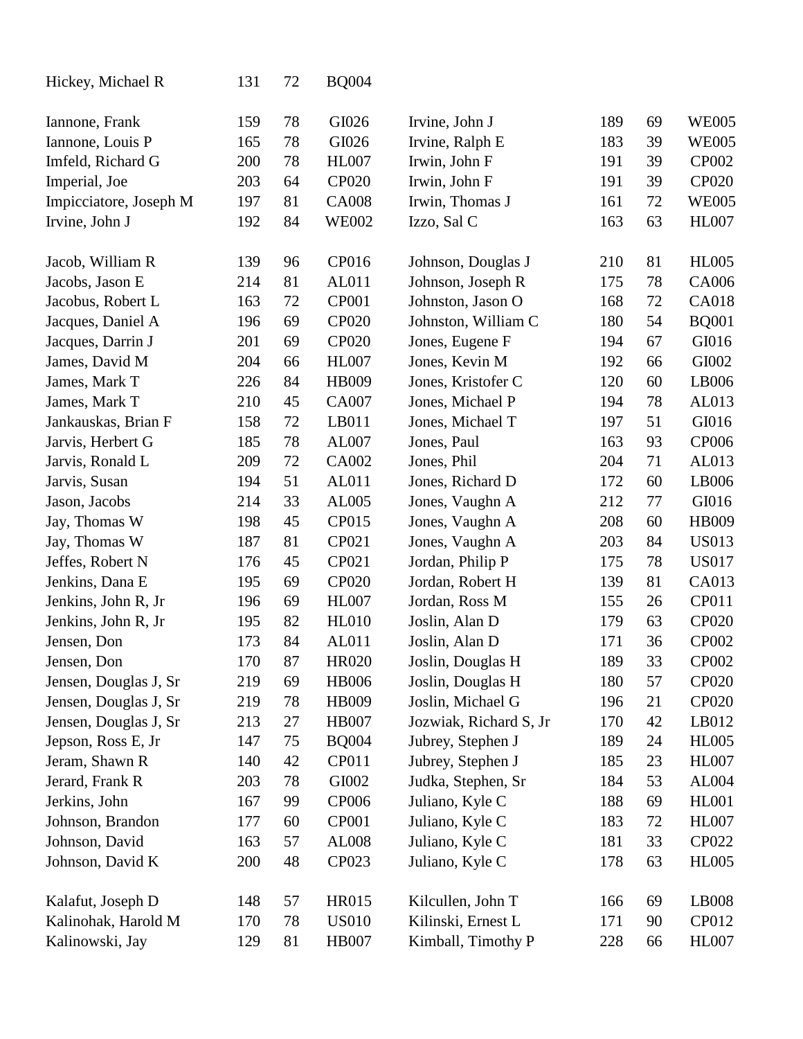| | | | | | | | |
|---|---|---|---|---|---|---|---|
| Hickey, Michael R | 131 | 72 | BQ004 | | | | |
| | | | | | | | |
| Iannone, Frank | 159 | 78 | GI026 | Irvine, John J | 189 | 69 | WE005 |
| Iannone, Louis P | 165 | 78 | GI026 | Irvine, Ralph E | 183 | 39 | WE005 |
| Imfeld, Richard G | 200 | 78 | HL007 | Irwin, John F | 191 | 39 | CP002 |
| Imperial, Joe | 203 | 64 | CP020 | Irwin, John F | 191 | 39 | CP020 |
| Impicciatore, Joseph M | 197 | 81 | CA008 | Irwin, Thomas J | 161 | 72 | WE005 |
| Irvine, John J | 192 | 84 | WE002 | Izzo, Sal C | 163 | 63 | HL007 |
| | | | | | | | |
| Jacob, William R | 139 | 96 | CP016 | Johnson, Douglas J | 210 | 81 | HL005 |
| Jacobs, Jason E | 214 | 81 | AL011 | Johnson, Joseph R | 175 | 78 | CA006 |
| Jacobus, Robert L | 163 | 72 | CP001 | Johnston, Jason O | 168 | 72 | CA018 |
| Jacques, Daniel A | 196 | 69 | CP020 | Johnston, William C | 180 | 54 | BQ001 |
| Jacques, Darrin J | 201 | 69 | CP020 | Jones, Eugene F | 194 | 67 | GI016 |
| James, David M | 204 | 66 | HL007 | Jones, Kevin M | 192 | 66 | GI002 |
| James, Mark T | 226 | 84 | HB009 | Jones, Kristofer C | 120 | 60 | LB006 |
| James, Mark T | 210 | 45 | CA007 | Jones, Michael P | 194 | 78 | AL013 |
| Jankauskas, Brian F | 158 | 72 | LB011 | Jones, Michael T | 197 | 51 | GI016 |
| Jarvis, Herbert G | 185 | 78 | AL007 | Jones, Paul | 163 | 93 | CP006 |
| Jarvis, Ronald L | 209 | 72 | CA002 | Jones, Phil | 204 | 71 | AL013 |
| Jarvis, Susan | 194 | 51 | AL011 | Jones, Richard D | 172 | 60 | LB006 |
| Jason, Jacobs | 214 | 33 | AL005 | Jones, Vaughn A | 212 | 77 | GI016 |
| Jay, Thomas W | 198 | 45 | CP015 | Jones, Vaughn A | 208 | 60 | HB009 |
| Jay, Thomas W | 187 | 81 | CP021 | Jones, Vaughn A | 203 | 84 | US013 |
| Jeffes, Robert N | 176 | 45 | CP021 | Jordan, Philip P | 175 | 78 | US017 |
| Jenkins, Dana E | 195 | 69 | CP020 | Jordan, Robert H | 139 | 81 | CA013 |
| Jenkins, John R, Jr | 196 | 69 | HL007 | Jordan, Ross M | 155 | 26 | CP011 |
| Jenkins, John R, Jr | 195 | 82 | HL010 | Joslin, Alan D | 179 | 63 | CP020 |
| Jensen, Don | 173 | 84 | AL011 | Joslin, Alan D | 171 | 36 | CP002 |
| Jensen, Don | 170 | 87 | HR020 | Joslin, Douglas H | 189 | 33 | CP002 |
| Jensen, Douglas J, Sr | 219 | 69 | HB006 | Joslin, Douglas H | 180 | 57 | CP020 |
| Jensen, Douglas J, Sr | 219 | 78 | HB009 | Joslin, Michael G | 196 | 21 | CP020 |
| Jensen, Douglas J, Sr | 213 | 27 | HB007 | Jozwiak, Richard S, Jr | 170 | 42 | LB012 |
| Jepson, Ross E, Jr | 147 | 75 | BQ004 | Jubrey, Stephen J | 189 | 24 | HL005 |
| Jeram, Shawn R | 140 | 42 | CP011 | Jubrey, Stephen J | 185 | 23 | HL007 |
| Jerard, Frank R | 203 | 78 | GI002 | Judka, Stephen, Sr | 184 | 53 | AL004 |
| Jerkins, John | 167 | 99 | CP006 | Juliano, Kyle C | 188 | 69 | HL001 |
| Johnson, Brandon | 177 | 60 | CP001 | Juliano, Kyle C | 183 | 72 | HL007 |
| Johnson, David | 163 | 57 | AL008 | Juliano, Kyle C | 181 | 33 | CP022 |
| Johnson, David K | 200 | 48 | CP023 | Juliano, Kyle C | 178 | 63 | HL005 |
| | | | | | | | |
| Kalafut, Joseph D | 148 | 57 | HR015 | Kilcullen, John T | 166 | 69 | LB008 |
| Kalinohak, Harold M | 170 | 78 | US010 | Kilinski, Ernest L | 171 | 90 | CP012 |
| Kalinowski, Jay | 129 | 81 | HB007 | Kimball, Timothy P | 228 | 66 | HL007 |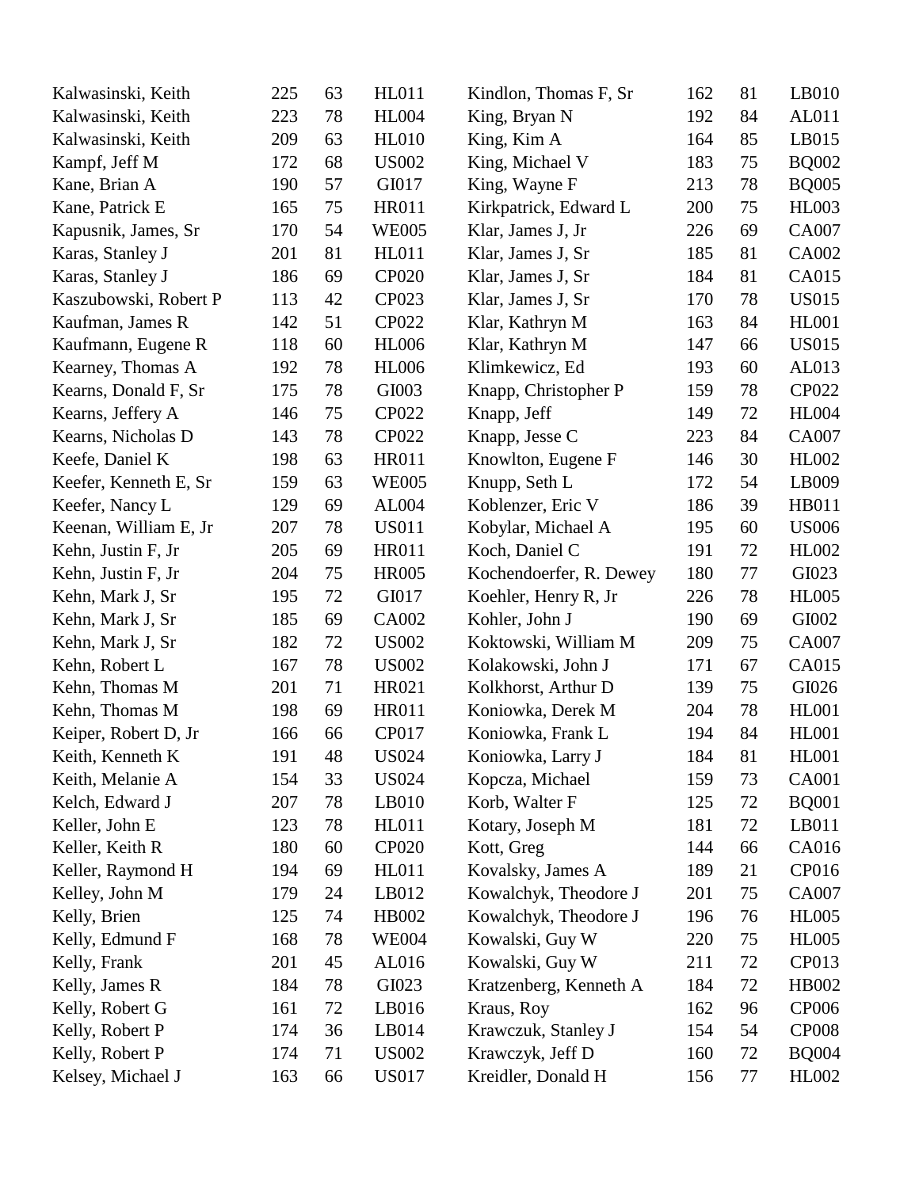| Kalwasinski, Keith | 225 | 63 | HL011 |
|---|---|---|---|
| Kalwasinski, Keith | 223 | 78 | HL004 |
| Kalwasinski, Keith | 209 | 63 | HL010 |
| Kampf, Jeff M | 172 | 68 | US002 |
| Kane, Brian A | 190 | 57 | GI017 |
| Kane, Patrick E | 165 | 75 | HR011 |
| Kapusnik, James, Sr | 170 | 54 | WE005 |
| Karas, Stanley J | 201 | 81 | HL011 |
| Karas, Stanley J | 186 | 69 | CP020 |
| Kaszubowski, Robert P | 113 | 42 | CP023 |
| Kaufman, James R | 142 | 51 | CP022 |
| Kaufmann, Eugene R | 118 | 60 | HL006 |
| Kearney, Thomas A | 192 | 78 | HL006 |
| Kearns, Donald F, Sr | 175 | 78 | GI003 |
| Kearns, Jeffery A | 146 | 75 | CP022 |
| Kearns, Nicholas D | 143 | 78 | CP022 |
| Keefe, Daniel K | 198 | 63 | HR011 |
| Keefer, Kenneth E, Sr | 159 | 63 | WE005 |
| Keefer, Nancy L | 129 | 69 | AL004 |
| Keenan, William E, Jr | 207 | 78 | US011 |
| Kehn, Justin F, Jr | 205 | 69 | HR011 |
| Kehn, Justin F, Jr | 204 | 75 | HR005 |
| Kehn, Mark J, Sr | 195 | 72 | GI017 |
| Kehn, Mark J, Sr | 185 | 69 | CA002 |
| Kehn, Mark J, Sr | 182 | 72 | US002 |
| Kehn, Robert L | 167 | 78 | US002 |
| Kehn, Thomas M | 201 | 71 | HR021 |
| Kehn, Thomas M | 198 | 69 | HR011 |
| Keiper, Robert D, Jr | 166 | 66 | CP017 |
| Keith, Kenneth K | 191 | 48 | US024 |
| Keith, Melanie A | 154 | 33 | US024 |
| Kelch, Edward J | 207 | 78 | LB010 |
| Keller, John E | 123 | 78 | HL011 |
| Keller, Keith R | 180 | 60 | CP020 |
| Keller, Raymond H | 194 | 69 | HL011 |
| Kelley, John M | 179 | 24 | LB012 |
| Kelly, Brien | 125 | 74 | HB002 |
| Kelly, Edmund F | 168 | 78 | WE004 |
| Kelly, Frank | 201 | 45 | AL016 |
| Kelly, James R | 184 | 78 | GI023 |
| Kelly, Robert G | 161 | 72 | LB016 |
| Kelly, Robert P | 174 | 36 | LB014 |
| Kelly, Robert P | 174 | 71 | US002 |
| Kelsey, Michael J | 163 | 66 | US017 |
| Kindlon, Thomas F, Sr | 162 | 81 | LB010 |
| King, Bryan N | 192 | 84 | AL011 |
| King, Kim A | 164 | 85 | LB015 |
| King, Michael V | 183 | 75 | BQ002 |
| King, Wayne F | 213 | 78 | BQ005 |
| Kirkpatrick, Edward L | 200 | 75 | HL003 |
| Klar, James J, Jr | 226 | 69 | CA007 |
| Klar, James J, Sr | 185 | 81 | CA002 |
| Klar, James J, Sr | 184 | 81 | CA015 |
| Klar, James J, Sr | 170 | 78 | US015 |
| Klar, Kathryn M | 163 | 84 | HL001 |
| Klar, Kathryn M | 147 | 66 | US015 |
| Klimkewicz, Ed | 193 | 60 | AL013 |
| Knapp, Christopher P | 159 | 78 | CP022 |
| Knapp, Jeff | 149 | 72 | HL004 |
| Knapp, Jesse C | 223 | 84 | CA007 |
| Knowlton, Eugene F | 146 | 30 | HL002 |
| Knupp, Seth L | 172 | 54 | LB009 |
| Koblenzer, Eric V | 186 | 39 | HB011 |
| Kobylar, Michael A | 195 | 60 | US006 |
| Koch, Daniel C | 191 | 72 | HL002 |
| Kochendoerfer, R. Dewey | 180 | 77 | GI023 |
| Koehler, Henry R, Jr | 226 | 78 | HL005 |
| Kohler, John J | 190 | 69 | GI002 |
| Koktowski, William M | 209 | 75 | CA007 |
| Kolakowski, John J | 171 | 67 | CA015 |
| Kolkhorst, Arthur D | 139 | 75 | GI026 |
| Koniowka, Derek M | 204 | 78 | HL001 |
| Koniowka, Frank L | 194 | 84 | HL001 |
| Koniowka, Larry J | 184 | 81 | HL001 |
| Kopcza, Michael | 159 | 73 | CA001 |
| Korb, Walter F | 125 | 72 | BQ001 |
| Kotary, Joseph M | 181 | 72 | LB011 |
| Kott, Greg | 144 | 66 | CA016 |
| Kovalsky, James A | 189 | 21 | CP016 |
| Kowalchyk, Theodore J | 201 | 75 | CA007 |
| Kowalchyk, Theodore J | 196 | 76 | HL005 |
| Kowalski, Guy W | 220 | 75 | HL005 |
| Kowalski, Guy W | 211 | 72 | CP013 |
| Kratzenberg, Kenneth A | 184 | 72 | HB002 |
| Kraus, Roy | 162 | 96 | CP006 |
| Krawczuk, Stanley J | 154 | 54 | CP008 |
| Krawczyk, Jeff D | 160 | 72 | BQ004 |
| Kreidler, Donald H | 156 | 77 | HL002 |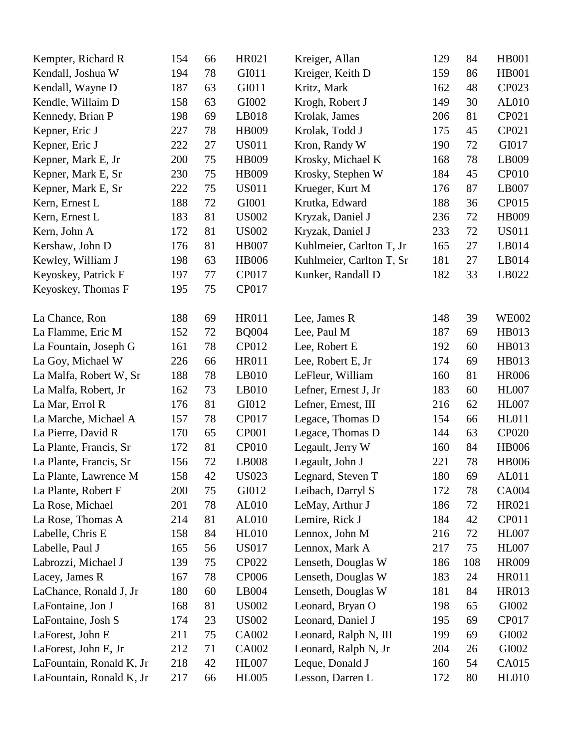| | | | |
|---|---|---|---|
| Kempter, Richard R | 154 | 66 | HR021 |
| Kendall, Joshua W | 194 | 78 | GI011 |
| Kendall, Wayne D | 187 | 63 | GI011 |
| Kendle, Willaim D | 158 | 63 | GI002 |
| Kennedy, Brian P | 198 | 69 | LB018 |
| Kepner, Eric J | 227 | 78 | HB009 |
| Kepner, Eric J | 222 | 27 | US011 |
| Kepner, Mark E, Jr | 200 | 75 | HB009 |
| Kepner, Mark E, Sr | 230 | 75 | HB009 |
| Kepner, Mark E, Sr | 222 | 75 | US011 |
| Kern, Ernest L | 188 | 72 | GI001 |
| Kern, Ernest L | 183 | 81 | US002 |
| Kern, John A | 172 | 81 | US002 |
| Kershaw, John D | 176 | 81 | HB007 |
| Kewley, William J | 198 | 63 | HB006 |
| Keyoskey, Patrick F | 197 | 77 | CP017 |
| Keyoskey, Thomas F | 195 | 75 | CP017 |
| Kreiger, Allan | 129 | 84 | HB001 |
| Kreiger, Keith D | 159 | 86 | HB001 |
| Kritz, Mark | 162 | 48 | CP023 |
| Krogh, Robert J | 149 | 30 | AL010 |
| Krolak, James | 206 | 81 | CP021 |
| Krolak, Todd J | 175 | 45 | CP021 |
| Kron, Randy W | 190 | 72 | GI017 |
| Krosky, Michael K | 168 | 78 | LB009 |
| Krosky, Stephen W | 184 | 45 | CP010 |
| Krueger, Kurt M | 176 | 87 | LB007 |
| Krutka, Edward | 188 | 36 | CP015 |
| Kryzak, Daniel J | 236 | 72 | HB009 |
| Kryzak, Daniel J | 233 | 72 | US011 |
| Kuhlmeier, Carlton T, Jr | 165 | 27 | LB014 |
| Kuhlmeier, Carlton T, Sr | 181 | 27 | LB014 |
| Kunker, Randall D | 182 | 33 | LB022 |

| | | | |
|---|---|---|---|
| La Chance, Ron | 188 | 69 | HR011 |
| La Flamme, Eric M | 152 | 72 | BQ004 |
| La Fountain, Joseph G | 161 | 78 | CP012 |
| La Goy, Michael W | 226 | 66 | HR011 |
| La Malfa, Robert W, Sr | 188 | 78 | LB010 |
| La Malfa, Robert, Jr | 162 | 73 | LB010 |
| La Mar, Errol R | 176 | 81 | GI012 |
| La Marche, Michael A | 157 | 78 | CP017 |
| La Pierre, David R | 170 | 65 | CP001 |
| La Plante, Francis, Sr | 172 | 81 | CP010 |
| La Plante, Francis, Sr | 156 | 72 | LB008 |
| La Plante, Lawrence M | 158 | 42 | US023 |
| La Plante, Robert F | 200 | 75 | GI012 |
| La Rose, Michael | 201 | 78 | AL010 |
| La Rose, Thomas A | 214 | 81 | AL010 |
| Labelle, Chris E | 158 | 84 | HL010 |
| Labelle, Paul J | 165 | 56 | US017 |
| Labrozzi, Michael J | 139 | 75 | CP022 |
| Lacey, James R | 167 | 78 | CP006 |
| LaChance, Ronald J, Jr | 180 | 60 | LB004 |
| LaFontaine, Jon J | 168 | 81 | US002 |
| LaFontaine, Josh S | 174 | 23 | US002 |
| LaForest, John E | 211 | 75 | CA002 |
| LaForest, John E, Jr | 212 | 71 | CA002 |
| LaFountain, Ronald K, Jr | 218 | 42 | HL007 |
| LaFountain, Ronald K, Jr | 217 | 66 | HL005 |
| Lee, James R | 148 | 39 | WE002 |
| Lee, Paul M | 187 | 69 | HB013 |
| Lee, Robert E | 192 | 60 | HB013 |
| Lee, Robert E, Jr | 174 | 69 | HB013 |
| LeFleur, William | 160 | 81 | HR006 |
| Lefner, Ernest J, Jr | 183 | 60 | HL007 |
| Lefner, Ernest, III | 216 | 62 | HL007 |
| Legace, Thomas D | 154 | 66 | HL011 |
| Legace, Thomas D | 144 | 63 | CP020 |
| Legault, Jerry W | 160 | 84 | HB006 |
| Legault, John J | 221 | 78 | HB006 |
| Legnard, Steven T | 180 | 69 | AL011 |
| Leibach, Darryl S | 172 | 78 | CA004 |
| LeMay, Arthur J | 186 | 72 | HR021 |
| Lemire, Rick J | 184 | 42 | CP011 |
| Lennox, John M | 216 | 72 | HL007 |
| Lennox, Mark A | 217 | 75 | HL007 |
| Lenseth, Douglas W | 186 | 108 | HR009 |
| Lenseth, Douglas W | 183 | 24 | HR011 |
| Lenseth, Douglas W | 181 | 84 | HR013 |
| Leonard, Bryan O | 198 | 65 | GI002 |
| Leonard, Daniel J | 195 | 69 | CP017 |
| Leonard, Ralph N, III | 199 | 69 | GI002 |
| Leonard, Ralph N, Jr | 204 | 26 | GI002 |
| Leque, Donald J | 160 | 54 | CA015 |
| Lesson, Darren L | 172 | 80 | HL010 |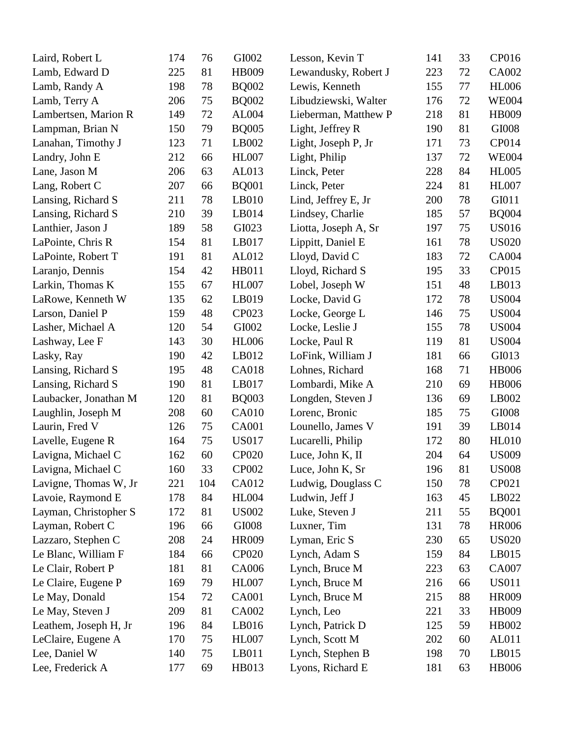| | | | | | | | |
|---|---|---|---|---|---|---|---|
| Laird, Robert L | 174 | 76 | GI002 | Lesson, Kevin T | 141 | 33 | CP016 |
| Lamb, Edward D | 225 | 81 | HB009 | Lewandusky, Robert J | 223 | 72 | CA002 |
| Lamb, Randy A | 198 | 78 | BQ002 | Lewis, Kenneth | 155 | 77 | HL006 |
| Lamb, Terry A | 206 | 75 | BQ002 | Libudziewski, Walter | 176 | 72 | WE004 |
| Lambertsen, Marion R | 149 | 72 | AL004 | Lieberman, Matthew P | 218 | 81 | HB009 |
| Lampman, Brian N | 150 | 79 | BQ005 | Light, Jeffrey R | 190 | 81 | GI008 |
| Lanahan, Timothy J | 123 | 71 | LB002 | Light, Joseph P, Jr | 171 | 73 | CP014 |
| Landry, John E | 212 | 66 | HL007 | Light, Philip | 137 | 72 | WE004 |
| Lane, Jason M | 206 | 63 | AL013 | Linck, Peter | 228 | 84 | HL005 |
| Lang, Robert C | 207 | 66 | BQ001 | Linck, Peter | 224 | 81 | HL007 |
| Lansing, Richard S | 211 | 78 | LB010 | Lind, Jeffrey E, Jr | 200 | 78 | GI011 |
| Lansing, Richard S | 210 | 39 | LB014 | Lindsey, Charlie | 185 | 57 | BQ004 |
| Lanthier, Jason J | 189 | 58 | GI023 | Liotta, Joseph A, Sr | 197 | 75 | US016 |
| LaPointe, Chris R | 154 | 81 | LB017 | Lippitt, Daniel E | 161 | 78 | US020 |
| LaPointe, Robert T | 191 | 81 | AL012 | Lloyd, David C | 183 | 72 | CA004 |
| Laranjo, Dennis | 154 | 42 | HB011 | Lloyd, Richard S | 195 | 33 | CP015 |
| Larkin, Thomas K | 155 | 67 | HL007 | Lobel, Joseph W | 151 | 48 | LB013 |
| LaRowe, Kenneth W | 135 | 62 | LB019 | Locke, David G | 172 | 78 | US004 |
| Larson, Daniel P | 159 | 48 | CP023 | Locke, George L | 146 | 75 | US004 |
| Lasher, Michael A | 120 | 54 | GI002 | Locke, Leslie J | 155 | 78 | US004 |
| Lashway, Lee F | 143 | 30 | HL006 | Locke, Paul R | 119 | 81 | US004 |
| Lasky, Ray | 190 | 42 | LB012 | LoFink, William J | 181 | 66 | GI013 |
| Lansing, Richard S | 195 | 48 | CA018 | Lohnes, Richard | 168 | 71 | HB006 |
| Lansing, Richard S | 190 | 81 | LB017 | Lombardi, Mike A | 210 | 69 | HB006 |
| Laubacker, Jonathan M | 120 | 81 | BQ003 | Longden, Steven J | 136 | 69 | LB002 |
| Laughlin, Joseph M | 208 | 60 | CA010 | Lorenc, Bronic | 185 | 75 | GI008 |
| Laurin, Fred V | 126 | 75 | CA001 | Lounello, James V | 191 | 39 | LB014 |
| Lavelle, Eugene R | 164 | 75 | US017 | Lucarelli, Philip | 172 | 80 | HL010 |
| Lavigna, Michael C | 162 | 60 | CP020 | Luce, John K, II | 204 | 64 | US009 |
| Lavigna, Michael C | 160 | 33 | CP002 | Luce, John K, Sr | 196 | 81 | US008 |
| Lavigne, Thomas W, Jr | 221 | 104 | CA012 | Ludwig, Douglass C | 150 | 78 | CP021 |
| Lavoie, Raymond E | 178 | 84 | HL004 | Ludwin, Jeff J | 163 | 45 | LB022 |
| Layman, Christopher S | 172 | 81 | US002 | Luke, Steven J | 211 | 55 | BQ001 |
| Layman, Robert C | 196 | 66 | GI008 | Luxner, Tim | 131 | 78 | HR006 |
| Lazzaro, Stephen C | 208 | 24 | HR009 | Lyman, Eric S | 230 | 65 | US020 |
| Le Blanc, William F | 184 | 66 | CP020 | Lynch, Adam S | 159 | 84 | LB015 |
| Le Clair, Robert P | 181 | 81 | CA006 | Lynch, Bruce M | 223 | 63 | CA007 |
| Le Claire, Eugene P | 169 | 79 | HL007 | Lynch, Bruce M | 216 | 66 | US011 |
| Le May, Donald | 154 | 72 | CA001 | Lynch, Bruce M | 215 | 88 | HR009 |
| Le May, Steven J | 209 | 81 | CA002 | Lynch, Leo | 221 | 33 | HB009 |
| Leathem, Joseph H, Jr | 196 | 84 | LB016 | Lynch, Patrick D | 125 | 59 | HB002 |
| LeClaire, Eugene A | 170 | 75 | HL007 | Lynch, Scott M | 202 | 60 | AL011 |
| Lee, Daniel W | 140 | 75 | LB011 | Lynch, Stephen B | 198 | 70 | LB015 |
| Lee, Frederick A | 177 | 69 | HB013 | Lyons, Richard E | 181 | 63 | HB006 |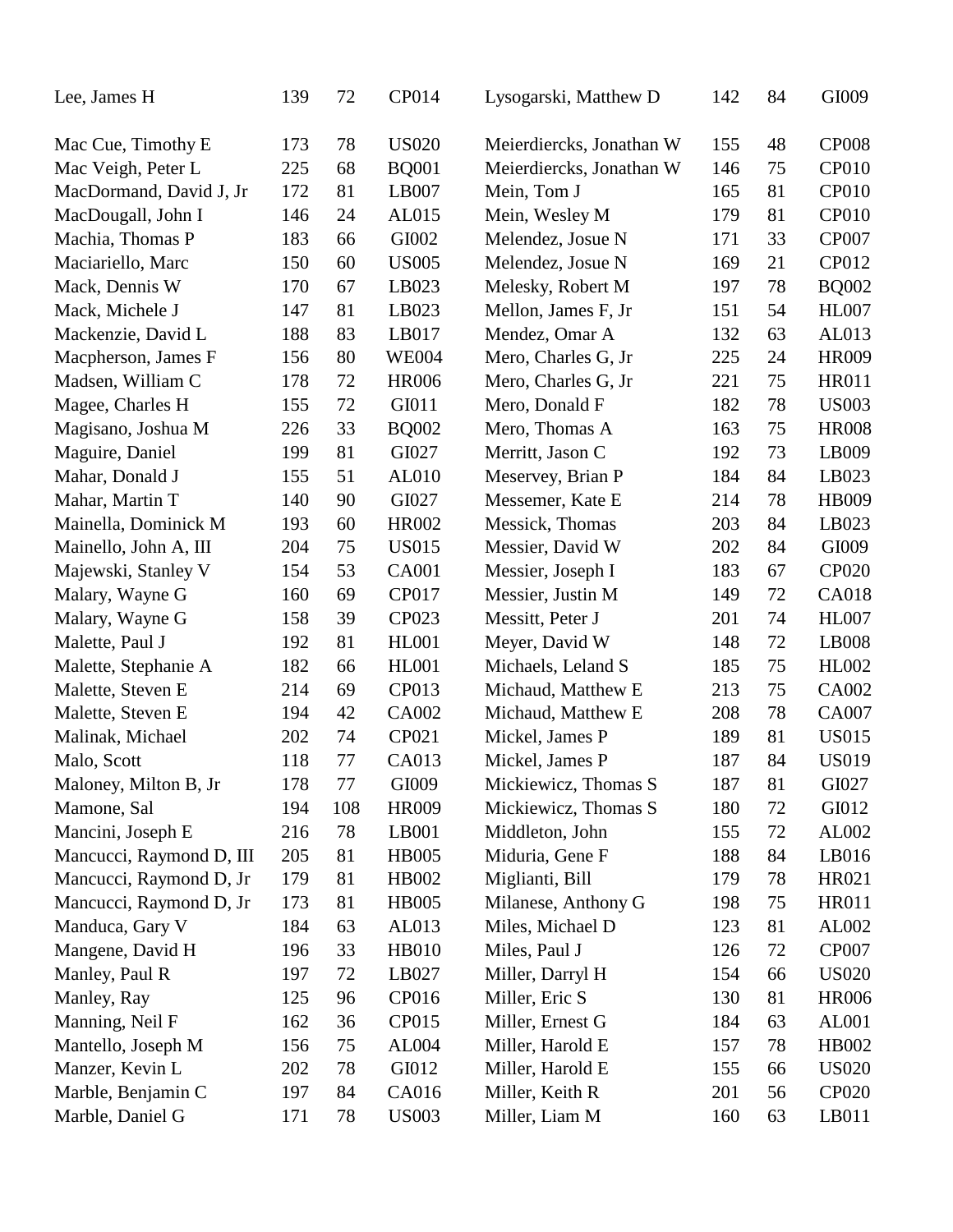| Name | | | | Name | | | |
|---|---|---|---|---|---|---|---|
| Lee, James H | 139 | 72 | CP014 | Lysogarski, Matthew D | 142 | 84 | GI009 |
| Mac Cue, Timothy E | 173 | 78 | US020 | Meierdiercks, Jonathan W | 155 | 48 | CP008 |
| Mac Veigh, Peter L | 225 | 68 | BQ001 | Meierdiercks, Jonathan W | 146 | 75 | CP010 |
| MacDormand, David J, Jr | 172 | 81 | LB007 | Mein, Tom J | 165 | 81 | CP010 |
| MacDougall, John I | 146 | 24 | AL015 | Mein, Wesley M | 179 | 81 | CP010 |
| Machia, Thomas P | 183 | 66 | GI002 | Melendez, Josue N | 171 | 33 | CP007 |
| Maciariello, Marc | 150 | 60 | US005 | Melendez, Josue N | 169 | 21 | CP012 |
| Mack, Dennis W | 170 | 67 | LB023 | Melesky, Robert M | 197 | 78 | BQ002 |
| Mack, Michele J | 147 | 81 | LB023 | Mellon, James F, Jr | 151 | 54 | HL007 |
| Mackenzie, David L | 188 | 83 | LB017 | Mendez, Omar A | 132 | 63 | AL013 |
| Macpherson, James F | 156 | 80 | WE004 | Mero, Charles G, Jr | 225 | 24 | HR009 |
| Madsen, William C | 178 | 72 | HR006 | Mero, Charles G, Jr | 221 | 75 | HR011 |
| Magee, Charles H | 155 | 72 | GI011 | Mero, Donald F | 182 | 78 | US003 |
| Magisano, Joshua M | 226 | 33 | BQ002 | Mero, Thomas A | 163 | 75 | HR008 |
| Maguire, Daniel | 199 | 81 | GI027 | Merritt, Jason C | 192 | 73 | LB009 |
| Mahar, Donald J | 155 | 51 | AL010 | Meservey, Brian P | 184 | 84 | LB023 |
| Mahar, Martin T | 140 | 90 | GI027 | Messemer, Kate E | 214 | 78 | HB009 |
| Mainella, Dominick M | 193 | 60 | HR002 | Messick, Thomas | 203 | 84 | LB023 |
| Mainello, John A, III | 204 | 75 | US015 | Messier, David W | 202 | 84 | GI009 |
| Majewski, Stanley V | 154 | 53 | CA001 | Messier, Joseph I | 183 | 67 | CP020 |
| Malary, Wayne G | 160 | 69 | CP017 | Messier, Justin M | 149 | 72 | CA018 |
| Malary, Wayne G | 158 | 39 | CP023 | Messitt, Peter J | 201 | 74 | HL007 |
| Malette, Paul J | 192 | 81 | HL001 | Meyer, David W | 148 | 72 | LB008 |
| Malette, Stephanie A | 182 | 66 | HL001 | Michaels, Leland S | 185 | 75 | HL002 |
| Malette, Steven E | 214 | 69 | CP013 | Michaud, Matthew E | 213 | 75 | CA002 |
| Malette, Steven E | 194 | 42 | CA002 | Michaud, Matthew E | 208 | 78 | CA007 |
| Malinak, Michael | 202 | 74 | CP021 | Mickel, James P | 189 | 81 | US015 |
| Malo, Scott | 118 | 77 | CA013 | Mickel, James P | 187 | 84 | US019 |
| Maloney, Milton B, Jr | 178 | 77 | GI009 | Mickiewicz, Thomas S | 187 | 81 | GI027 |
| Mamone, Sal | 194 | 108 | HR009 | Mickiewicz, Thomas S | 180 | 72 | GI012 |
| Mancini, Joseph E | 216 | 78 | LB001 | Middleton, John | 155 | 72 | AL002 |
| Mancucci, Raymond D, III | 205 | 81 | HB005 | Miduria, Gene F | 188 | 84 | LB016 |
| Mancucci, Raymond D, Jr | 179 | 81 | HB002 | Miglianti, Bill | 179 | 78 | HR021 |
| Mancucci, Raymond D, Jr | 173 | 81 | HB005 | Milanese, Anthony G | 198 | 75 | HR011 |
| Manduca, Gary V | 184 | 63 | AL013 | Miles, Michael D | 123 | 81 | AL002 |
| Mangene, David H | 196 | 33 | HB010 | Miles, Paul J | 126 | 72 | CP007 |
| Manley, Paul R | 197 | 72 | LB027 | Miller, Darryl H | 154 | 66 | US020 |
| Manley, Ray | 125 | 96 | CP016 | Miller, Eric S | 130 | 81 | HR006 |
| Manning, Neil F | 162 | 36 | CP015 | Miller, Ernest G | 184 | 63 | AL001 |
| Mantello, Joseph M | 156 | 75 | AL004 | Miller, Harold E | 157 | 78 | HB002 |
| Manzer, Kevin L | 202 | 78 | GI012 | Miller, Harold E | 155 | 66 | US020 |
| Marble, Benjamin C | 197 | 84 | CA016 | Miller, Keith R | 201 | 56 | CP020 |
| Marble, Daniel G | 171 | 78 | US003 | Miller, Liam M | 160 | 63 | LB011 |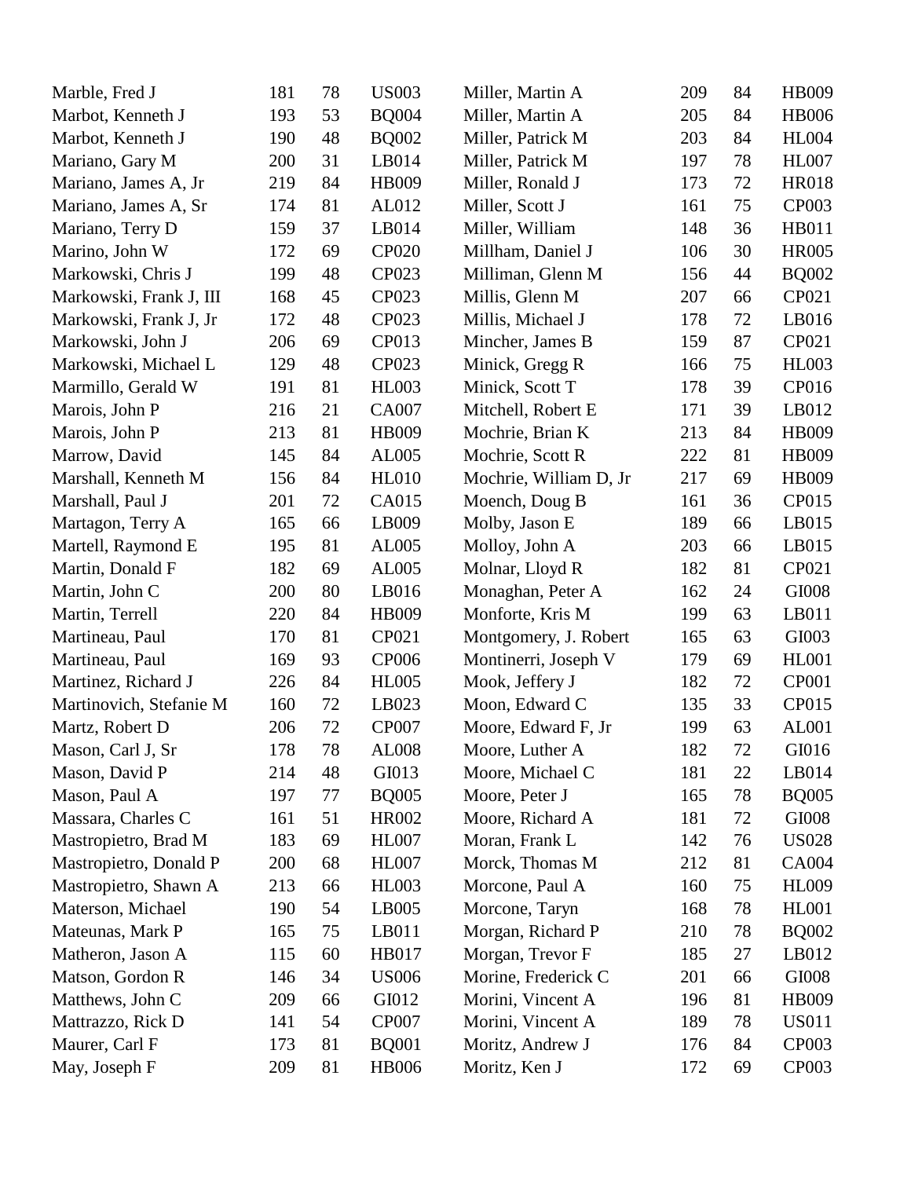| | | | |
|---|---|---|---|
| Marble, Fred J | 181 | 78 | US003 |
| Marbot, Kenneth J | 193 | 53 | BQ004 |
| Marbot, Kenneth J | 190 | 48 | BQ002 |
| Mariano, Gary M | 200 | 31 | LB014 |
| Mariano, James A, Jr | 219 | 84 | HB009 |
| Mariano, James A, Sr | 174 | 81 | AL012 |
| Mariano, Terry D | 159 | 37 | LB014 |
| Marino, John W | 172 | 69 | CP020 |
| Markowski, Chris J | 199 | 48 | CP023 |
| Markowski, Frank J, III | 168 | 45 | CP023 |
| Markowski, Frank J, Jr | 172 | 48 | CP023 |
| Markowski, John J | 206 | 69 | CP013 |
| Markowski, Michael L | 129 | 48 | CP023 |
| Marmillo, Gerald W | 191 | 81 | HL003 |
| Marois, John P | 216 | 21 | CA007 |
| Marois, John P | 213 | 81 | HB009 |
| Marrow, David | 145 | 84 | AL005 |
| Marshall, Kenneth M | 156 | 84 | HL010 |
| Marshall, Paul J | 201 | 72 | CA015 |
| Martagon, Terry A | 165 | 66 | LB009 |
| Martell, Raymond E | 195 | 81 | AL005 |
| Martin, Donald F | 182 | 69 | AL005 |
| Martin, John C | 200 | 80 | LB016 |
| Martin, Terrell | 220 | 84 | HB009 |
| Martineau, Paul | 170 | 81 | CP021 |
| Martineau, Paul | 169 | 93 | CP006 |
| Martinez, Richard J | 226 | 84 | HL005 |
| Martinovich, Stefanie M | 160 | 72 | LB023 |
| Martz, Robert D | 206 | 72 | CP007 |
| Mason, Carl J, Sr | 178 | 78 | AL008 |
| Mason, David P | 214 | 48 | GI013 |
| Mason, Paul A | 197 | 77 | BQ005 |
| Massara, Charles C | 161 | 51 | HR002 |
| Mastropietro, Brad M | 183 | 69 | HL007 |
| Mastropietro, Donald P | 200 | 68 | HL007 |
| Mastropietro, Shawn A | 213 | 66 | HL003 |
| Materson, Michael | 190 | 54 | LB005 |
| Mateunas, Mark P | 165 | 75 | LB011 |
| Matheron, Jason A | 115 | 60 | HB017 |
| Matson, Gordon R | 146 | 34 | US006 |
| Matthews, John C | 209 | 66 | GI012 |
| Mattrazzo, Rick D | 141 | 54 | CP007 |
| Maurer, Carl F | 173 | 81 | BQ001 |
| May, Joseph F | 209 | 81 | HB006 |
| Miller, Martin A | 209 | 84 | HB009 |
| Miller, Martin A | 205 | 84 | HB006 |
| Miller, Patrick M | 203 | 84 | HL004 |
| Miller, Patrick M | 197 | 78 | HL007 |
| Miller, Ronald J | 173 | 72 | HR018 |
| Miller, Scott J | 161 | 75 | CP003 |
| Miller, William | 148 | 36 | HB011 |
| Millham, Daniel J | 106 | 30 | HR005 |
| Milliman, Glenn M | 156 | 44 | BQ002 |
| Millis, Glenn M | 207 | 66 | CP021 |
| Millis, Michael J | 178 | 72 | LB016 |
| Mincher, James B | 159 | 87 | CP021 |
| Minick, Gregg R | 166 | 75 | HL003 |
| Minick, Scott T | 178 | 39 | CP016 |
| Mitchell, Robert E | 171 | 39 | LB012 |
| Mochrie, Brian K | 213 | 84 | HB009 |
| Mochrie, Scott R | 222 | 81 | HB009 |
| Mochrie, William D, Jr | 217 | 69 | HB009 |
| Moench, Doug B | 161 | 36 | CP015 |
| Molby, Jason E | 189 | 66 | LB015 |
| Molloy, John A | 203 | 66 | LB015 |
| Molnar, Lloyd R | 182 | 81 | CP021 |
| Monaghan, Peter A | 162 | 24 | GI008 |
| Monforte, Kris M | 199 | 63 | LB011 |
| Montgomery, J. Robert | 165 | 63 | GI003 |
| Montinerri, Joseph V | 179 | 69 | HL001 |
| Mook, Jeffery J | 182 | 72 | CP001 |
| Moon, Edward C | 135 | 33 | CP015 |
| Moore, Edward F, Jr | 199 | 63 | AL001 |
| Moore, Luther A | 182 | 72 | GI016 |
| Moore, Michael C | 181 | 22 | LB014 |
| Moore, Peter J | 165 | 78 | BQ005 |
| Moore, Richard A | 181 | 72 | GI008 |
| Moran, Frank L | 142 | 76 | US028 |
| Morck, Thomas M | 212 | 81 | CA004 |
| Morcone, Paul A | 160 | 75 | HL009 |
| Morcone, Taryn | 168 | 78 | HL001 |
| Morgan, Richard P | 210 | 78 | BQ002 |
| Morgan, Trevor F | 185 | 27 | LB012 |
| Morine, Frederick C | 201 | 66 | GI008 |
| Morini, Vincent A | 196 | 81 | HB009 |
| Morini, Vincent A | 189 | 78 | US011 |
| Moritz, Andrew J | 176 | 84 | CP003 |
| Moritz, Ken J | 172 | 69 | CP003 |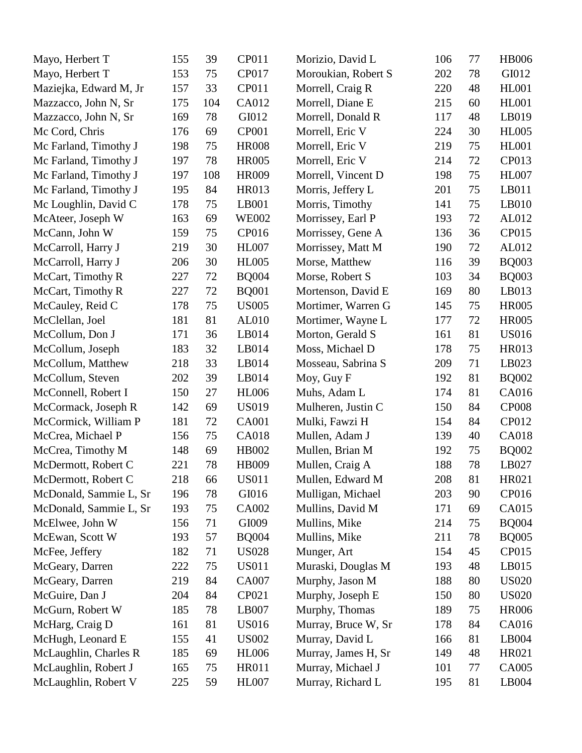| Name | | | |
|---|---|---|---|
| Mayo, Herbert T | 155 | 39 | CP011 |
| Mayo, Herbert T | 153 | 75 | CP017 |
| Maziejka, Edward M, Jr | 157 | 33 | CP011 |
| Mazzacco, John N, Sr | 175 | 104 | CA012 |
| Mazzacco, John N, Sr | 169 | 78 | GI012 |
| Mc Cord, Chris | 176 | 69 | CP001 |
| Mc Farland, Timothy J | 198 | 75 | HR008 |
| Mc Farland, Timothy J | 197 | 78 | HR005 |
| Mc Farland, Timothy J | 197 | 108 | HR009 |
| Mc Farland, Timothy J | 195 | 84 | HR013 |
| Mc Loughlin, David C | 178 | 75 | LB001 |
| McAteer, Joseph W | 163 | 69 | WE002 |
| McCann, John W | 159 | 75 | CP016 |
| McCarroll, Harry J | 219 | 30 | HL007 |
| McCarroll, Harry J | 206 | 30 | HL005 |
| McCart, Timothy R | 227 | 72 | BQ004 |
| McCart, Timothy R | 227 | 72 | BQ001 |
| McCauley, Reid C | 178 | 75 | US005 |
| McClellan, Joel | 181 | 81 | AL010 |
| McCollum, Don J | 171 | 36 | LB014 |
| McCollum, Joseph | 183 | 32 | LB014 |
| McCollum, Matthew | 218 | 33 | LB014 |
| McCollum, Steven | 202 | 39 | LB014 |
| McConnell, Robert I | 150 | 27 | HL006 |
| McCormack, Joseph R | 142 | 69 | US019 |
| McCormick, William P | 181 | 72 | CA001 |
| McCrea, Michael P | 156 | 75 | CA018 |
| McCrea, Timothy M | 148 | 69 | HB002 |
| McDermott, Robert C | 221 | 78 | HB009 |
| McDermott, Robert C | 218 | 66 | US011 |
| McDonald, Sammie L, Sr | 196 | 78 | GI016 |
| McDonald, Sammie L, Sr | 193 | 75 | CA002 |
| McElwee, John W | 156 | 71 | GI009 |
| McEwan, Scott W | 193 | 57 | BQ004 |
| McFee, Jeffery | 182 | 71 | US028 |
| McGeary, Darren | 222 | 75 | US011 |
| McGeary, Darren | 219 | 84 | CA007 |
| McGuire, Dan J | 204 | 84 | CP021 |
| McGurn, Robert W | 185 | 78 | LB007 |
| McHarg, Craig D | 161 | 81 | US016 |
| McHugh, Leonard E | 155 | 41 | US002 |
| McLaughlin, Charles R | 185 | 69 | HL006 |
| McLaughlin, Robert J | 165 | 75 | HR011 |
| McLaughlin, Robert V | 225 | 59 | HL007 |
| Morizio, David L | 106 | 77 | HB006 |
| Moroukian, Robert S | 202 | 78 | GI012 |
| Morrell, Craig R | 220 | 48 | HL001 |
| Morrell, Diane E | 215 | 60 | HL001 |
| Morrell, Donald R | 117 | 48 | LB019 |
| Morrell, Eric V | 224 | 30 | HL005 |
| Morrell, Eric V | 219 | 75 | HL001 |
| Morrell, Eric V | 214 | 72 | CP013 |
| Morrell, Vincent D | 198 | 75 | HL007 |
| Morris, Jeffery L | 201 | 75 | LB011 |
| Morris, Timothy | 141 | 75 | LB010 |
| Morrissey, Earl P | 193 | 72 | AL012 |
| Morrissey, Gene A | 136 | 36 | CP015 |
| Morrissey, Matt M | 190 | 72 | AL012 |
| Morse, Matthew | 116 | 39 | BQ003 |
| Morse, Robert S | 103 | 34 | BQ003 |
| Mortenson, David E | 169 | 80 | LB013 |
| Mortimer, Warren G | 145 | 75 | HR005 |
| Mortimer, Wayne L | 177 | 72 | HR005 |
| Morton, Gerald S | 161 | 81 | US016 |
| Moss, Michael D | 178 | 75 | HR013 |
| Mosseau, Sabrina S | 209 | 71 | LB023 |
| Moy, Guy F | 192 | 81 | BQ002 |
| Muhs, Adam L | 174 | 81 | CA016 |
| Mulheren, Justin C | 150 | 84 | CP008 |
| Mulki, Fawzi H | 154 | 84 | CP012 |
| Mullen, Adam J | 139 | 40 | CA018 |
| Mullen, Brian M | 192 | 75 | BQ002 |
| Mullen, Craig A | 188 | 78 | LB027 |
| Mullen, Edward M | 208 | 81 | HR021 |
| Mulligan, Michael | 203 | 90 | CP016 |
| Mullins, David M | 171 | 69 | CA015 |
| Mullins, Mike | 214 | 75 | BQ004 |
| Mullins, Mike | 211 | 78 | BQ005 |
| Munger, Art | 154 | 45 | CP015 |
| Muraski, Douglas M | 193 | 48 | LB015 |
| Murphy, Jason M | 188 | 80 | US020 |
| Murphy, Joseph E | 150 | 80 | US020 |
| Murphy, Thomas | 189 | 75 | HR006 |
| Murray, Bruce W, Sr | 178 | 84 | CA016 |
| Murray, David L | 166 | 81 | LB004 |
| Murray, James H, Sr | 149 | 48 | HR021 |
| Murray, Michael J | 101 | 77 | CA005 |
| Murray, Richard L | 195 | 81 | LB004 |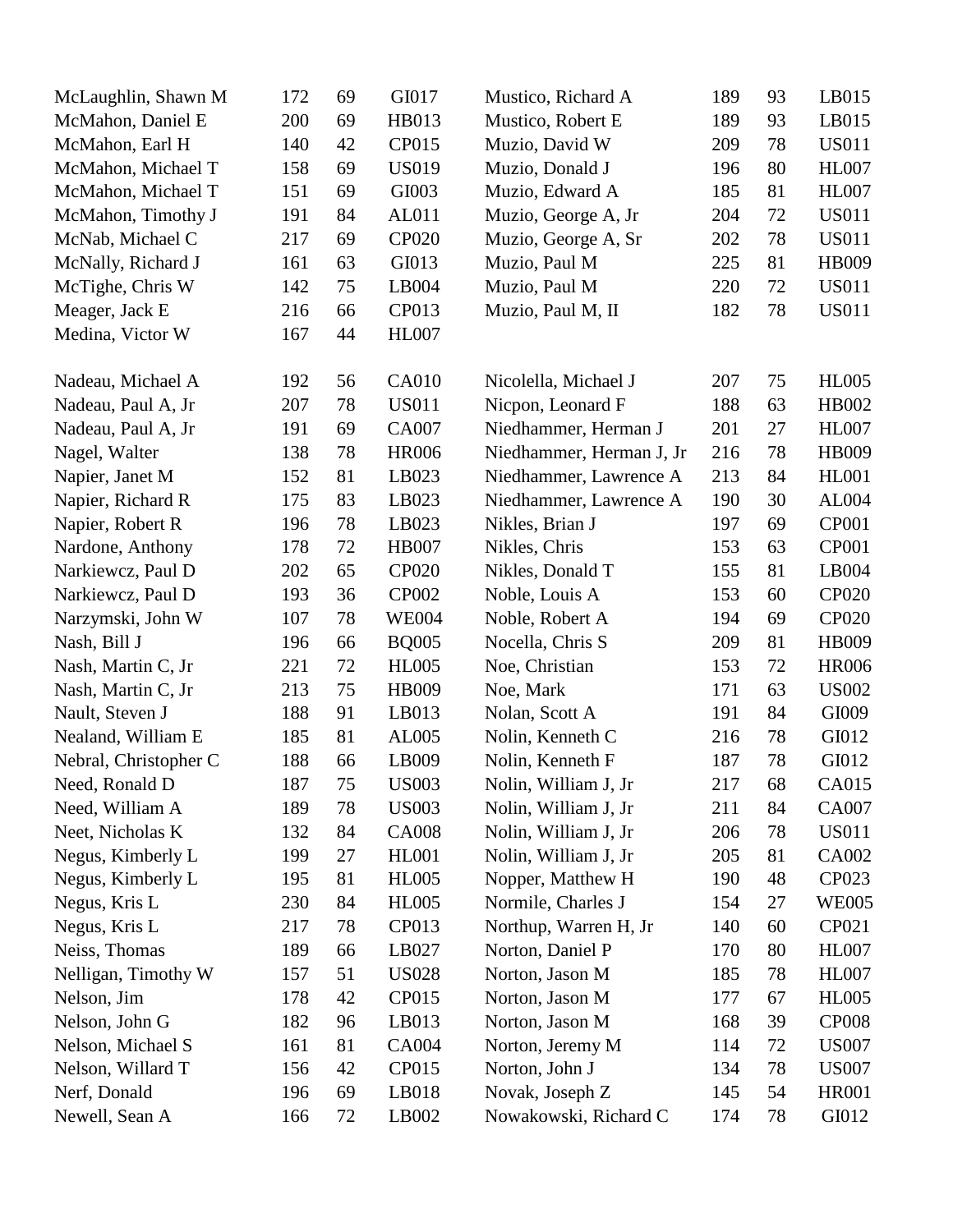| | | | |
|---|---|---|---|
| McLaughlin, Shawn M | 172 | 69 | GI017 |
| McMahon, Daniel E | 200 | 69 | HB013 |
| McMahon, Earl H | 140 | 42 | CP015 |
| McMahon, Michael T | 158 | 69 | US019 |
| McMahon, Michael T | 151 | 69 | GI003 |
| McMahon, Timothy J | 191 | 84 | AL011 |
| McNab, Michael C | 217 | 69 | CP020 |
| McNally, Richard J | 161 | 63 | GI013 |
| McTighe, Chris W | 142 | 75 | LB004 |
| Meager, Jack E | 216 | 66 | CP013 |
| Medina, Victor W | 167 | 44 | HL007 |
| Mustico, Richard A | 189 | 93 | LB015 |
| Mustico, Robert E | 189 | 93 | LB015 |
| Muzio, David W | 209 | 78 | US011 |
| Muzio, Donald J | 196 | 80 | HL007 |
| Muzio, Edward A | 185 | 81 | HL007 |
| Muzio, George A, Jr | 204 | 72 | US011 |
| Muzio, George A, Sr | 202 | 78 | US011 |
| Muzio, Paul M | 225 | 81 | HB009 |
| Muzio, Paul M | 220 | 72 | US011 |
| Muzio, Paul M, II | 182 | 78 | US011 |

| | | | |
|---|---|---|---|
| Nadeau, Michael A | 192 | 56 | CA010 |
| Nadeau, Paul A, Jr | 207 | 78 | US011 |
| Nadeau, Paul A, Jr | 191 | 69 | CA007 |
| Nagel, Walter | 138 | 78 | HR006 |
| Napier, Janet M | 152 | 81 | LB023 |
| Napier, Richard R | 175 | 83 | LB023 |
| Napier, Robert R | 196 | 78 | LB023 |
| Nardone, Anthony | 178 | 72 | HB007 |
| Narkiewcz, Paul D | 202 | 65 | CP020 |
| Narkiewcz, Paul D | 193 | 36 | CP002 |
| Narzymski, John W | 107 | 78 | WE004 |
| Nash, Bill J | 196 | 66 | BQ005 |
| Nash, Martin C, Jr | 221 | 72 | HL005 |
| Nash, Martin C, Jr | 213 | 75 | HB009 |
| Nault, Steven J | 188 | 91 | LB013 |
| Nealand, William E | 185 | 81 | AL005 |
| Nebral, Christopher C | 188 | 66 | LB009 |
| Need, Ronald D | 187 | 75 | US003 |
| Need, William A | 189 | 78 | US003 |
| Neet, Nicholas K | 132 | 84 | CA008 |
| Negus, Kimberly L | 199 | 27 | HL001 |
| Negus, Kimberly L | 195 | 81 | HL005 |
| Negus, Kris L | 230 | 84 | HL005 |
| Negus, Kris L | 217 | 78 | CP013 |
| Neiss, Thomas | 189 | 66 | LB027 |
| Nelligan, Timothy W | 157 | 51 | US028 |
| Nelson, Jim | 178 | 42 | CP015 |
| Nelson, John G | 182 | 96 | LB013 |
| Nelson, Michael S | 161 | 81 | CA004 |
| Nelson, Willard T | 156 | 42 | CP015 |
| Nerf, Donald | 196 | 69 | LB018 |
| Newell, Sean A | 166 | 72 | LB002 |
| Nicolella, Michael J | 207 | 75 | HL005 |
| Nicpon, Leonard F | 188 | 63 | HB002 |
| Niedhammer, Herman J | 201 | 27 | HL007 |
| Niedhammer, Herman J, Jr | 216 | 78 | HB009 |
| Niedhammer, Lawrence A | 213 | 84 | HL001 |
| Niedhammer, Lawrence A | 190 | 30 | AL004 |
| Nikles, Brian J | 197 | 69 | CP001 |
| Nikles, Chris | 153 | 63 | CP001 |
| Nikles, Donald T | 155 | 81 | LB004 |
| Noble, Louis A | 153 | 60 | CP020 |
| Noble, Robert A | 194 | 69 | CP020 |
| Nocella, Chris S | 209 | 81 | HB009 |
| Noe, Christian | 153 | 72 | HR006 |
| Noe, Mark | 171 | 63 | US002 |
| Nolan, Scott A | 191 | 84 | GI009 |
| Nolin, Kenneth C | 216 | 78 | GI012 |
| Nolin, Kenneth F | 187 | 78 | GI012 |
| Nolin, William J, Jr | 217 | 68 | CA015 |
| Nolin, William J, Jr | 211 | 84 | CA007 |
| Nolin, William J, Jr | 206 | 78 | US011 |
| Nolin, William J, Jr | 205 | 81 | CA002 |
| Nopper, Matthew H | 190 | 48 | CP023 |
| Normile, Charles J | 154 | 27 | WE005 |
| Northup, Warren H, Jr | 140 | 60 | CP021 |
| Norton, Daniel P | 170 | 80 | HL007 |
| Norton, Jason M | 185 | 78 | HL007 |
| Norton, Jason M | 177 | 67 | HL005 |
| Norton, Jason M | 168 | 39 | CP008 |
| Norton, Jeremy M | 114 | 72 | US007 |
| Norton, John J | 134 | 78 | US007 |
| Novak, Joseph Z | 145 | 54 | HR001 |
| Nowakowski, Richard C | 174 | 78 | GI012 |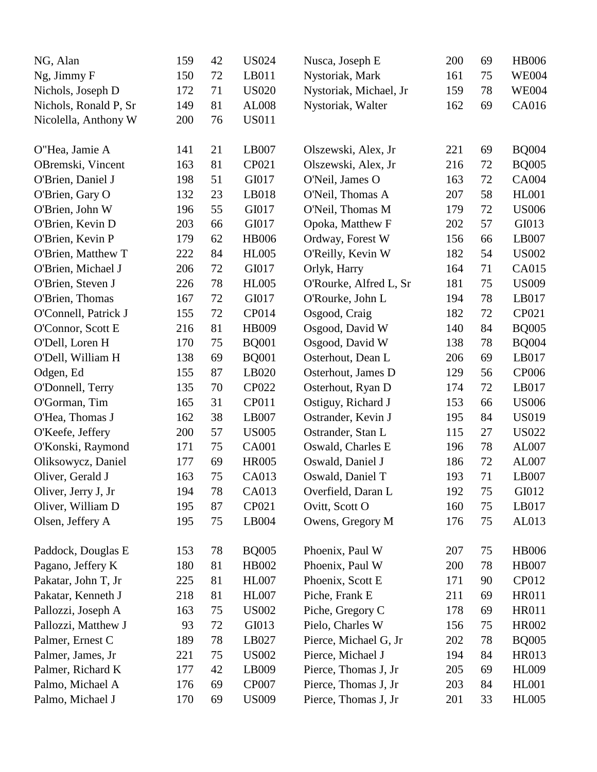| | | | | | | | |
|---|---|---|---|---|---|---|---|
| NG, Alan | 159 | 42 | US024 | Nusca, Joseph E | 200 | 69 | HB006 |
| Ng, Jimmy F | 150 | 72 | LB011 | Nystoriak, Mark | 161 | 75 | WE004 |
| Nichols, Joseph D | 172 | 71 | US020 | Nystoriak, Michael, Jr | 159 | 78 | WE004 |
| Nichols, Ronald P, Sr | 149 | 81 | AL008 | Nystoriak, Walter | 162 | 69 | CA016 |
| Nicolella, Anthony W | 200 | 76 | US011 | | | | |
| | | | | | | | |
| O"Hea, Jamie A | 141 | 21 | LB007 | Olszewski, Alex, Jr | 221 | 69 | BQ004 |
| OBremski, Vincent | 163 | 81 | CP021 | Olszewski, Alex, Jr | 216 | 72 | BQ005 |
| O'Brien, Daniel J | 198 | 51 | GI017 | O'Neil, James O | 163 | 72 | CA004 |
| O'Brien, Gary O | 132 | 23 | LB018 | O'Neil, Thomas A | 207 | 58 | HL001 |
| O'Brien, John W | 196 | 55 | GI017 | O'Neil, Thomas M | 179 | 72 | US006 |
| O'Brien, Kevin D | 203 | 66 | GI017 | Opoka, Matthew F | 202 | 57 | GI013 |
| O'Brien, Kevin P | 179 | 62 | HB006 | Ordway, Forest W | 156 | 66 | LB007 |
| O'Brien, Matthew T | 222 | 84 | HL005 | O'Reilly, Kevin W | 182 | 54 | US002 |
| O'Brien, Michael J | 206 | 72 | GI017 | Orlyk, Harry | 164 | 71 | CA015 |
| O'Brien, Steven J | 226 | 78 | HL005 | O'Rourke, Alfred L, Sr | 181 | 75 | US009 |
| O'Brien, Thomas | 167 | 72 | GI017 | O'Rourke, John L | 194 | 78 | LB017 |
| O'Connell, Patrick J | 155 | 72 | CP014 | Osgood, Craig | 182 | 72 | CP021 |
| O'Connor, Scott E | 216 | 81 | HB009 | Osgood, David W | 140 | 84 | BQ005 |
| O'Dell, Loren H | 170 | 75 | BQ001 | Osgood, David W | 138 | 78 | BQ004 |
| O'Dell, William H | 138 | 69 | BQ001 | Osterhout, Dean L | 206 | 69 | LB017 |
| Odgen, Ed | 155 | 87 | LB020 | Osterhout, James D | 129 | 56 | CP006 |
| O'Donnell, Terry | 135 | 70 | CP022 | Osterhout, Ryan D | 174 | 72 | LB017 |
| O'Gorman, Tim | 165 | 31 | CP011 | Ostiguy, Richard J | 153 | 66 | US006 |
| O'Hea, Thomas J | 162 | 38 | LB007 | Ostrander, Kevin J | 195 | 84 | US019 |
| O'Keefe, Jeffery | 200 | 57 | US005 | Ostrander, Stan L | 115 | 27 | US022 |
| O'Konski, Raymond | 171 | 75 | CA001 | Oswald, Charles E | 196 | 78 | AL007 |
| Oliksowycz, Daniel | 177 | 69 | HR005 | Oswald, Daniel J | 186 | 72 | AL007 |
| Oliver, Gerald J | 163 | 75 | CA013 | Oswald, Daniel T | 193 | 71 | LB007 |
| Oliver, Jerry J, Jr | 194 | 78 | CA013 | Overfield, Daran L | 192 | 75 | GI012 |
| Oliver, William D | 195 | 87 | CP021 | Ovitt, Scott O | 160 | 75 | LB017 |
| Olsen, Jeffery A | 195 | 75 | LB004 | Owens, Gregory M | 176 | 75 | AL013 |
| | | | | | | | |
| Paddock, Douglas E | 153 | 78 | BQ005 | Phoenix, Paul W | 207 | 75 | HB006 |
| Pagano, Jeffery K | 180 | 81 | HB002 | Phoenix, Paul W | 200 | 78 | HB007 |
| Pakatar, John T, Jr | 225 | 81 | HL007 | Phoenix, Scott E | 171 | 90 | CP012 |
| Pakatar, Kenneth J | 218 | 81 | HL007 | Piche, Frank E | 211 | 69 | HR011 |
| Pallozzi, Joseph A | 163 | 75 | US002 | Piche, Gregory C | 178 | 69 | HR011 |
| Pallozzi, Matthew J | 93 | 72 | GI013 | Pielo, Charles W | 156 | 75 | HR002 |
| Palmer, Ernest C | 189 | 78 | LB027 | Pierce, Michael G, Jr | 202 | 78 | BQ005 |
| Palmer, James, Jr | 221 | 75 | US002 | Pierce, Michael J | 194 | 84 | HR013 |
| Palmer, Richard K | 177 | 42 | LB009 | Pierce, Thomas J, Jr | 205 | 69 | HL009 |
| Palmo, Michael A | 176 | 69 | CP007 | Pierce, Thomas J, Jr | 203 | 84 | HL001 |
| Palmo, Michael J | 170 | 69 | US009 | Pierce, Thomas J, Jr | 201 | 33 | HL005 |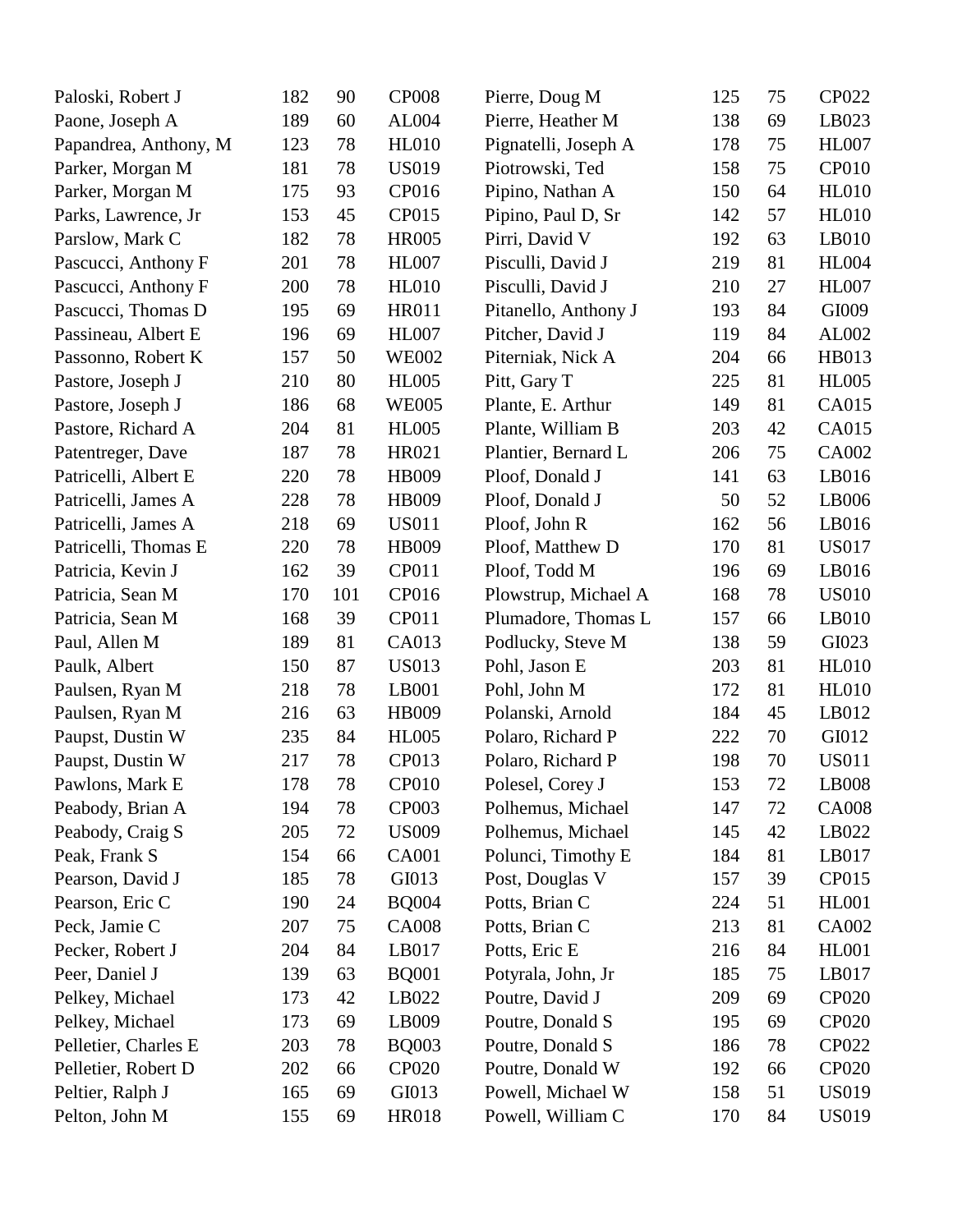| | | | | | | | |
|---|---|---|---|---|---|---|---|
| Paloski, Robert J | 182 | 90 | CP008 | Pierre, Doug M | 125 | 75 | CP022 |
| Paone, Joseph A | 189 | 60 | AL004 | Pierre, Heather M | 138 | 69 | LB023 |
| Papandrea, Anthony, M | 123 | 78 | HL010 | Pignatelli, Joseph A | 178 | 75 | HL007 |
| Parker, Morgan M | 181 | 78 | US019 | Piotrowski, Ted | 158 | 75 | CP010 |
| Parker, Morgan M | 175 | 93 | CP016 | Pipino, Nathan A | 150 | 64 | HL010 |
| Parks, Lawrence, Jr | 153 | 45 | CP015 | Pipino, Paul D, Sr | 142 | 57 | HL010 |
| Parslow, Mark C | 182 | 78 | HR005 | Pirri, David V | 192 | 63 | LB010 |
| Pascucci, Anthony F | 201 | 78 | HL007 | Pisculli, David J | 219 | 81 | HL004 |
| Pascucci, Anthony F | 200 | 78 | HL010 | Pisculli, David J | 210 | 27 | HL007 |
| Pascucci, Thomas D | 195 | 69 | HR011 | Pitanello, Anthony J | 193 | 84 | GI009 |
| Passineau, Albert E | 196 | 69 | HL007 | Pitcher, David J | 119 | 84 | AL002 |
| Passonno, Robert K | 157 | 50 | WE002 | Piterniak, Nick A | 204 | 66 | HB013 |
| Pastore, Joseph J | 210 | 80 | HL005 | Pitt, Gary T | 225 | 81 | HL005 |
| Pastore, Joseph J | 186 | 68 | WE005 | Plante, E. Arthur | 149 | 81 | CA015 |
| Pastore, Richard A | 204 | 81 | HL005 | Plante, William B | 203 | 42 | CA015 |
| Patentreger, Dave | 187 | 78 | HR021 | Plantier, Bernard L | 206 | 75 | CA002 |
| Patricelli, Albert E | 220 | 78 | HB009 | Ploof, Donald J | 141 | 63 | LB016 |
| Patricelli, James A | 228 | 78 | HB009 | Ploof, Donald J | 50 | 52 | LB006 |
| Patricelli, James A | 218 | 69 | US011 | Ploof, John R | 162 | 56 | LB016 |
| Patricelli, Thomas E | 220 | 78 | HB009 | Ploof, Matthew D | 170 | 81 | US017 |
| Patricia, Kevin J | 162 | 39 | CP011 | Ploof, Todd M | 196 | 69 | LB016 |
| Patricia, Sean M | 170 | 101 | CP016 | Plowstrup, Michael A | 168 | 78 | US010 |
| Patricia, Sean M | 168 | 39 | CP011 | Plumadore, Thomas L | 157 | 66 | LB010 |
| Paul, Allen M | 189 | 81 | CA013 | Podlucky, Steve M | 138 | 59 | GI023 |
| Paulk, Albert | 150 | 87 | US013 | Pohl, Jason E | 203 | 81 | HL010 |
| Paulsen, Ryan M | 218 | 78 | LB001 | Pohl, John M | 172 | 81 | HL010 |
| Paulsen, Ryan M | 216 | 63 | HB009 | Polanski, Arnold | 184 | 45 | LB012 |
| Paupst, Dustin W | 235 | 84 | HL005 | Polaro, Richard P | 222 | 70 | GI012 |
| Paupst, Dustin W | 217 | 78 | CP013 | Polaro, Richard P | 198 | 70 | US011 |
| Pawlons, Mark E | 178 | 78 | CP010 | Polesel, Corey J | 153 | 72 | LB008 |
| Peabody, Brian A | 194 | 78 | CP003 | Polhemus, Michael | 147 | 72 | CA008 |
| Peabody, Craig S | 205 | 72 | US009 | Polhemus, Michael | 145 | 42 | LB022 |
| Peak, Frank S | 154 | 66 | CA001 | Polunci, Timothy E | 184 | 81 | LB017 |
| Pearson, David J | 185 | 78 | GI013 | Post, Douglas V | 157 | 39 | CP015 |
| Pearson, Eric C | 190 | 24 | BQ004 | Potts, Brian C | 224 | 51 | HL001 |
| Peck, Jamie C | 207 | 75 | CA008 | Potts, Brian C | 213 | 81 | CA002 |
| Pecker, Robert J | 204 | 84 | LB017 | Potts, Eric E | 216 | 84 | HL001 |
| Peer, Daniel J | 139 | 63 | BQ001 | Potyrala, John, Jr | 185 | 75 | LB017 |
| Pelkey, Michael | 173 | 42 | LB022 | Poutre, David J | 209 | 69 | CP020 |
| Pelkey, Michael | 173 | 69 | LB009 | Poutre, Donald S | 195 | 69 | CP020 |
| Pelletier, Charles E | 203 | 78 | BQ003 | Poutre, Donald S | 186 | 78 | CP022 |
| Pelletier, Robert D | 202 | 66 | CP020 | Poutre, Donald W | 192 | 66 | CP020 |
| Peltier, Ralph J | 165 | 69 | GI013 | Powell, Michael W | 158 | 51 | US019 |
| Pelton, John M | 155 | 69 | HR018 | Powell, William C | 170 | 84 | US019 |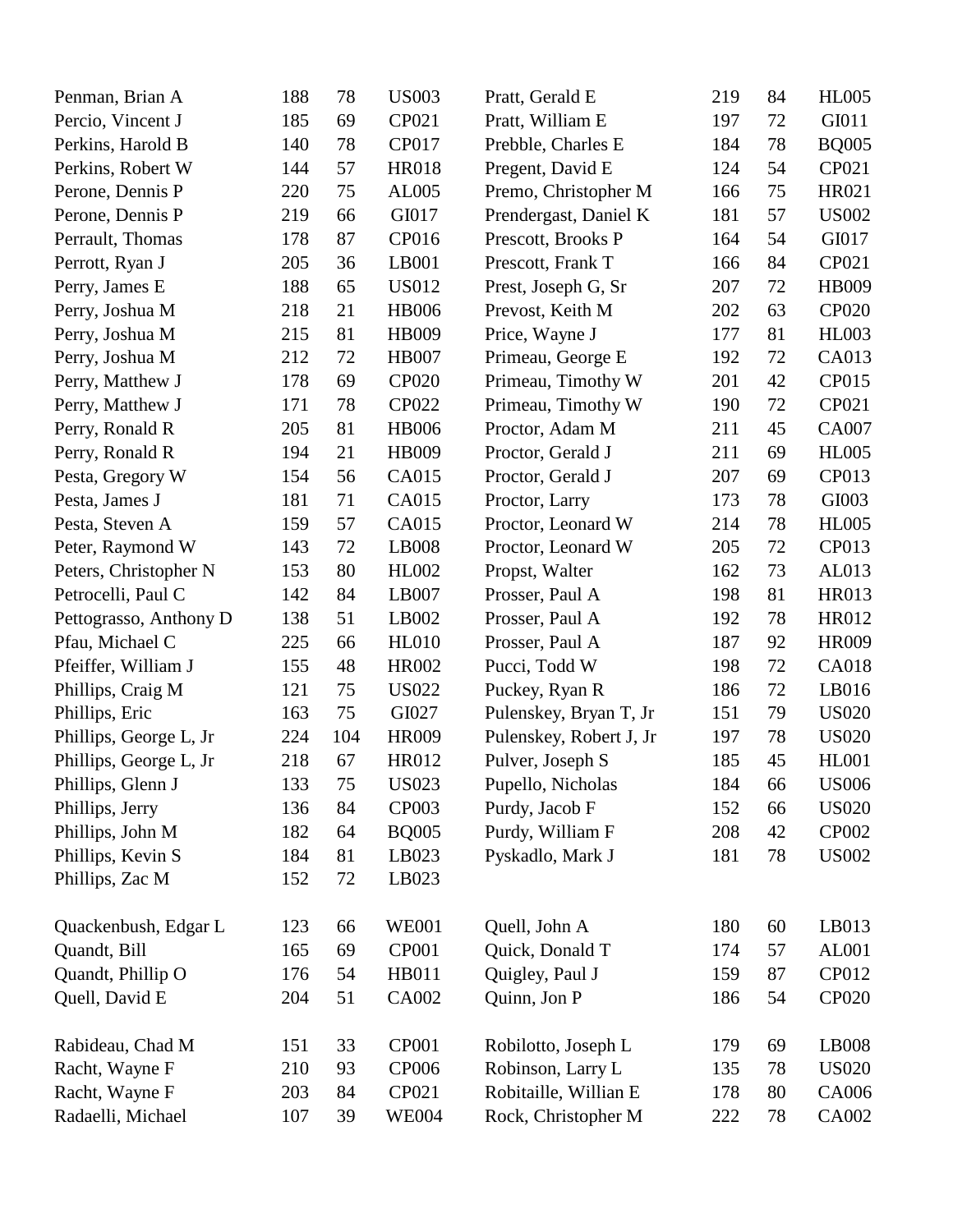| Name | | | | Name | | | |
|---|---|---|---|---|---|---|---|
| Penman, Brian A | 188 | 78 | US003 | Pratt, Gerald E | 219 | 84 | HL005 |
| Percio, Vincent J | 185 | 69 | CP021 | Pratt, William E | 197 | 72 | GI011 |
| Perkins, Harold B | 140 | 78 | CP017 | Prebble, Charles E | 184 | 78 | BQ005 |
| Perkins, Robert W | 144 | 57 | HR018 | Pregent, David E | 124 | 54 | CP021 |
| Perone, Dennis P | 220 | 75 | AL005 | Premo, Christopher M | 166 | 75 | HR021 |
| Perone, Dennis P | 219 | 66 | GI017 | Prendergast, Daniel K | 181 | 57 | US002 |
| Perrault, Thomas | 178 | 87 | CP016 | Prescott, Brooks P | 164 | 54 | GI017 |
| Perrott, Ryan J | 205 | 36 | LB001 | Prescott, Frank T | 166 | 84 | CP021 |
| Perry, James E | 188 | 65 | US012 | Prest, Joseph G, Sr | 207 | 72 | HB009 |
| Perry, Joshua M | 218 | 21 | HB006 | Prevost, Keith M | 202 | 63 | CP020 |
| Perry, Joshua M | 215 | 81 | HB009 | Price, Wayne J | 177 | 81 | HL003 |
| Perry, Joshua M | 212 | 72 | HB007 | Primeau, George E | 192 | 72 | CA013 |
| Perry, Matthew J | 178 | 69 | CP020 | Primeau, Timothy W | 201 | 42 | CP015 |
| Perry, Matthew J | 171 | 78 | CP022 | Primeau, Timothy W | 190 | 72 | CP021 |
| Perry, Ronald R | 205 | 81 | HB006 | Proctor, Adam M | 211 | 45 | CA007 |
| Perry, Ronald R | 194 | 21 | HB009 | Proctor, Gerald J | 211 | 69 | HL005 |
| Pesta, Gregory W | 154 | 56 | CA015 | Proctor, Gerald J | 207 | 69 | CP013 |
| Pesta, James J | 181 | 71 | CA015 | Proctor, Larry | 173 | 78 | GI003 |
| Pesta, Steven A | 159 | 57 | CA015 | Proctor, Leonard W | 214 | 78 | HL005 |
| Peter, Raymond W | 143 | 72 | LB008 | Proctor, Leonard W | 205 | 72 | CP013 |
| Peters, Christopher N | 153 | 80 | HL002 | Propst, Walter | 162 | 73 | AL013 |
| Petrocelli, Paul C | 142 | 84 | LB007 | Prosser, Paul A | 198 | 81 | HR013 |
| Pettograsso, Anthony D | 138 | 51 | LB002 | Prosser, Paul A | 192 | 78 | HR012 |
| Pfau, Michael C | 225 | 66 | HL010 | Prosser, Paul A | 187 | 92 | HR009 |
| Pfeiffer, William J | 155 | 48 | HR002 | Pucci, Todd W | 198 | 72 | CA018 |
| Phillips, Craig M | 121 | 75 | US022 | Puckey, Ryan R | 186 | 72 | LB016 |
| Phillips, Eric | 163 | 75 | GI027 | Pulenskey, Bryan T, Jr | 151 | 79 | US020 |
| Phillips, George L, Jr | 224 | 104 | HR009 | Pulenskey, Robert J, Jr | 197 | 78 | US020 |
| Phillips, George L, Jr | 218 | 67 | HR012 | Pulver, Joseph S | 185 | 45 | HL001 |
| Phillips, Glenn J | 133 | 75 | US023 | Pupello, Nicholas | 184 | 66 | US006 |
| Phillips, Jerry | 136 | 84 | CP003 | Purdy, Jacob F | 152 | 66 | US020 |
| Phillips, John M | 182 | 64 | BQ005 | Purdy, William F | 208 | 42 | CP002 |
| Phillips, Kevin S | 184 | 81 | LB023 | Pyskadlo, Mark J | 181 | 78 | US002 |
| Phillips, Zac M | 152 | 72 | LB023 | | | | |
| | | | | | | | |
| Quackenbush, Edgar L | 123 | 66 | WE001 | Quell, John A | 180 | 60 | LB013 |
| Quandt, Bill | 165 | 69 | CP001 | Quick, Donald T | 174 | 57 | AL001 |
| Quandt, Phillip O | 176 | 54 | HB011 | Quigley, Paul J | 159 | 87 | CP012 |
| Quell, David E | 204 | 51 | CA002 | Quinn, Jon P | 186 | 54 | CP020 |
| | | | | | | | |
| Rabideau, Chad M | 151 | 33 | CP001 | Robilotto, Joseph L | 179 | 69 | LB008 |
| Racht, Wayne F | 210 | 93 | CP006 | Robinson, Larry L | 135 | 78 | US020 |
| Racht, Wayne F | 203 | 84 | CP021 | Robitaille, Willian E | 178 | 80 | CA006 |
| Radaelli, Michael | 107 | 39 | WE004 | Rock, Christopher M | 222 | 78 | CA002 |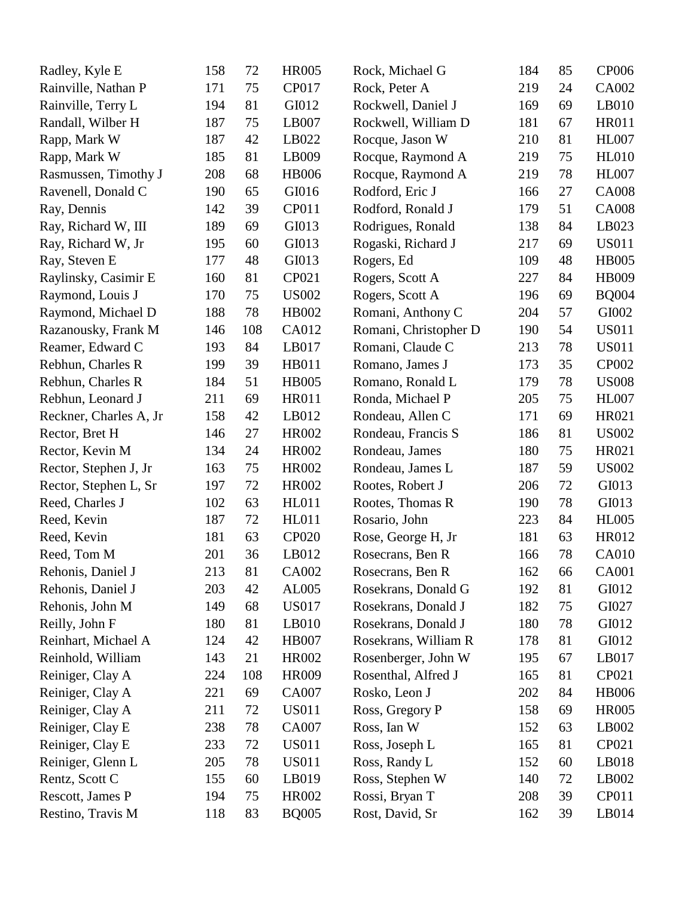| Name | | | | Name | | | |
|---|---|---|---|---|---|---|---|
| Radley, Kyle E | 158 | 72 | HR005 | Rock, Michael G | 184 | 85 | CP006 |
| Rainville, Nathan P | 171 | 75 | CP017 | Rock, Peter A | 219 | 24 | CA002 |
| Rainville, Terry L | 194 | 81 | GI012 | Rockwell, Daniel J | 169 | 69 | LB010 |
| Randall, Wilber H | 187 | 75 | LB007 | Rockwell, William D | 181 | 67 | HR011 |
| Rapp, Mark W | 187 | 42 | LB022 | Rocque, Jason W | 210 | 81 | HL007 |
| Rapp, Mark W | 185 | 81 | LB009 | Rocque, Raymond A | 219 | 75 | HL010 |
| Rasmussen, Timothy J | 208 | 68 | HB006 | Rocque, Raymond A | 219 | 78 | HL007 |
| Ravenell, Donald C | 190 | 65 | GI016 | Rodford, Eric J | 166 | 27 | CA008 |
| Ray, Dennis | 142 | 39 | CP011 | Rodford, Ronald J | 179 | 51 | CA008 |
| Ray, Richard W, III | 189 | 69 | GI013 | Rodrigues, Ronald | 138 | 84 | LB023 |
| Ray, Richard W, Jr | 195 | 60 | GI013 | Rogaski, Richard J | 217 | 69 | US011 |
| Ray, Steven E | 177 | 48 | GI013 | Rogers, Ed | 109 | 48 | HB005 |
| Raylinsky, Casimir E | 160 | 81 | CP021 | Rogers, Scott A | 227 | 84 | HB009 |
| Raymond, Louis J | 170 | 75 | US002 | Rogers, Scott A | 196 | 69 | BQ004 |
| Raymond, Michael D | 188 | 78 | HB002 | Romani, Anthony C | 204 | 57 | GI002 |
| Razanousky, Frank M | 146 | 108 | CA012 | Romani, Christopher D | 190 | 54 | US011 |
| Reamer, Edward C | 193 | 84 | LB017 | Romani, Claude C | 213 | 78 | US011 |
| Rebhun, Charles R | 199 | 39 | HB011 | Romano, James J | 173 | 35 | CP002 |
| Rebhun, Charles R | 184 | 51 | HB005 | Romano, Ronald L | 179 | 78 | US008 |
| Rebhun, Leonard J | 211 | 69 | HR011 | Ronda, Michael P | 205 | 75 | HL007 |
| Reckner, Charles A, Jr | 158 | 42 | LB012 | Rondeau, Allen C | 171 | 69 | HR021 |
| Rector, Bret H | 146 | 27 | HR002 | Rondeau, Francis S | 186 | 81 | US002 |
| Rector, Kevin M | 134 | 24 | HR002 | Rondeau, James | 180 | 75 | HR021 |
| Rector, Stephen J, Jr | 163 | 75 | HR002 | Rondeau, James L | 187 | 59 | US002 |
| Rector, Stephen L, Sr | 197 | 72 | HR002 | Rootes, Robert J | 206 | 72 | GI013 |
| Reed, Charles J | 102 | 63 | HL011 | Rootes, Thomas R | 190 | 78 | GI013 |
| Reed, Kevin | 187 | 72 | HL011 | Rosario, John | 223 | 84 | HL005 |
| Reed, Kevin | 181 | 63 | CP020 | Rose, George H, Jr | 181 | 63 | HR012 |
| Reed, Tom M | 201 | 36 | LB012 | Rosecrans, Ben R | 166 | 78 | CA010 |
| Rehonis, Daniel J | 213 | 81 | CA002 | Rosecrans, Ben R | 162 | 66 | CA001 |
| Rehonis, Daniel J | 203 | 42 | AL005 | Rosekrans, Donald G | 192 | 81 | GI012 |
| Rehonis, John M | 149 | 68 | US017 | Rosekrans, Donald J | 182 | 75 | GI027 |
| Reilly, John F | 180 | 81 | LB010 | Rosekrans, Donald J | 180 | 78 | GI012 |
| Reinhart, Michael A | 124 | 42 | HB007 | Rosekrans, William R | 178 | 81 | GI012 |
| Reinhold, William | 143 | 21 | HR002 | Rosenberger, John W | 195 | 67 | LB017 |
| Reiniger, Clay A | 224 | 108 | HR009 | Rosenthal, Alfred J | 165 | 81 | CP021 |
| Reiniger, Clay A | 221 | 69 | CA007 | Rosko, Leon J | 202 | 84 | HB006 |
| Reiniger, Clay A | 211 | 72 | US011 | Ross, Gregory P | 158 | 69 | HR005 |
| Reiniger, Clay E | 238 | 78 | CA007 | Ross, Ian W | 152 | 63 | LB002 |
| Reiniger, Clay E | 233 | 72 | US011 | Ross, Joseph L | 165 | 81 | CP021 |
| Reiniger, Glenn L | 205 | 78 | US011 | Ross, Randy L | 152 | 60 | LB018 |
| Rentz, Scott C | 155 | 60 | LB019 | Ross, Stephen W | 140 | 72 | LB002 |
| Rescott, James P | 194 | 75 | HR002 | Rossi, Bryan T | 208 | 39 | CP011 |
| Restino, Travis M | 118 | 83 | BQ005 | Rost, David, Sr | 162 | 39 | LB014 |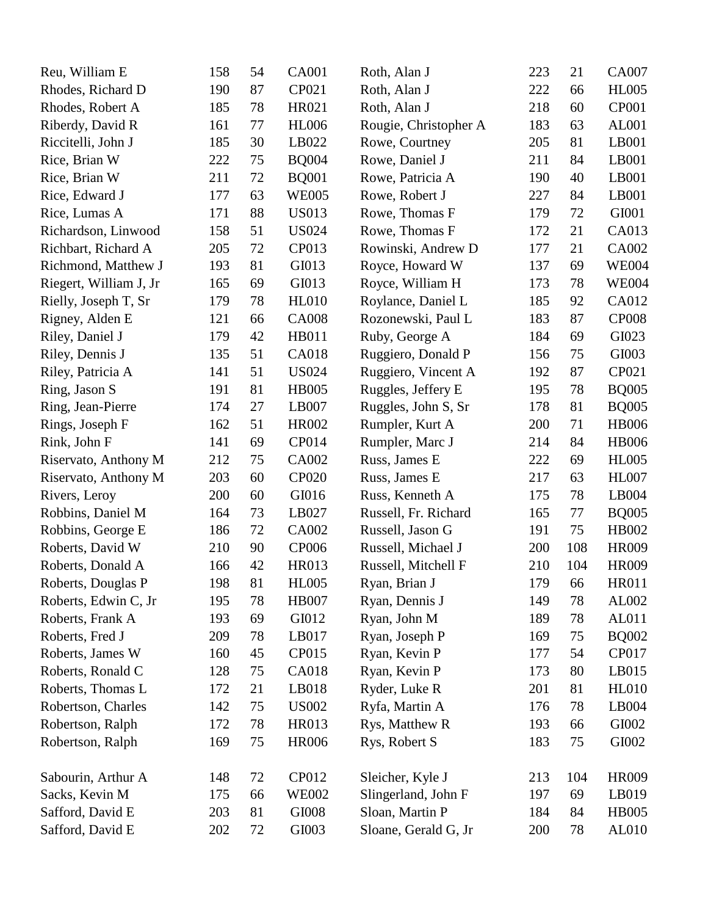| Name | | | |
|---|---|---|---|
| Reu, William E | 158 | 54 | CA001 |
| Rhodes, Richard D | 190 | 87 | CP021 |
| Rhodes, Robert A | 185 | 78 | HR021 |
| Riberdy, David R | 161 | 77 | HL006 |
| Riccitelli, John J | 185 | 30 | LB022 |
| Rice, Brian W | 222 | 75 | BQ004 |
| Rice, Brian W | 211 | 72 | BQ001 |
| Rice, Edward J | 177 | 63 | WE005 |
| Rice, Lumas A | 171 | 88 | US013 |
| Richardson, Linwood | 158 | 51 | US024 |
| Richbart, Richard A | 205 | 72 | CP013 |
| Richmond, Matthew J | 193 | 81 | GI013 |
| Riegert, William J, Jr | 165 | 69 | GI013 |
| Rielly, Joseph T, Sr | 179 | 78 | HL010 |
| Rigney, Alden E | 121 | 66 | CA008 |
| Riley, Daniel J | 179 | 42 | HB011 |
| Riley, Dennis J | 135 | 51 | CA018 |
| Riley, Patricia A | 141 | 51 | US024 |
| Ring, Jason S | 191 | 81 | HB005 |
| Ring, Jean-Pierre | 174 | 27 | LB007 |
| Rings, Joseph F | 162 | 51 | HR002 |
| Rink, John F | 141 | 69 | CP014 |
| Riservato, Anthony M | 212 | 75 | CA002 |
| Riservato, Anthony M | 203 | 60 | CP020 |
| Rivers, Leroy | 200 | 60 | GI016 |
| Robbins, Daniel M | 164 | 73 | LB027 |
| Robbins, George E | 186 | 72 | CA002 |
| Roberts, David W | 210 | 90 | CP006 |
| Roberts, Donald A | 166 | 42 | HR013 |
| Roberts, Douglas P | 198 | 81 | HL005 |
| Roberts, Edwin C, Jr | 195 | 78 | HB007 |
| Roberts, Frank A | 193 | 69 | GI012 |
| Roberts, Fred J | 209 | 78 | LB017 |
| Roberts, James W | 160 | 45 | CP015 |
| Roberts, Ronald C | 128 | 75 | CA018 |
| Roberts, Thomas L | 172 | 21 | LB018 |
| Robertson, Charles | 142 | 75 | US002 |
| Robertson, Ralph | 172 | 78 | HR013 |
| Robertson, Ralph | 169 | 75 | HR006 |
| Roth, Alan J | 223 | 21 | CA007 |
| Roth, Alan J | 222 | 66 | HL005 |
| Roth, Alan J | 218 | 60 | CP001 |
| Rougie, Christopher A | 183 | 63 | AL001 |
| Rowe, Courtney | 205 | 81 | LB001 |
| Rowe, Daniel J | 211 | 84 | LB001 |
| Rowe, Patricia A | 190 | 40 | LB001 |
| Rowe, Robert J | 227 | 84 | LB001 |
| Rowe, Thomas F | 179 | 72 | GI001 |
| Rowe, Thomas F | 172 | 21 | CA013 |
| Rowinski, Andrew D | 177 | 21 | CA002 |
| Royce, Howard W | 137 | 69 | WE004 |
| Royce, William H | 173 | 78 | WE004 |
| Roylance, Daniel L | 185 | 92 | CA012 |
| Rozonewski, Paul L | 183 | 87 | CP008 |
| Ruby, George A | 184 | 69 | GI023 |
| Ruggiero, Donald P | 156 | 75 | GI003 |
| Ruggiero, Vincent A | 192 | 87 | CP021 |
| Ruggles, Jeffery E | 195 | 78 | BQ005 |
| Ruggles, John S, Sr | 178 | 81 | BQ005 |
| Rumpler, Kurt A | 200 | 71 | HB006 |
| Rumpler, Marc J | 214 | 84 | HB006 |
| Russ, James E | 222 | 69 | HL005 |
| Russ, James E | 217 | 63 | HL007 |
| Russ, Kenneth A | 175 | 78 | LB004 |
| Russell, Fr. Richard | 165 | 77 | BQ005 |
| Russell, Jason G | 191 | 75 | HB002 |
| Russell, Michael J | 200 | 108 | HR009 |
| Russell, Mitchell F | 210 | 104 | HR009 |
| Ryan, Brian J | 179 | 66 | HR011 |
| Ryan, Dennis J | 149 | 78 | AL002 |
| Ryan, John M | 189 | 78 | AL011 |
| Ryan, Joseph P | 169 | 75 | BQ002 |
| Ryan, Kevin P | 177 | 54 | CP017 |
| Ryan, Kevin P | 173 | 80 | LB015 |
| Ryder, Luke R | 201 | 81 | HL010 |
| Ryfa, Martin A | 176 | 78 | LB004 |
| Rys, Matthew R | 193 | 66 | GI002 |
| Rys, Robert S | 183 | 75 | GI002 |
| Sabourin, Arthur A | 148 | 72 | CP012 |
| Sacks, Kevin M | 175 | 66 | WE002 |
| Safford, David E | 203 | 81 | GI008 |
| Safford, David E | 202 | 72 | GI003 |
| Sleicher, Kyle J | 213 | 104 | HR009 |
| Slingerland, John F | 197 | 69 | LB019 |
| Sloan, Martin P | 184 | 84 | HB005 |
| Sloane, Gerald G, Jr | 200 | 78 | AL010 |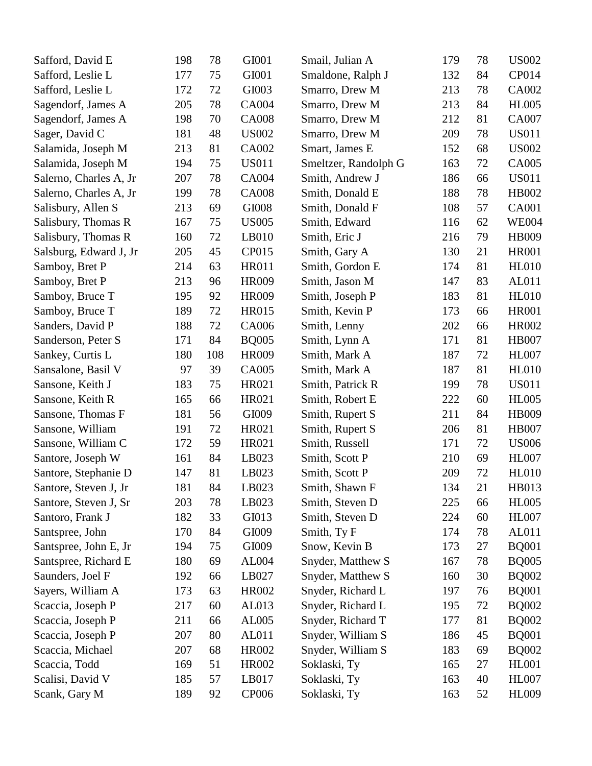| | | | | | | | |
|---|---|---|---|---|---|---|---|
| Safford, David E | 198 | 78 | GI001 | Smail, Julian A | 179 | 78 | US002 |
| Safford, Leslie L | 177 | 75 | GI001 | Smaldone, Ralph J | 132 | 84 | CP014 |
| Safford, Leslie L | 172 | 72 | GI003 | Smarro, Drew M | 213 | 78 | CA002 |
| Sagendorf, James A | 205 | 78 | CA004 | Smarro, Drew M | 213 | 84 | HL005 |
| Sagendorf, James A | 198 | 70 | CA008 | Smarro, Drew M | 212 | 81 | CA007 |
| Sager, David C | 181 | 48 | US002 | Smarro, Drew M | 209 | 78 | US011 |
| Salamida, Joseph M | 213 | 81 | CA002 | Smart, James E | 152 | 68 | US002 |
| Salamida, Joseph M | 194 | 75 | US011 | Smeltzer, Randolph G | 163 | 72 | CA005 |
| Salerno, Charles A, Jr | 207 | 78 | CA004 | Smith, Andrew J | 186 | 66 | US011 |
| Salerno, Charles A, Jr | 199 | 78 | CA008 | Smith, Donald E | 188 | 78 | HB002 |
| Salisbury, Allen S | 213 | 69 | GI008 | Smith, Donald F | 108 | 57 | CA001 |
| Salisbury, Thomas R | 167 | 75 | US005 | Smith, Edward | 116 | 62 | WE004 |
| Salisbury, Thomas R | 160 | 72 | LB010 | Smith, Eric J | 216 | 79 | HB009 |
| Salsburg, Edward J, Jr | 205 | 45 | CP015 | Smith, Gary A | 130 | 21 | HR001 |
| Samboy, Bret P | 214 | 63 | HR011 | Smith, Gordon E | 174 | 81 | HL010 |
| Samboy, Bret P | 213 | 96 | HR009 | Smith, Jason M | 147 | 83 | AL011 |
| Samboy, Bruce T | 195 | 92 | HR009 | Smith, Joseph P | 183 | 81 | HL010 |
| Samboy, Bruce T | 189 | 72 | HR015 | Smith, Kevin P | 173 | 66 | HR001 |
| Sanders, David P | 188 | 72 | CA006 | Smith, Lenny | 202 | 66 | HR002 |
| Sanderson, Peter S | 171 | 84 | BQ005 | Smith, Lynn A | 171 | 81 | HB007 |
| Sankey, Curtis L | 180 | 108 | HR009 | Smith, Mark A | 187 | 72 | HL007 |
| Sansalone, Basil V | 97 | 39 | CA005 | Smith, Mark A | 187 | 81 | HL010 |
| Sansone, Keith J | 183 | 75 | HR021 | Smith, Patrick R | 199 | 78 | US011 |
| Sansone, Keith R | 165 | 66 | HR021 | Smith, Robert E | 222 | 60 | HL005 |
| Sansone, Thomas F | 181 | 56 | GI009 | Smith, Rupert S | 211 | 84 | HB009 |
| Sansone, William | 191 | 72 | HR021 | Smith, Rupert S | 206 | 81 | HB007 |
| Sansone, William C | 172 | 59 | HR021 | Smith, Russell | 171 | 72 | US006 |
| Santore, Joseph W | 161 | 84 | LB023 | Smith, Scott P | 210 | 69 | HL007 |
| Santore, Stephanie D | 147 | 81 | LB023 | Smith, Scott P | 209 | 72 | HL010 |
| Santore, Steven J, Jr | 181 | 84 | LB023 | Smith, Shawn F | 134 | 21 | HB013 |
| Santore, Steven J, Sr | 203 | 78 | LB023 | Smith, Steven D | 225 | 66 | HL005 |
| Santoro, Frank J | 182 | 33 | GI013 | Smith, Steven D | 224 | 60 | HL007 |
| Santspree, John | 170 | 84 | GI009 | Smith, Ty F | 174 | 78 | AL011 |
| Santspree, John E, Jr | 194 | 75 | GI009 | Snow, Kevin B | 173 | 27 | BQ001 |
| Santspree, Richard E | 180 | 69 | AL004 | Snyder, Matthew S | 167 | 78 | BQ005 |
| Saunders, Joel F | 192 | 66 | LB027 | Snyder, Matthew S | 160 | 30 | BQ002 |
| Sayers, William A | 173 | 63 | HR002 | Snyder, Richard L | 197 | 76 | BQ001 |
| Scaccia, Joseph P | 217 | 60 | AL013 | Snyder, Richard L | 195 | 72 | BQ002 |
| Scaccia, Joseph P | 211 | 66 | AL005 | Snyder, Richard T | 177 | 81 | BQ002 |
| Scaccia, Joseph P | 207 | 80 | AL011 | Snyder, William S | 186 | 45 | BQ001 |
| Scaccia, Michael | 207 | 68 | HR002 | Snyder, William S | 183 | 69 | BQ002 |
| Scaccia, Todd | 169 | 51 | HR002 | Soklaski, Ty | 165 | 27 | HL001 |
| Scalisi, David V | 185 | 57 | LB017 | Soklaski, Ty | 163 | 40 | HL007 |
| Scank, Gary M | 189 | 92 | CP006 | Soklaski, Ty | 163 | 52 | HL009 |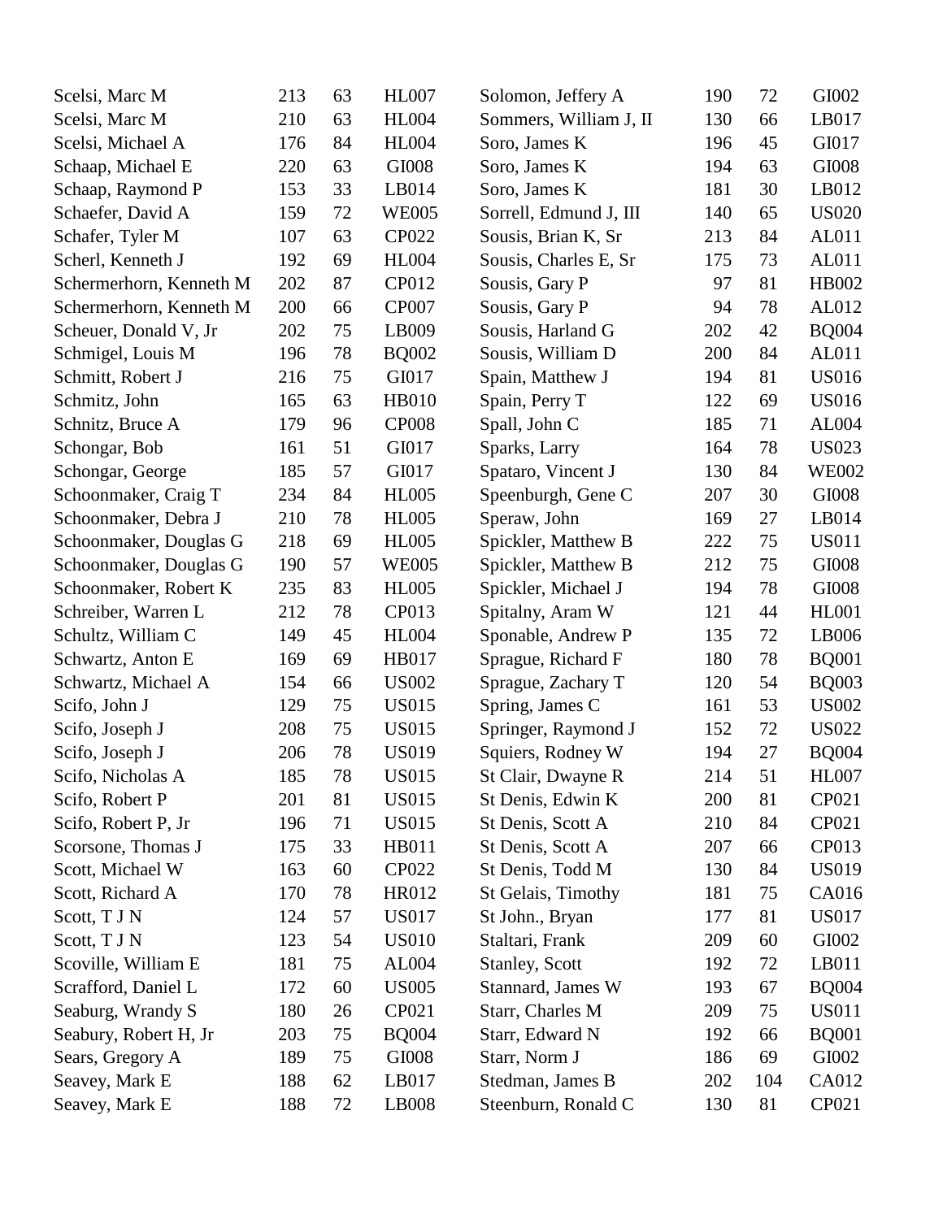| | | | |
|---|---|---|---|
| Scelsi, Marc M | 213 | 63 | HL007 |
| Scelsi, Marc M | 210 | 63 | HL004 |
| Scelsi, Michael A | 176 | 84 | HL004 |
| Schaap, Michael E | 220 | 63 | GI008 |
| Schaap, Raymond P | 153 | 33 | LB014 |
| Schaefer, David A | 159 | 72 | WE005 |
| Schafer, Tyler M | 107 | 63 | CP022 |
| Scherl, Kenneth J | 192 | 69 | HL004 |
| Schermerhorn, Kenneth M | 202 | 87 | CP012 |
| Schermerhorn, Kenneth M | 200 | 66 | CP007 |
| Scheuer, Donald V, Jr | 202 | 75 | LB009 |
| Schmigel, Louis M | 196 | 78 | BQ002 |
| Schmitt, Robert J | 216 | 75 | GI017 |
| Schmitz, John | 165 | 63 | HB010 |
| Schnitz, Bruce A | 179 | 96 | CP008 |
| Schongar, Bob | 161 | 51 | GI017 |
| Schongar, George | 185 | 57 | GI017 |
| Schoonmaker, Craig T | 234 | 84 | HL005 |
| Schoonmaker, Debra J | 210 | 78 | HL005 |
| Schoonmaker, Douglas G | 218 | 69 | HL005 |
| Schoonmaker, Douglas G | 190 | 57 | WE005 |
| Schoonmaker, Robert K | 235 | 83 | HL005 |
| Schreiber, Warren L | 212 | 78 | CP013 |
| Schultz, William C | 149 | 45 | HL004 |
| Schwartz, Anton E | 169 | 69 | HB017 |
| Schwartz, Michael A | 154 | 66 | US002 |
| Scifo, John J | 129 | 75 | US015 |
| Scifo, Joseph J | 208 | 75 | US015 |
| Scifo, Joseph J | 206 | 78 | US019 |
| Scifo, Nicholas A | 185 | 78 | US015 |
| Scifo, Robert P | 201 | 81 | US015 |
| Scifo, Robert P, Jr | 196 | 71 | US015 |
| Scorsone, Thomas J | 175 | 33 | HB011 |
| Scott, Michael W | 163 | 60 | CP022 |
| Scott, Richard A | 170 | 78 | HR012 |
| Scott, T J N | 124 | 57 | US017 |
| Scott, T J N | 123 | 54 | US010 |
| Scoville, William E | 181 | 75 | AL004 |
| Scrafford, Daniel L | 172 | 60 | US005 |
| Seaburg, Wrandy S | 180 | 26 | CP021 |
| Seabury, Robert H, Jr | 203 | 75 | BQ004 |
| Sears, Gregory A | 189 | 75 | GI008 |
| Seavey, Mark E | 188 | 62 | LB017 |
| Seavey, Mark E | 188 | 72 | LB008 |
| Solomon, Jeffery A | 190 | 72 | GI002 |
| Sommers, William J, II | 130 | 66 | LB017 |
| Soro, James K | 196 | 45 | GI017 |
| Soro, James K | 194 | 63 | GI008 |
| Soro, James K | 181 | 30 | LB012 |
| Sorrell, Edmund J, III | 140 | 65 | US020 |
| Sousis, Brian K, Sr | 213 | 84 | AL011 |
| Sousis, Charles E, Sr | 175 | 73 | AL011 |
| Sousis, Gary P | 97 | 81 | HB002 |
| Sousis, Gary P | 94 | 78 | AL012 |
| Sousis, Harland G | 202 | 42 | BQ004 |
| Sousis, William D | 200 | 84 | AL011 |
| Spain, Matthew J | 194 | 81 | US016 |
| Spain, Perry T | 122 | 69 | US016 |
| Spall, John C | 185 | 71 | AL004 |
| Sparks, Larry | 164 | 78 | US023 |
| Spataro, Vincent J | 130 | 84 | WE002 |
| Speenburgh, Gene C | 207 | 30 | GI008 |
| Speraw, John | 169 | 27 | LB014 |
| Spickler, Matthew B | 222 | 75 | US011 |
| Spickler, Matthew B | 212 | 75 | GI008 |
| Spickler, Michael J | 194 | 78 | GI008 |
| Spitalny, Aram W | 121 | 44 | HL001 |
| Sponable, Andrew P | 135 | 72 | LB006 |
| Sprague, Richard F | 180 | 78 | BQ001 |
| Sprague, Zachary T | 120 | 54 | BQ003 |
| Spring, James C | 161 | 53 | US002 |
| Springer, Raymond J | 152 | 72 | US022 |
| Squiers, Rodney W | 194 | 27 | BQ004 |
| St Clair, Dwayne R | 214 | 51 | HL007 |
| St Denis, Edwin K | 200 | 81 | CP021 |
| St Denis, Scott A | 210 | 84 | CP021 |
| St Denis, Scott A | 207 | 66 | CP013 |
| St Denis, Todd M | 130 | 84 | US019 |
| St Gelais, Timothy | 181 | 75 | CA016 |
| St John., Bryan | 177 | 81 | US017 |
| Staltari, Frank | 209 | 60 | GI002 |
| Stanley, Scott | 192 | 72 | LB011 |
| Stannard, James W | 193 | 67 | BQ004 |
| Starr, Charles M | 209 | 75 | US011 |
| Starr, Edward N | 192 | 66 | BQ001 |
| Starr, Norm J | 186 | 69 | GI002 |
| Stedman, James B | 202 | 104 | CA012 |
| Steenburn, Ronald C | 130 | 81 | CP021 |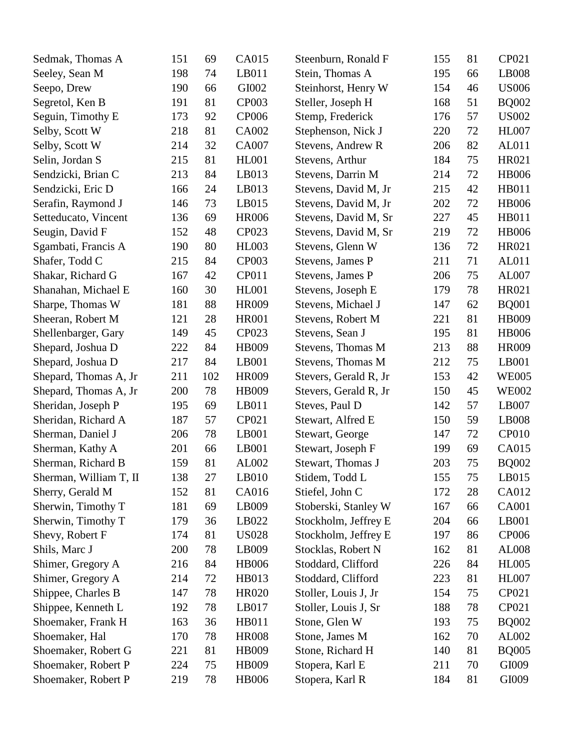| | | | |
|---|---|---|---|
| Sedmak, Thomas A | 151 | 69 | CA015 |
| Seeley, Sean M | 198 | 74 | LB011 |
| Seepo, Drew | 190 | 66 | GI002 |
| Segretol, Ken B | 191 | 81 | CP003 |
| Seguin, Timothy E | 173 | 92 | CP006 |
| Selby, Scott W | 218 | 81 | CA002 |
| Selby, Scott W | 214 | 32 | CA007 |
| Selin, Jordan S | 215 | 81 | HL001 |
| Sendzicki, Brian C | 213 | 84 | LB013 |
| Sendzicki, Eric D | 166 | 24 | LB013 |
| Serafin, Raymond J | 146 | 73 | LB015 |
| Setteducato, Vincent | 136 | 69 | HR006 |
| Seugin, David F | 152 | 48 | CP023 |
| Sgambati, Francis A | 190 | 80 | HL003 |
| Shafer, Todd C | 215 | 84 | CP003 |
| Shakar, Richard G | 167 | 42 | CP011 |
| Shanahan, Michael E | 160 | 30 | HL001 |
| Sharpe, Thomas W | 181 | 88 | HR009 |
| Sheeran, Robert M | 121 | 28 | HR001 |
| Shellenbarger, Gary | 149 | 45 | CP023 |
| Shepard, Joshua D | 222 | 84 | HB009 |
| Shepard, Joshua D | 217 | 84 | LB001 |
| Shepard, Thomas A, Jr | 211 | 102 | HR009 |
| Shepard, Thomas A, Jr | 200 | 78 | HB009 |
| Sheridan, Joseph P | 195 | 69 | LB011 |
| Sheridan, Richard A | 187 | 57 | CP021 |
| Sherman, Daniel J | 206 | 78 | LB001 |
| Sherman, Kathy A | 201 | 66 | LB001 |
| Sherman, Richard B | 159 | 81 | AL002 |
| Sherman, William T, II | 138 | 27 | LB010 |
| Sherry, Gerald M | 152 | 81 | CA016 |
| Sherwin, Timothy T | 181 | 69 | LB009 |
| Sherwin, Timothy T | 179 | 36 | LB022 |
| Shevy, Robert F | 174 | 81 | US028 |
| Shils, Marc J | 200 | 78 | LB009 |
| Shimer, Gregory A | 216 | 84 | HB006 |
| Shimer, Gregory A | 214 | 72 | HB013 |
| Shippee, Charles B | 147 | 78 | HR020 |
| Shippee, Kenneth L | 192 | 78 | LB017 |
| Shoemaker, Frank H | 163 | 36 | HB011 |
| Shoemaker, Hal | 170 | 78 | HR008 |
| Shoemaker, Robert G | 221 | 81 | HB009 |
| Shoemaker, Robert P | 224 | 75 | HB009 |
| Shoemaker, Robert P | 219 | 78 | HB006 |
| Steenburn, Ronald F | 155 | 81 | CP021 |
| Stein, Thomas A | 195 | 66 | LB008 |
| Steinhorst, Henry W | 154 | 46 | US006 |
| Steller, Joseph H | 168 | 51 | BQ002 |
| Stemp, Frederick | 176 | 57 | US002 |
| Stephenson, Nick J | 220 | 72 | HL007 |
| Stevens, Andrew R | 206 | 82 | AL011 |
| Stevens, Arthur | 184 | 75 | HR021 |
| Stevens, Darrin M | 214 | 72 | HB006 |
| Stevens, David M, Jr | 215 | 42 | HB011 |
| Stevens, David M, Jr | 202 | 72 | HB006 |
| Stevens, David M, Sr | 227 | 45 | HB011 |
| Stevens, David M, Sr | 219 | 72 | HB006 |
| Stevens, Glenn W | 136 | 72 | HR021 |
| Stevens, James P | 211 | 71 | AL011 |
| Stevens, James P | 206 | 75 | AL007 |
| Stevens, Joseph E | 179 | 78 | HR021 |
| Stevens, Michael J | 147 | 62 | BQ001 |
| Stevens, Robert M | 221 | 81 | HB009 |
| Stevens, Sean J | 195 | 81 | HB006 |
| Stevens, Thomas M | 213 | 88 | HR009 |
| Stevens, Thomas M | 212 | 75 | LB001 |
| Stevers, Gerald R, Jr | 153 | 42 | WE005 |
| Stevers, Gerald R, Jr | 150 | 45 | WE002 |
| Steves, Paul D | 142 | 57 | LB007 |
| Stewart, Alfred E | 150 | 59 | LB008 |
| Stewart, George | 147 | 72 | CP010 |
| Stewart, Joseph F | 199 | 69 | CA015 |
| Stewart, Thomas J | 203 | 75 | BQ002 |
| Stidem, Todd L | 155 | 75 | LB015 |
| Stiefel, John C | 172 | 28 | CA012 |
| Stoberski, Stanley W | 167 | 66 | CA001 |
| Stockholm, Jeffrey E | 204 | 66 | LB001 |
| Stockholm, Jeffrey E | 197 | 86 | CP006 |
| Stocklas, Robert N | 162 | 81 | AL008 |
| Stoddard, Clifford | 226 | 84 | HL005 |
| Stoddard, Clifford | 223 | 81 | HL007 |
| Stoller, Louis J, Jr | 154 | 75 | CP021 |
| Stoller, Louis J, Sr | 188 | 78 | CP021 |
| Stone, Glen W | 193 | 75 | BQ002 |
| Stone, James M | 162 | 70 | AL002 |
| Stone, Richard H | 140 | 81 | BQ005 |
| Stopera, Karl E | 211 | 70 | GI009 |
| Stopera, Karl R | 184 | 81 | GI009 |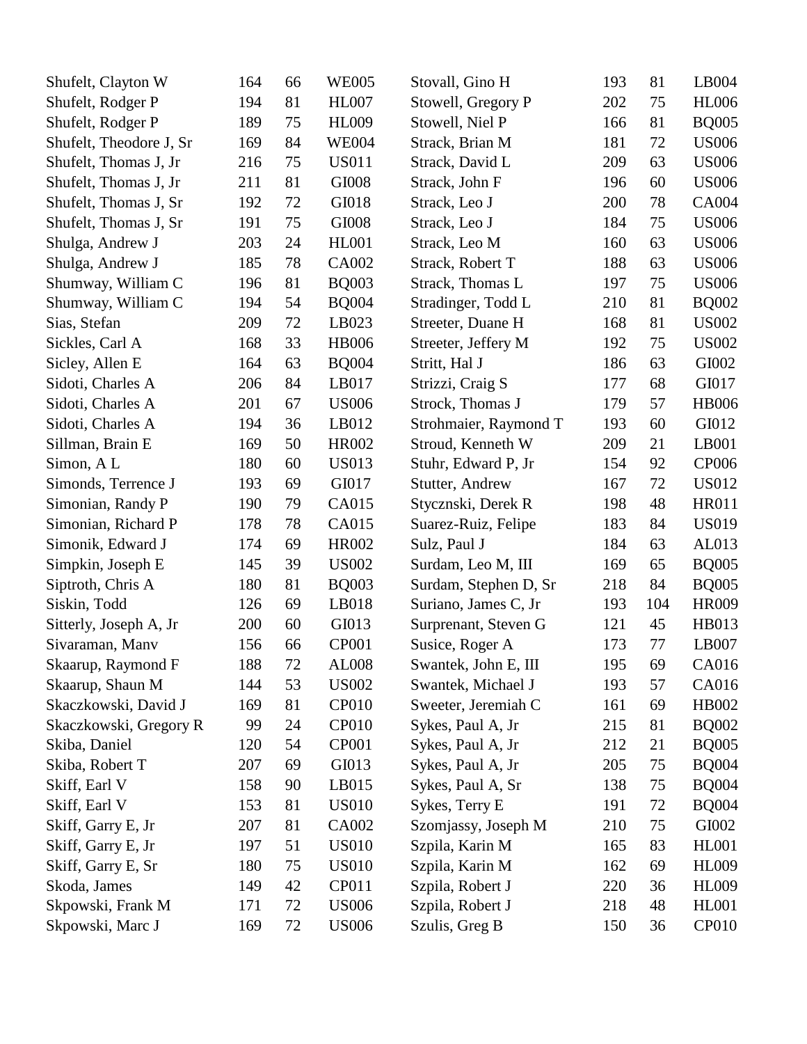| | | | |
|---|---|---|---|
| Shufelt, Clayton W | 164 | 66 | WE005 |
| Shufelt, Rodger P | 194 | 81 | HL007 |
| Shufelt, Rodger P | 189 | 75 | HL009 |
| Shufelt, Theodore J, Sr | 169 | 84 | WE004 |
| Shufelt, Thomas J, Jr | 216 | 75 | US011 |
| Shufelt, Thomas J, Jr | 211 | 81 | GI008 |
| Shufelt, Thomas J, Sr | 192 | 72 | GI018 |
| Shufelt, Thomas J, Sr | 191 | 75 | GI008 |
| Shulga, Andrew J | 203 | 24 | HL001 |
| Shulga, Andrew J | 185 | 78 | CA002 |
| Shumway, William C | 196 | 81 | BQ003 |
| Shumway, William C | 194 | 54 | BQ004 |
| Sias, Stefan | 209 | 72 | LB023 |
| Sickles, Carl A | 168 | 33 | HB006 |
| Sicley, Allen E | 164 | 63 | BQ004 |
| Sidoti, Charles A | 206 | 84 | LB017 |
| Sidoti, Charles A | 201 | 67 | US006 |
| Sidoti, Charles A | 194 | 36 | LB012 |
| Sillman, Brain E | 169 | 50 | HR002 |
| Simon, A L | 180 | 60 | US013 |
| Simonds, Terrence J | 193 | 69 | GI017 |
| Simonian, Randy P | 190 | 79 | CA015 |
| Simonian, Richard P | 178 | 78 | CA015 |
| Simonik, Edward J | 174 | 69 | HR002 |
| Simpkin, Joseph E | 145 | 39 | US002 |
| Siptroth, Chris A | 180 | 81 | BQ003 |
| Siskin, Todd | 126 | 69 | LB018 |
| Sitterly, Joseph A, Jr | 200 | 60 | GI013 |
| Sivaraman, Manv | 156 | 66 | CP001 |
| Skaarup, Raymond F | 188 | 72 | AL008 |
| Skaarup, Shaun M | 144 | 53 | US002 |
| Skaczkowski, David J | 169 | 81 | CP010 |
| Skaczkowski, Gregory R | 99 | 24 | CP010 |
| Skiba, Daniel | 120 | 54 | CP001 |
| Skiba, Robert T | 207 | 69 | GI013 |
| Skiff, Earl V | 158 | 90 | LB015 |
| Skiff, Earl V | 153 | 81 | US010 |
| Skiff, Garry E, Jr | 207 | 81 | CA002 |
| Skiff, Garry E, Jr | 197 | 51 | US010 |
| Skiff, Garry E, Sr | 180 | 75 | US010 |
| Skoda, James | 149 | 42 | CP011 |
| Skpowski, Frank M | 171 | 72 | US006 |
| Skpowski, Marc J | 169 | 72 | US006 |
| Stovall, Gino H | 193 | 81 | LB004 |
| Stowell, Gregory P | 202 | 75 | HL006 |
| Stowell, Niel P | 166 | 81 | BQ005 |
| Strack, Brian M | 181 | 72 | US006 |
| Strack, David L | 209 | 63 | US006 |
| Strack, John F | 196 | 60 | US006 |
| Strack, Leo J | 200 | 78 | CA004 |
| Strack, Leo J | 184 | 75 | US006 |
| Strack, Leo M | 160 | 63 | US006 |
| Strack, Robert T | 188 | 63 | US006 |
| Strack, Thomas L | 197 | 75 | US006 |
| Stradinger, Todd L | 210 | 81 | BQ002 |
| Streeter, Duane H | 168 | 81 | US002 |
| Streeter, Jeffery M | 192 | 75 | US002 |
| Stritt, Hal J | 186 | 63 | GI002 |
| Strizzi, Craig S | 177 | 68 | GI017 |
| Strock, Thomas J | 179 | 57 | HB006 |
| Strohmaier, Raymond T | 193 | 60 | GI012 |
| Stroud, Kenneth W | 209 | 21 | LB001 |
| Stuhr, Edward P, Jr | 154 | 92 | CP006 |
| Stutter, Andrew | 167 | 72 | US012 |
| Stycznski, Derek R | 198 | 48 | HR011 |
| Suarez-Ruiz, Felipe | 183 | 84 | US019 |
| Sulz, Paul J | 184 | 63 | AL013 |
| Surdam, Leo M, III | 169 | 65 | BQ005 |
| Surdam, Stephen D, Sr | 218 | 84 | BQ005 |
| Suriano, James C, Jr | 193 | 104 | HR009 |
| Surprenant, Steven G | 121 | 45 | HB013 |
| Susice, Roger A | 173 | 77 | LB007 |
| Swantek, John E, III | 195 | 69 | CA016 |
| Swantek, Michael J | 193 | 57 | CA016 |
| Sweeter, Jeremiah C | 161 | 69 | HB002 |
| Sykes, Paul A, Jr | 215 | 81 | BQ002 |
| Sykes, Paul A, Jr | 212 | 21 | BQ005 |
| Sykes, Paul A, Jr | 205 | 75 | BQ004 |
| Sykes, Paul A, Sr | 138 | 75 | BQ004 |
| Sykes, Terry E | 191 | 72 | BQ004 |
| Szomjassy, Joseph M | 210 | 75 | GI002 |
| Szpila, Karin M | 165 | 83 | HL001 |
| Szpila, Karin M | 162 | 69 | HL009 |
| Szpila, Robert J | 220 | 36 | HL009 |
| Szpila, Robert J | 218 | 48 | HL001 |
| Szulis, Greg B | 150 | 36 | CP010 |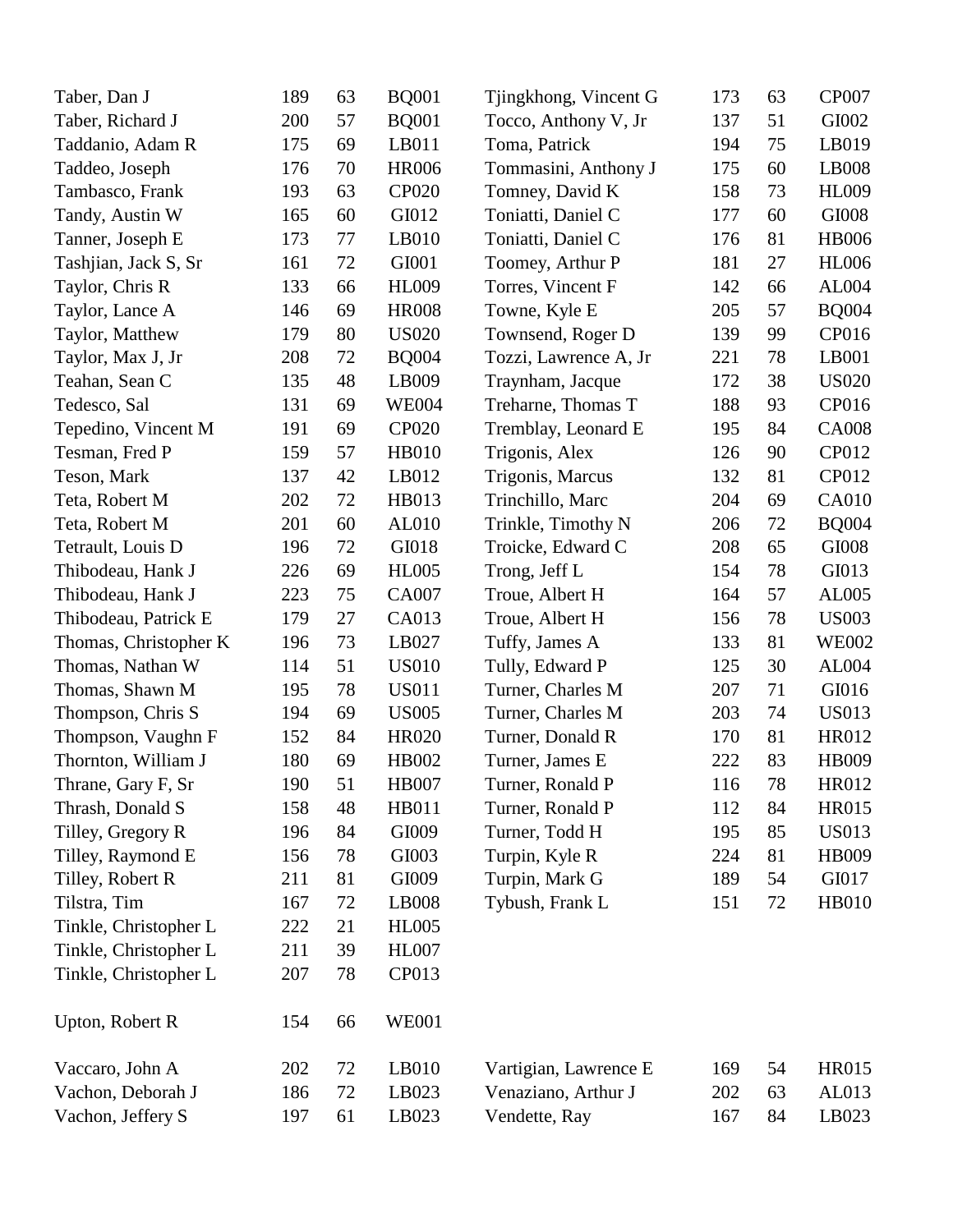| | | | | | | | |
|---|---|---|---|---|---|---|---|
| Taber, Dan J | 189 | 63 | BQ001 | Tjingkhong, Vincent G | 173 | 63 | CP007 |
| Taber, Richard J | 200 | 57 | BQ001 | Tocco, Anthony V, Jr | 137 | 51 | GI002 |
| Taddanio, Adam R | 175 | 69 | LB011 | Toma, Patrick | 194 | 75 | LB019 |
| Taddeo, Joseph | 176 | 70 | HR006 | Tommasini, Anthony J | 175 | 60 | LB008 |
| Tambasco, Frank | 193 | 63 | CP020 | Tomney, David K | 158 | 73 | HL009 |
| Tandy, Austin W | 165 | 60 | GI012 | Toniatti, Daniel C | 177 | 60 | GI008 |
| Tanner, Joseph E | 173 | 77 | LB010 | Toniatti, Daniel C | 176 | 81 | HB006 |
| Tashjian, Jack S, Sr | 161 | 72 | GI001 | Toomey, Arthur P | 181 | 27 | HL006 |
| Taylor, Chris R | 133 | 66 | HL009 | Torres, Vincent F | 142 | 66 | AL004 |
| Taylor, Lance A | 146 | 69 | HR008 | Towne, Kyle E | 205 | 57 | BQ004 |
| Taylor, Matthew | 179 | 80 | US020 | Townsend, Roger D | 139 | 99 | CP016 |
| Taylor, Max J, Jr | 208 | 72 | BQ004 | Tozzi, Lawrence A, Jr | 221 | 78 | LB001 |
| Teahan, Sean C | 135 | 48 | LB009 | Traynham, Jacque | 172 | 38 | US020 |
| Tedesco, Sal | 131 | 69 | WE004 | Treharne, Thomas T | 188 | 93 | CP016 |
| Tepedino, Vincent M | 191 | 69 | CP020 | Tremblay, Leonard E | 195 | 84 | CA008 |
| Tesman, Fred P | 159 | 57 | HB010 | Trigonis, Alex | 126 | 90 | CP012 |
| Teson, Mark | 137 | 42 | LB012 | Trigonis, Marcus | 132 | 81 | CP012 |
| Teta, Robert M | 202 | 72 | HB013 | Trinchillo, Marc | 204 | 69 | CA010 |
| Teta, Robert M | 201 | 60 | AL010 | Trinkle, Timothy N | 206 | 72 | BQ004 |
| Tetrault, Louis D | 196 | 72 | GI018 | Troicke, Edward C | 208 | 65 | GI008 |
| Thibodeau, Hank J | 226 | 69 | HL005 | Trong, Jeff L | 154 | 78 | GI013 |
| Thibodeau, Hank J | 223 | 75 | CA007 | Troue, Albert H | 164 | 57 | AL005 |
| Thibodeau, Patrick E | 179 | 27 | CA013 | Troue, Albert H | 156 | 78 | US003 |
| Thomas, Christopher K | 196 | 73 | LB027 | Tuffy, James A | 133 | 81 | WE002 |
| Thomas, Nathan W | 114 | 51 | US010 | Tully, Edward P | 125 | 30 | AL004 |
| Thomas, Shawn M | 195 | 78 | US011 | Turner, Charles M | 207 | 71 | GI016 |
| Thompson, Chris S | 194 | 69 | US005 | Turner, Charles M | 203 | 74 | US013 |
| Thompson, Vaughn F | 152 | 84 | HR020 | Turner, Donald R | 170 | 81 | HR012 |
| Thornton, William J | 180 | 69 | HB002 | Turner, James E | 222 | 83 | HB009 |
| Thrane, Gary F, Sr | 190 | 51 | HB007 | Turner, Ronald P | 116 | 78 | HR012 |
| Thrash, Donald S | 158 | 48 | HB011 | Turner, Ronald P | 112 | 84 | HR015 |
| Tilley, Gregory R | 196 | 84 | GI009 | Turner, Todd H | 195 | 85 | US013 |
| Tilley, Raymond E | 156 | 78 | GI003 | Turpin, Kyle R | 224 | 81 | HB009 |
| Tilley, Robert R | 211 | 81 | GI009 | Turpin, Mark G | 189 | 54 | GI017 |
| Tilstra, Tim | 167 | 72 | LB008 | Tybush, Frank L | 151 | 72 | HB010 |
| Tinkle, Christopher L | 222 | 21 | HL005 | | | | |
| Tinkle, Christopher L | 211 | 39 | HL007 | | | | |
| Tinkle, Christopher L | 207 | 78 | CP013 | | | | |
| Upton, Robert R | 154 | 66 | WE001 | | | | |
| Vaccaro, John A | 202 | 72 | LB010 | Vartigian, Lawrence E | 169 | 54 | HR015 |
| Vachon, Deborah J | 186 | 72 | LB023 | Venaziano, Arthur J | 202 | 63 | AL013 |
| Vachon, Jeffery S | 197 | 61 | LB023 | Vendette, Ray | 167 | 84 | LB023 |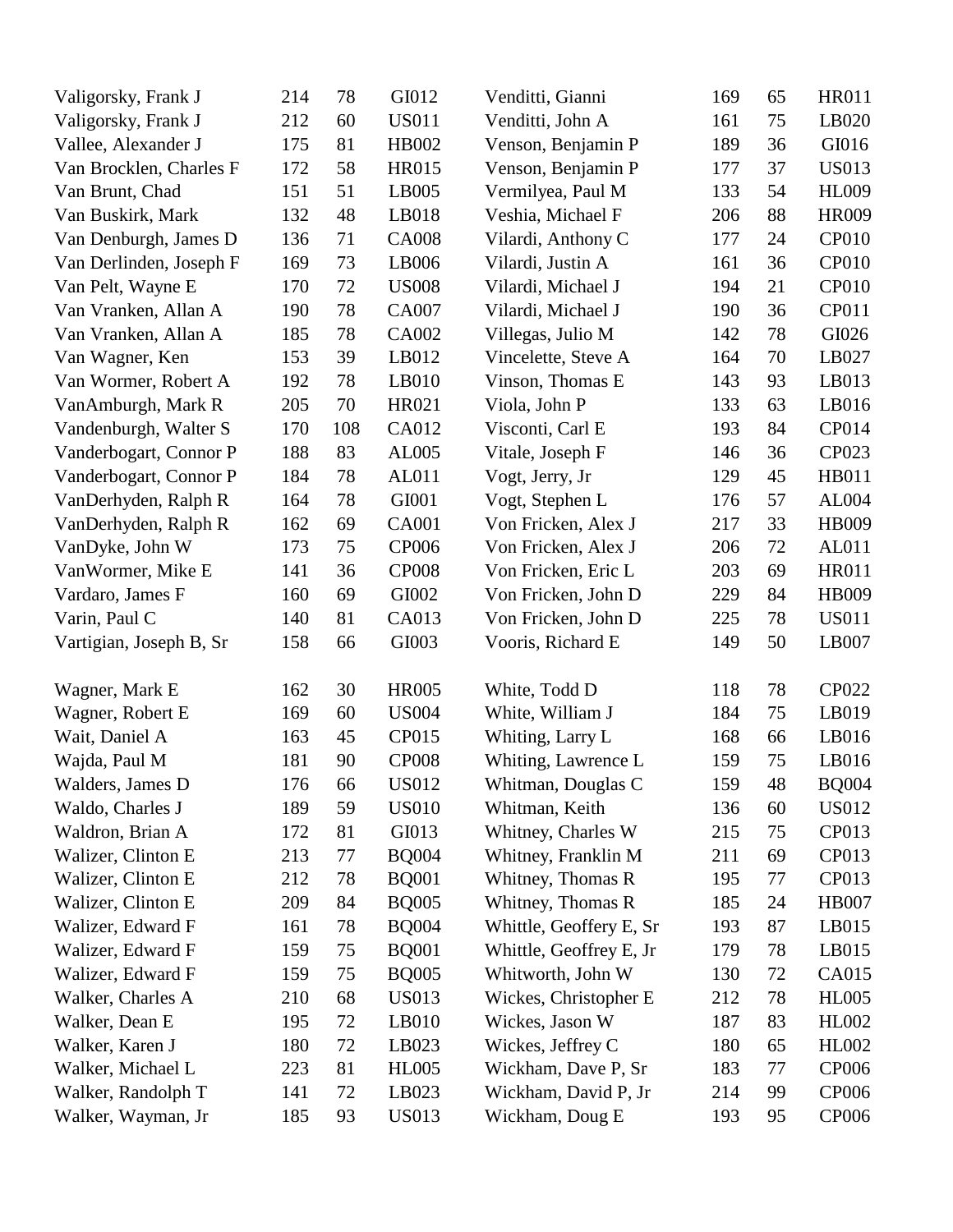| | | | | | | | |
|---|---|---|---|---|---|---|---|
| Valigorsky, Frank J | 214 | 78 | GI012 | Venditti, Gianni | 169 | 65 | HR011 |
| Valigorsky, Frank J | 212 | 60 | US011 | Venditti, John A | 161 | 75 | LB020 |
| Vallee, Alexander J | 175 | 81 | HB002 | Venson, Benjamin P | 189 | 36 | GI016 |
| Van Brocklen, Charles F | 172 | 58 | HR015 | Venson, Benjamin P | 177 | 37 | US013 |
| Van Brunt, Chad | 151 | 51 | LB005 | Vermilyea, Paul M | 133 | 54 | HL009 |
| Van Buskirk, Mark | 132 | 48 | LB018 | Veshia, Michael F | 206 | 88 | HR009 |
| Van Denburgh, James D | 136 | 71 | CA008 | Vilardi, Anthony C | 177 | 24 | CP010 |
| Van Derlinden, Joseph F | 169 | 73 | LB006 | Vilardi, Justin A | 161 | 36 | CP010 |
| Van Pelt, Wayne E | 170 | 72 | US008 | Vilardi, Michael J | 194 | 21 | CP010 |
| Van Vranken, Allan A | 190 | 78 | CA007 | Vilardi, Michael J | 190 | 36 | CP011 |
| Van Vranken, Allan A | 185 | 78 | CA002 | Villegas, Julio M | 142 | 78 | GI026 |
| Van Wagner, Ken | 153 | 39 | LB012 | Vincelette, Steve A | 164 | 70 | LB027 |
| Van Wormer, Robert A | 192 | 78 | LB010 | Vinson, Thomas E | 143 | 93 | LB013 |
| VanAmburgh, Mark R | 205 | 70 | HR021 | Viola, John P | 133 | 63 | LB016 |
| Vandenburgh, Walter S | 170 | 108 | CA012 | Visconti, Carl E | 193 | 84 | CP014 |
| Vanderbogart, Connor P | 188 | 83 | AL005 | Vitale, Joseph F | 146 | 36 | CP023 |
| Vanderbogart, Connor P | 184 | 78 | AL011 | Vogt, Jerry, Jr | 129 | 45 | HB011 |
| VanDerhyden, Ralph R | 164 | 78 | GI001 | Vogt, Stephen L | 176 | 57 | AL004 |
| VanDerhyden, Ralph R | 162 | 69 | CA001 | Von Fricken, Alex J | 217 | 33 | HB009 |
| VanDyke, John W | 173 | 75 | CP006 | Von Fricken, Alex J | 206 | 72 | AL011 |
| VanWormer, Mike E | 141 | 36 | CP008 | Von Fricken, Eric L | 203 | 69 | HR011 |
| Vardaro, James F | 160 | 69 | GI002 | Von Fricken, John D | 229 | 84 | HB009 |
| Varin, Paul C | 140 | 81 | CA013 | Von Fricken, John D | 225 | 78 | US011 |
| Vartigian, Joseph B, Sr | 158 | 66 | GI003 | Vooris, Richard E | 149 | 50 | LB007 |
| | | | | | | | |
| Wagner, Mark E | 162 | 30 | HR005 | White, Todd D | 118 | 78 | CP022 |
| Wagner, Robert E | 169 | 60 | US004 | White, William J | 184 | 75 | LB019 |
| Wait, Daniel A | 163 | 45 | CP015 | Whiting, Larry L | 168 | 66 | LB016 |
| Wajda, Paul M | 181 | 90 | CP008 | Whiting, Lawrence L | 159 | 75 | LB016 |
| Walders, James D | 176 | 66 | US012 | Whitman, Douglas C | 159 | 48 | BQ004 |
| Waldo, Charles J | 189 | 59 | US010 | Whitman, Keith | 136 | 60 | US012 |
| Waldron, Brian A | 172 | 81 | GI013 | Whitney, Charles W | 215 | 75 | CP013 |
| Walizer, Clinton E | 213 | 77 | BQ004 | Whitney, Franklin M | 211 | 69 | CP013 |
| Walizer, Clinton E | 212 | 78 | BQ001 | Whitney, Thomas R | 195 | 77 | CP013 |
| Walizer, Clinton E | 209 | 84 | BQ005 | Whitney, Thomas R | 185 | 24 | HB007 |
| Walizer, Edward F | 161 | 78 | BQ004 | Whittle, Geoffery E, Sr | 193 | 87 | LB015 |
| Walizer, Edward F | 159 | 75 | BQ001 | Whittle, Geoffrey E, Jr | 179 | 78 | LB015 |
| Walizer, Edward F | 159 | 75 | BQ005 | Whitworth, John W | 130 | 72 | CA015 |
| Walker, Charles A | 210 | 68 | US013 | Wickes, Christopher E | 212 | 78 | HL005 |
| Walker, Dean E | 195 | 72 | LB010 | Wickes, Jason W | 187 | 83 | HL002 |
| Walker, Karen J | 180 | 72 | LB023 | Wickes, Jeffrey C | 180 | 65 | HL002 |
| Walker, Michael L | 223 | 81 | HL005 | Wickham, Dave P, Sr | 183 | 77 | CP006 |
| Walker, Randolph T | 141 | 72 | LB023 | Wickham, David P, Jr | 214 | 99 | CP006 |
| Walker, Wayman, Jr | 185 | 93 | US013 | Wickham, Doug E | 193 | 95 | CP006 |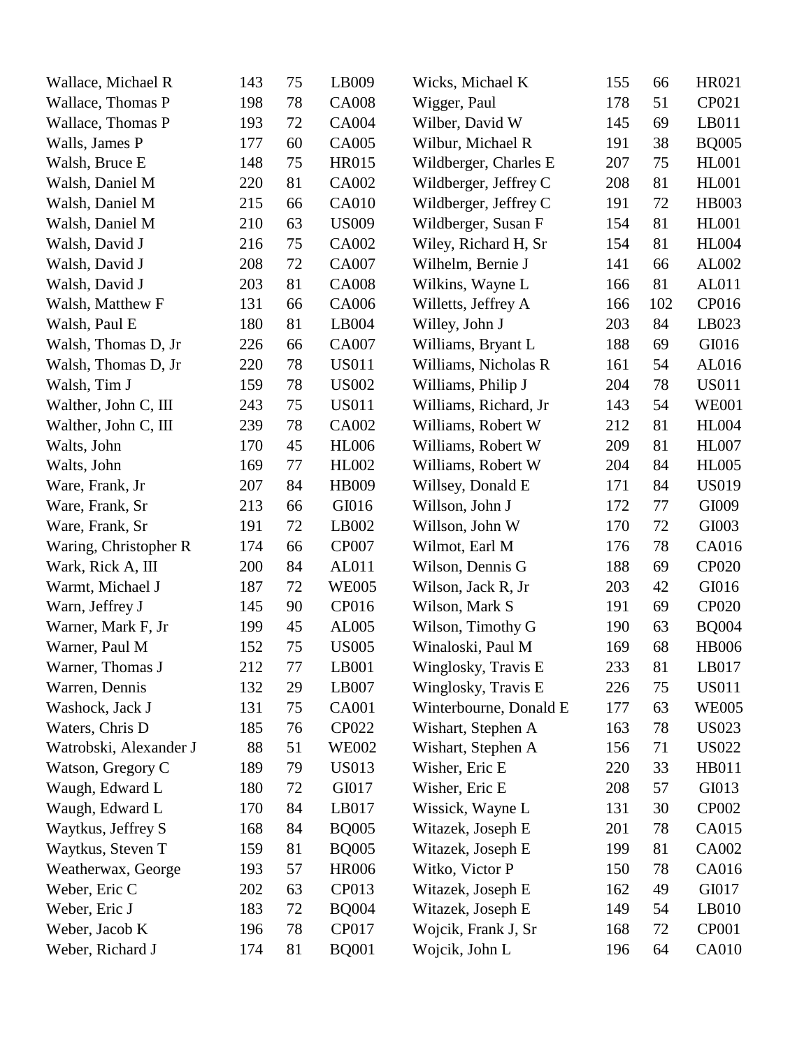| | | | | | | | |
|---|---|---|---|---|---|---|---|
| Wallace, Michael R | 143 | 75 | LB009 | Wicks, Michael K | 155 | 66 | HR021 |
| Wallace, Thomas P | 198 | 78 | CA008 | Wigger, Paul | 178 | 51 | CP021 |
| Wallace, Thomas P | 193 | 72 | CA004 | Wilber, David W | 145 | 69 | LB011 |
| Walls, James P | 177 | 60 | CA005 | Wilbur, Michael R | 191 | 38 | BQ005 |
| Walsh, Bruce E | 148 | 75 | HR015 | Wildberger, Charles E | 207 | 75 | HL001 |
| Walsh, Daniel M | 220 | 81 | CA002 | Wildberger, Jeffrey C | 208 | 81 | HL001 |
| Walsh, Daniel M | 215 | 66 | CA010 | Wildberger, Jeffrey C | 191 | 72 | HB003 |
| Walsh, Daniel M | 210 | 63 | US009 | Wildberger, Susan F | 154 | 81 | HL001 |
| Walsh, David J | 216 | 75 | CA002 | Wiley, Richard H, Sr | 154 | 81 | HL004 |
| Walsh, David J | 208 | 72 | CA007 | Wilhelm, Bernie J | 141 | 66 | AL002 |
| Walsh, David J | 203 | 81 | CA008 | Wilkins, Wayne L | 166 | 81 | AL011 |
| Walsh, Matthew F | 131 | 66 | CA006 | Willetts, Jeffrey A | 166 | 102 | CP016 |
| Walsh, Paul E | 180 | 81 | LB004 | Willey, John J | 203 | 84 | LB023 |
| Walsh, Thomas D, Jr | 226 | 66 | CA007 | Williams, Bryant L | 188 | 69 | GI016 |
| Walsh, Thomas D, Jr | 220 | 78 | US011 | Williams, Nicholas R | 161 | 54 | AL016 |
| Walsh, Tim J | 159 | 78 | US002 | Williams, Philip J | 204 | 78 | US011 |
| Walther, John C, III | 243 | 75 | US011 | Williams, Richard, Jr | 143 | 54 | WE001 |
| Walther, John C, III | 239 | 78 | CA002 | Williams, Robert W | 212 | 81 | HL004 |
| Walts, John | 170 | 45 | HL006 | Williams, Robert W | 209 | 81 | HL007 |
| Walts, John | 169 | 77 | HL002 | Williams, Robert W | 204 | 84 | HL005 |
| Ware, Frank, Jr | 207 | 84 | HB009 | Willsey, Donald E | 171 | 84 | US019 |
| Ware, Frank, Sr | 213 | 66 | GI016 | Willson, John J | 172 | 77 | GI009 |
| Ware, Frank, Sr | 191 | 72 | LB002 | Willson, John W | 170 | 72 | GI003 |
| Waring, Christopher R | 174 | 66 | CP007 | Wilmot, Earl M | 176 | 78 | CA016 |
| Wark, Rick A, III | 200 | 84 | AL011 | Wilson, Dennis G | 188 | 69 | CP020 |
| Warmt, Michael J | 187 | 72 | WE005 | Wilson, Jack R, Jr | 203 | 42 | GI016 |
| Warn, Jeffrey J | 145 | 90 | CP016 | Wilson, Mark S | 191 | 69 | CP020 |
| Warner, Mark F, Jr | 199 | 45 | AL005 | Wilson, Timothy G | 190 | 63 | BQ004 |
| Warner, Paul M | 152 | 75 | US005 | Winaloski, Paul M | 169 | 68 | HB006 |
| Warner, Thomas J | 212 | 77 | LB001 | Winglosky, Travis E | 233 | 81 | LB017 |
| Warren, Dennis | 132 | 29 | LB007 | Winglosky, Travis E | 226 | 75 | US011 |
| Washock, Jack J | 131 | 75 | CA001 | Winterbourne, Donald E | 177 | 63 | WE005 |
| Waters, Chris D | 185 | 76 | CP022 | Wishart, Stephen A | 163 | 78 | US023 |
| Watrobski, Alexander J | 88 | 51 | WE002 | Wishart, Stephen A | 156 | 71 | US022 |
| Watson, Gregory C | 189 | 79 | US013 | Wisher, Eric E | 220 | 33 | HB011 |
| Waugh, Edward L | 180 | 72 | GI017 | Wisher, Eric E | 208 | 57 | GI013 |
| Waugh, Edward L | 170 | 84 | LB017 | Wissick, Wayne L | 131 | 30 | CP002 |
| Waytkus, Jeffrey S | 168 | 84 | BQ005 | Witazek, Joseph E | 201 | 78 | CA015 |
| Waytkus, Steven T | 159 | 81 | BQ005 | Witazek, Joseph E | 199 | 81 | CA002 |
| Weatherwax, George | 193 | 57 | HR006 | Witko, Victor P | 150 | 78 | CA016 |
| Weber, Eric C | 202 | 63 | CP013 | Witazek, Joseph E | 162 | 49 | GI017 |
| Weber, Eric J | 183 | 72 | BQ004 | Witazek, Joseph E | 149 | 54 | LB010 |
| Weber, Jacob K | 196 | 78 | CP017 | Wojcik, Frank J, Sr | 168 | 72 | CP001 |
| Weber, Richard J | 174 | 81 | BQ001 | Wojcik, John L | 196 | 64 | CA010 |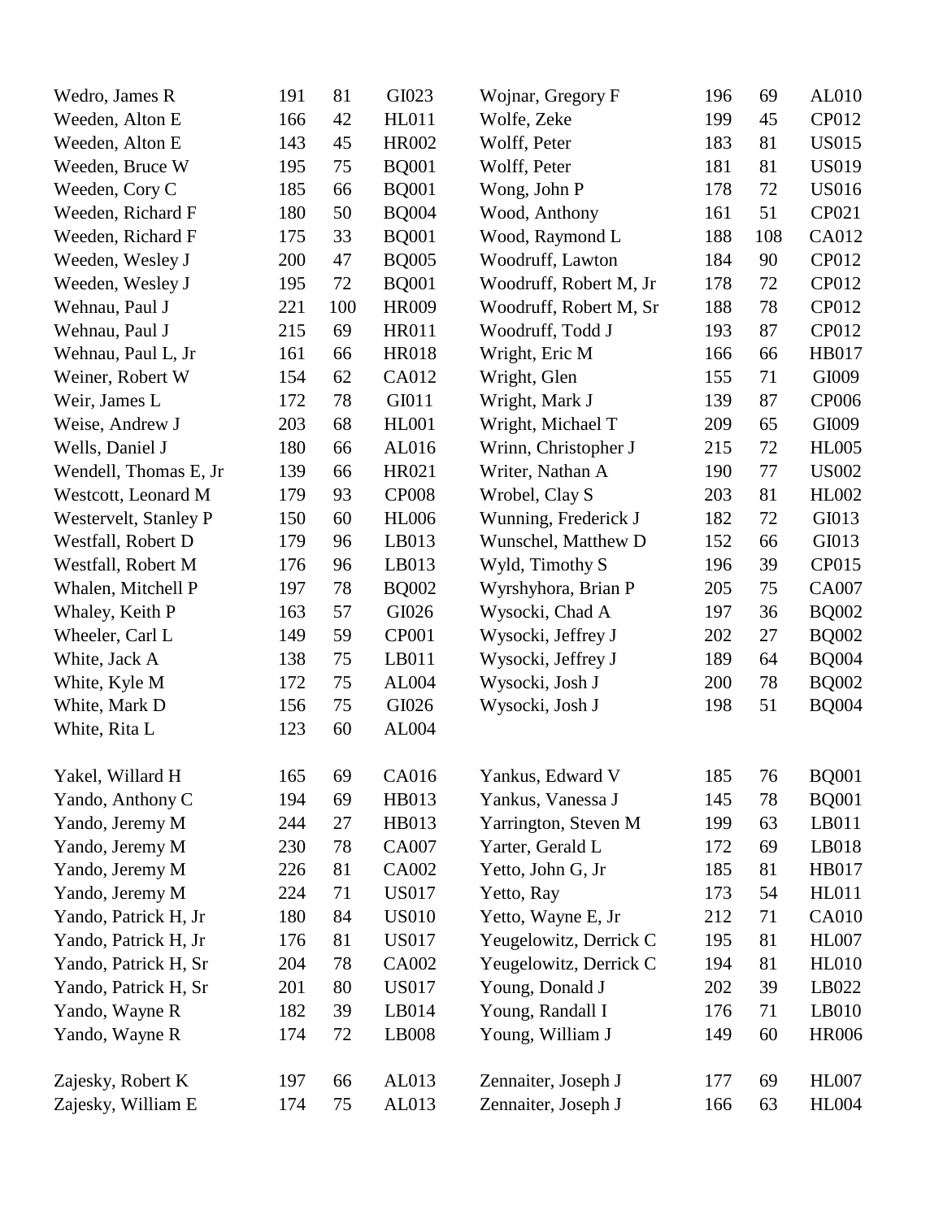| | | | |
|---|---|---|---|
| Wedro, James R | 191 | 81 | GI023 |
| Weeden, Alton E | 166 | 42 | HL011 |
| Weeden, Alton E | 143 | 45 | HR002 |
| Weeden, Bruce W | 195 | 75 | BQ001 |
| Weeden, Cory C | 185 | 66 | BQ001 |
| Weeden, Richard F | 180 | 50 | BQ004 |
| Weeden, Richard F | 175 | 33 | BQ001 |
| Weeden, Wesley J | 200 | 47 | BQ005 |
| Weeden, Wesley J | 195 | 72 | BQ001 |
| Wehnau, Paul J | 221 | 100 | HR009 |
| Wehnau, Paul J | 215 | 69 | HR011 |
| Wehnau, Paul L, Jr | 161 | 66 | HR018 |
| Weiner, Robert W | 154 | 62 | CA012 |
| Weir, James L | 172 | 78 | GI011 |
| Weise, Andrew J | 203 | 68 | HL001 |
| Wells, Daniel J | 180 | 66 | AL016 |
| Wendell, Thomas E, Jr | 139 | 66 | HR021 |
| Westcott, Leonard M | 179 | 93 | CP008 |
| Westervelt, Stanley P | 150 | 60 | HL006 |
| Westfall, Robert D | 179 | 96 | LB013 |
| Westfall, Robert M | 176 | 96 | LB013 |
| Whalen, Mitchell P | 197 | 78 | BQ002 |
| Whaley, Keith P | 163 | 57 | GI026 |
| Wheeler, Carl L | 149 | 59 | CP001 |
| White, Jack A | 138 | 75 | LB011 |
| White, Kyle M | 172 | 75 | AL004 |
| White, Mark D | 156 | 75 | GI026 |
| White, Rita L | 123 | 60 | AL004 |
| Wojnar, Gregory F | 196 | 69 | AL010 |
| Wolfe, Zeke | 199 | 45 | CP012 |
| Wolff, Peter | 183 | 81 | US015 |
| Wolff, Peter | 181 | 81 | US019 |
| Wong, John P | 178 | 72 | US016 |
| Wood, Anthony | 161 | 51 | CP021 |
| Wood, Raymond L | 188 | 108 | CA012 |
| Woodruff, Lawton | 184 | 90 | CP012 |
| Woodruff, Robert M, Jr | 178 | 72 | CP012 |
| Woodruff, Robert M, Sr | 188 | 78 | CP012 |
| Woodruff, Todd J | 193 | 87 | CP012 |
| Wright, Eric M | 166 | 66 | HB017 |
| Wright, Glen | 155 | 71 | GI009 |
| Wright, Mark J | 139 | 87 | CP006 |
| Wright, Michael T | 209 | 65 | GI009 |
| Wrinn, Christopher J | 215 | 72 | HL005 |
| Writer, Nathan A | 190 | 77 | US002 |
| Wrobel, Clay S | 203 | 81 | HL002 |
| Wunning, Frederick J | 182 | 72 | GI013 |
| Wunschel, Matthew D | 152 | 66 | GI013 |
| Wyld, Timothy S | 196 | 39 | CP015 |
| Wyrshyhora, Brian P | 205 | 75 | CA007 |
| Wysocki, Chad A | 197 | 36 | BQ002 |
| Wysocki, Jeffrey J | 202 | 27 | BQ002 |
| Wysocki, Jeffrey J | 189 | 64 | BQ004 |
| Wysocki, Josh J | 200 | 78 | BQ002 |
| Wysocki, Josh J | 198 | 51 | BQ004 |

| | | | |
|---|---|---|---|
| Yakel, Willard H | 165 | 69 | CA016 |
| Yando, Anthony C | 194 | 69 | HB013 |
| Yando, Jeremy M | 244 | 27 | HB013 |
| Yando, Jeremy M | 230 | 78 | CA007 |
| Yando, Jeremy M | 226 | 81 | CA002 |
| Yando, Jeremy M | 224 | 71 | US017 |
| Yando, Patrick H, Jr | 180 | 84 | US010 |
| Yando, Patrick H, Jr | 176 | 81 | US017 |
| Yando, Patrick H, Sr | 204 | 78 | CA002 |
| Yando, Patrick H, Sr | 201 | 80 | US017 |
| Yando, Wayne R | 182 | 39 | LB014 |
| Yando, Wayne R | 174 | 72 | LB008 |
| Yankus, Edward V | 185 | 76 | BQ001 |
| Yankus, Vanessa J | 145 | 78 | BQ001 |
| Yarrington, Steven M | 199 | 63 | LB011 |
| Yarter, Gerald L | 172 | 69 | LB018 |
| Yetto, John G, Jr | 185 | 81 | HB017 |
| Yetto, Ray | 173 | 54 | HL011 |
| Yetto, Wayne E, Jr | 212 | 71 | CA010 |
| Yeugelowitz, Derrick C | 195 | 81 | HL007 |
| Yeugelowitz, Derrick C | 194 | 81 | HL010 |
| Young, Donald J | 202 | 39 | LB022 |
| Young, Randall I | 176 | 71 | LB010 |
| Young, William J | 149 | 60 | HR006 |

| | | | |
|---|---|---|---|
| Zajesky, Robert K | 197 | 66 | AL013 |
| Zajesky, William E | 174 | 75 | AL013 |
| Zennaiter, Joseph J | 177 | 69 | HL007 |
| Zennaiter, Joseph J | 166 | 63 | HL004 |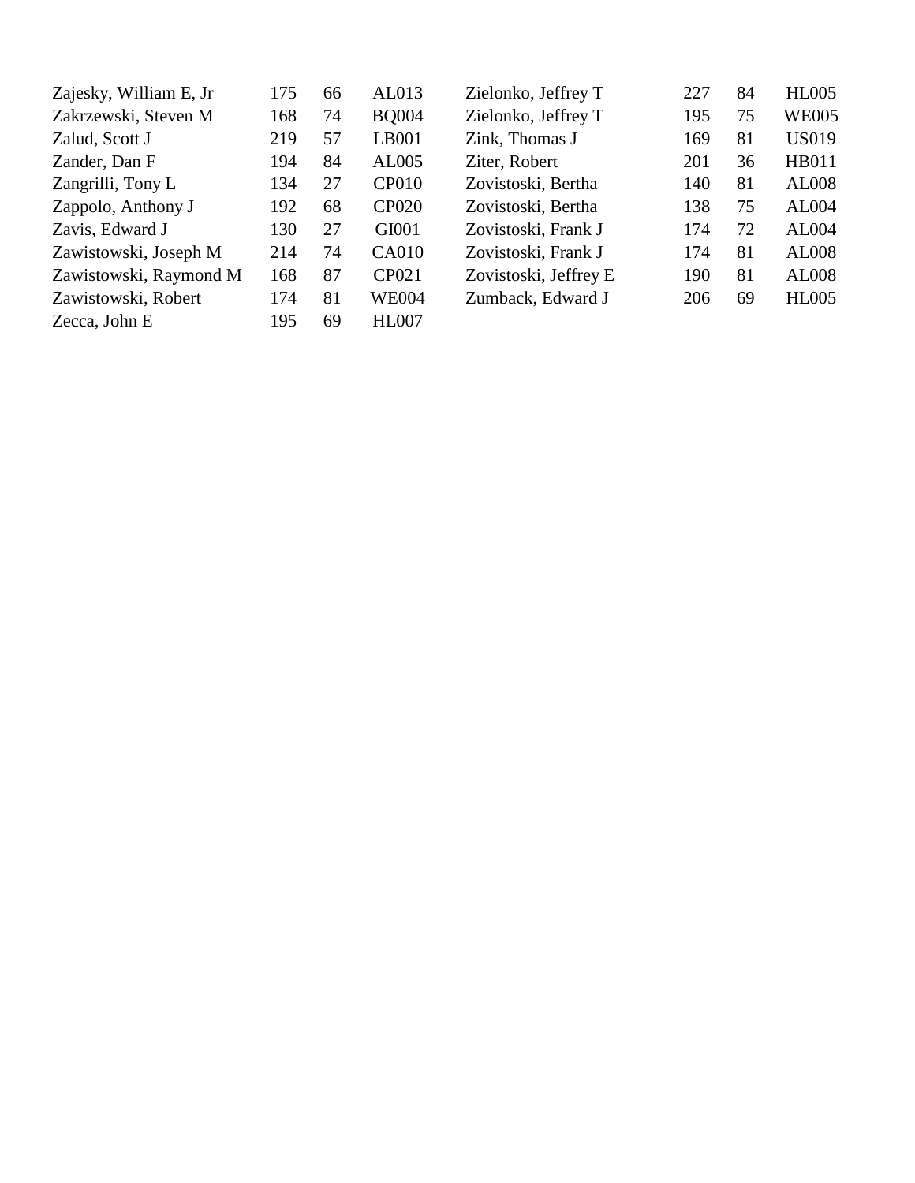| | | | |
|---|---|---|---|
| Zajesky, William E, Jr | 175 | 66 | AL013 |
| Zakrzewski, Steven M | 168 | 74 | BQ004 |
| Zalud, Scott J | 219 | 57 | LB001 |
| Zander, Dan F | 194 | 84 | AL005 |
| Zangrilli, Tony L | 134 | 27 | CP010 |
| Zappolo, Anthony J | 192 | 68 | CP020 |
| Zavis, Edward J | 130 | 27 | GI001 |
| Zawistowski, Joseph M | 214 | 74 | CA010 |
| Zawistowski, Raymond M | 168 | 87 | CP021 |
| Zawistowski, Robert | 174 | 81 | WE004 |
| Zecca, John E | 195 | 69 | HL007 |
| Zielonko, Jeffrey T | 227 | 84 | HL005 |
| Zielonko, Jeffrey T | 195 | 75 | WE005 |
| Zink, Thomas J | 169 | 81 | US019 |
| Ziter, Robert | 201 | 36 | HB011 |
| Zovistoski, Bertha | 140 | 81 | AL008 |
| Zovistoski, Bertha | 138 | 75 | AL004 |
| Zovistoski, Frank J | 174 | 72 | AL004 |
| Zovistoski, Frank J | 174 | 81 | AL008 |
| Zovistoski, Jeffrey E | 190 | 81 | AL008 |
| Zumback, Edward J | 206 | 69 | HL005 |